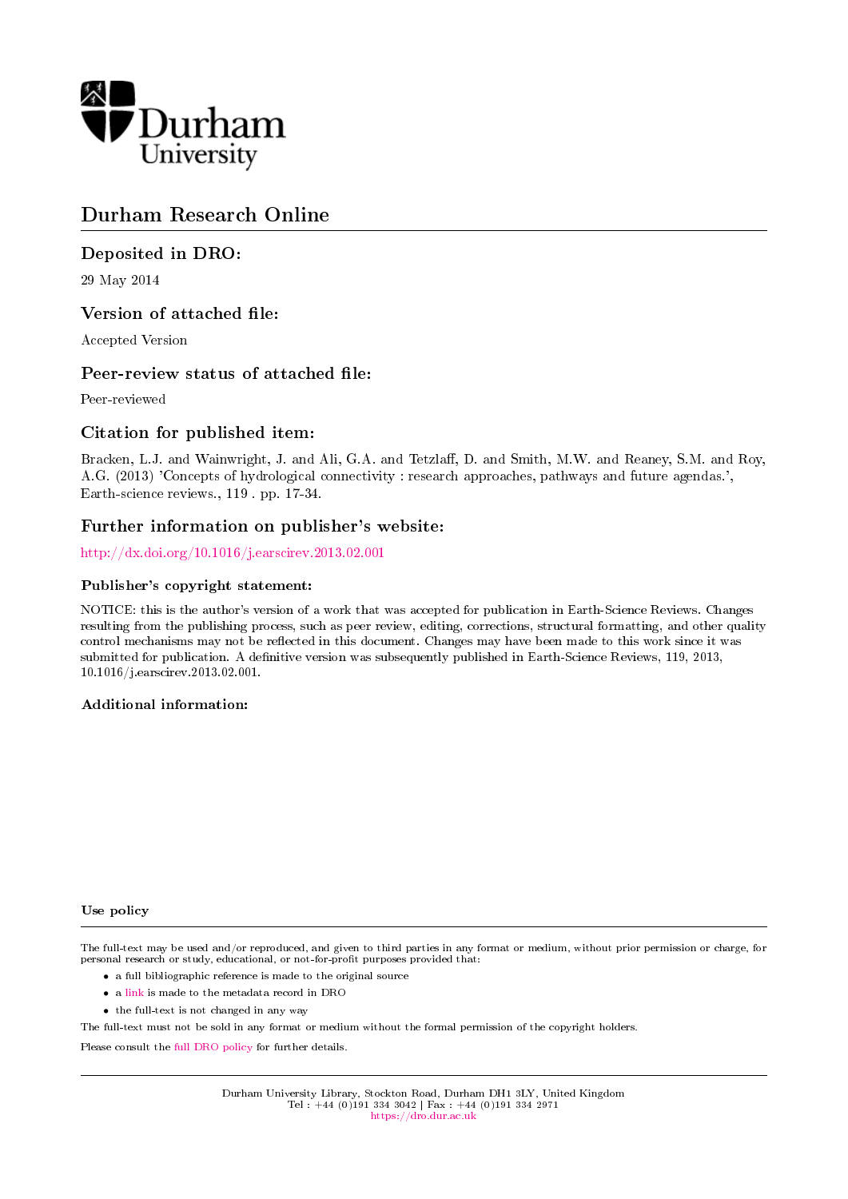Durham University

# Durham Research Online

## Deposited in DRO:

29 May 2014

## Version of attached file:

Accepted Version

## Peer-review status of attached file:

Peer-reviewed

## Citation for published item:

Bracken, L.J. and Wainwright, J. and Ali, G.A. and Tetzlaff, D. and Smith, M.W. and Reaney, S.M. and Roy, A.G. (2013) 'Concepts of hydrological connectivity : research approaches, pathways and future agendas.', Earth-science reviews., 119 . pp. 17-34.

## Further information on publisher's website:

http://dx.doi.org/10.1016/j.earscirev.2013.02.001

### Publisher's copyright statement:

NOTICE: this is the author's version of a work that was accepted for publication in Earth-Science Reviews. Changes resulting from the publishing process, such as peer review, editing, corrections, structural formatting, and other quality control mechanisms may not be reflected in this document. Changes may have been made to this work since it was submitted for publication. A definitive version was subsequently published in Earth-Science Reviews, 119, 2013, 10.1016/j.earscirev.2013.02.001.

### Additional information:

### Use policy

The full-text may be used and/or reproduced, and given to third parties in any format or medium, without prior permission or charge, for personal research or study, educational, or not-for-profit purposes provided that:

- a full bibliographic reference is made to the original source
- a link is made to the metadata record in DRO
- the full-text is not changed in any way

The full-text must not be sold in any format or medium without the formal permission of the copyright holders.

Please consult the full DRO policy for further details.

Durham University Library, Stockton Road, Durham DH1 3LY, United Kingdom
Tel : +44 (0)191 334 3042 | Fax : +44 (0)191 334 2971
https://dro.dur.ac.uk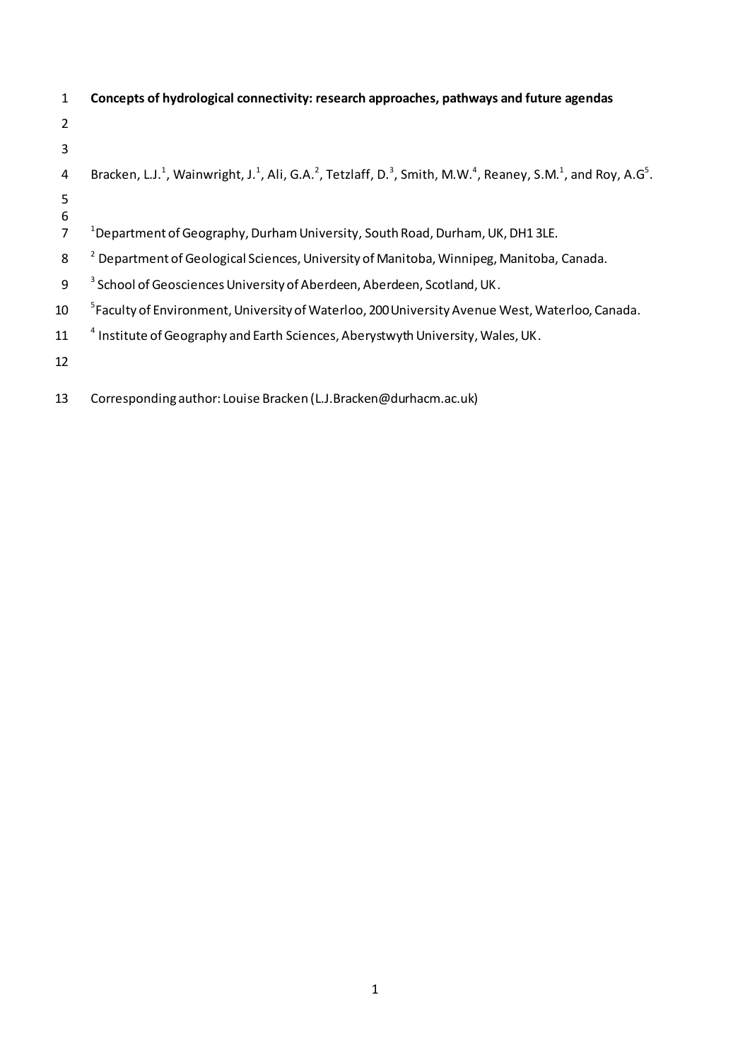# Concepts of hydrological connectivity: research approaches, pathways and future agendas

Bracken, L.J.[1], Wainwright, J.[1], Ali, G.A.[2], Tetzlaff, D.[3], Smith, M.W.[4], Reaney, S.M.[1], and Roy, A.G[5].

[1]Department of Geography, Durham University, South Road, Durham, UK, DH1 3LE.

[2] Department of Geological Sciences, University of Manitoba, Winnipeg, Manitoba, Canada.

[3] School of Geosciences University of Aberdeen, Aberdeen, Scotland, UK.

[5]Faculty of Environment, University of Waterloo, 200 University Avenue West, Waterloo, Canada.

[4] Institute of Geography and Earth Sciences, Aberystwyth University, Wales, UK.

Corresponding author: Louise Bracken (L.J.Bracken@durhacm.ac.uk)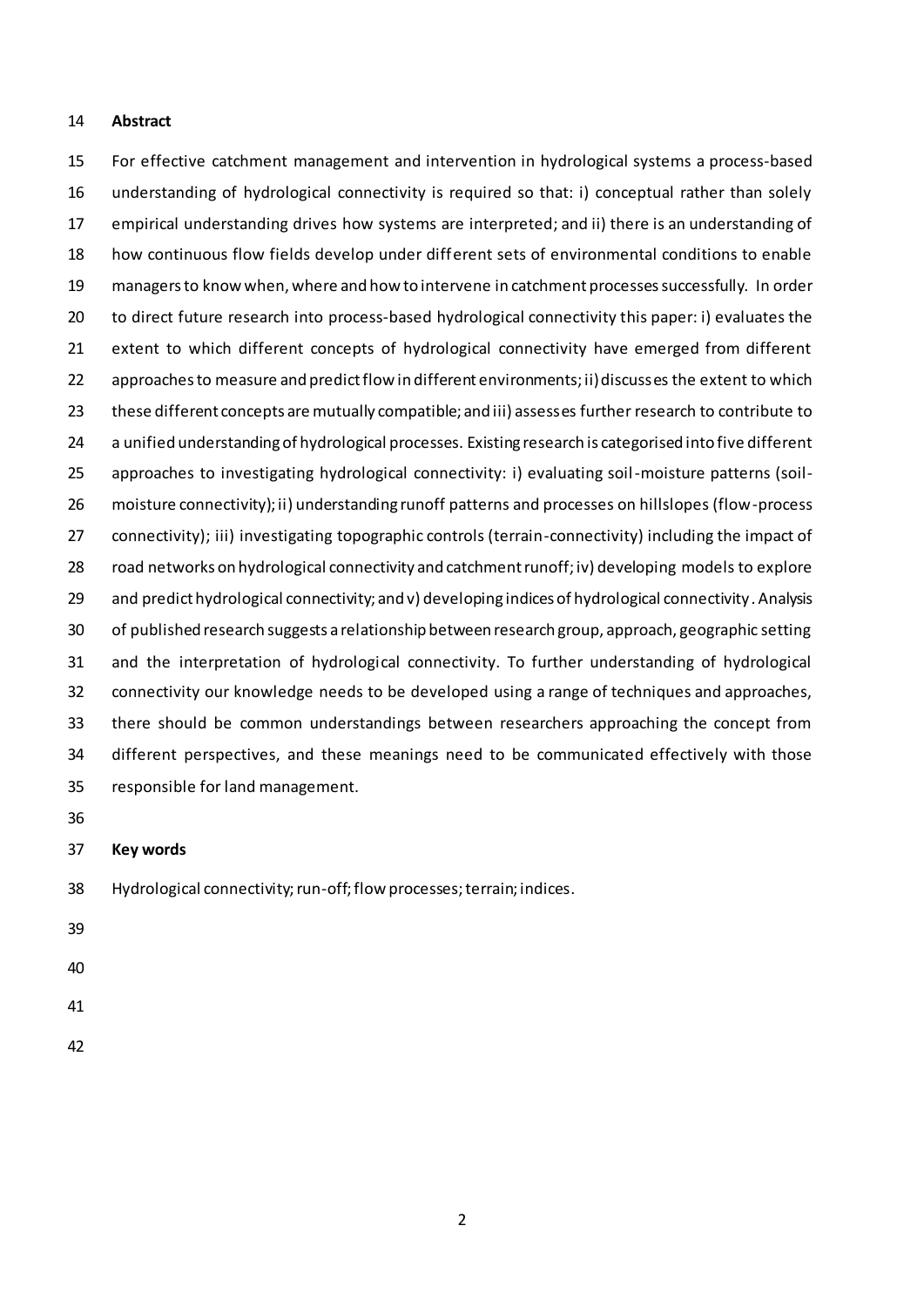## Abstract

For effective catchment management and intervention in hydrological systems a process-based understanding of hydrological connectivity is required so that: i) conceptual rather than solely empirical understanding drives how systems are interpreted; and ii) there is an understanding of how continuous flow fields develop under different sets of environmental conditions to enable managers to know when, where and how to intervene in catchment processes successfully. In order to direct future research into process-based hydrological connectivity this paper: i) evaluates the extent to which different concepts of hydrological connectivity have emerged from different approaches to measure and predict flow in different environments; ii) discusses the extent to which these different concepts are mutually compatible; and iii) assesses further research to contribute to a unified understanding of hydrological processes. Existing research is categorised into five different approaches to investigating hydrological connectivity: i) evaluating soil-moisture patterns (soil-moisture connectivity); ii) understanding runoff patterns and processes on hillslopes (flow-process connectivity); iii) investigating topographic controls (terrain-connectivity) including the impact of road networks on hydrological connectivity and catchment runoff; iv) developing models to explore and predict hydrological connectivity; and v) developing indices of hydrological connectivity. Analysis of published research suggests a relationship between research group, approach, geographic setting and the interpretation of hydrological connectivity. To further understanding of hydrological connectivity our knowledge needs to be developed using a range of techniques and approaches, there should be common understandings between researchers approaching the concept from different perspectives, and these meanings need to be communicated effectively with those responsible for land management.

## Key words

Hydrological connectivity; run-off; flow processes; terrain; indices.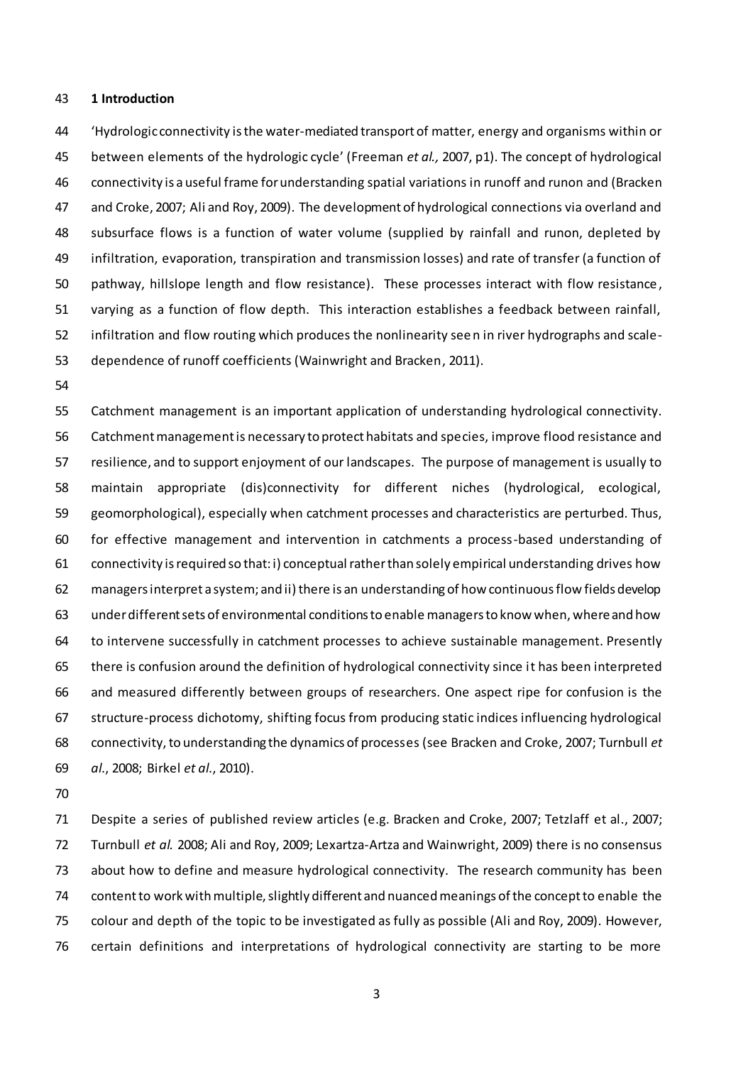# 1 Introduction

'Hydrologic connectivity is the water-mediated transport of matter, energy and organisms within or between elements of the hydrologic cycle' (Freeman *et al.,* 2007, p1). The concept of hydrological connectivity is a useful frame for understanding spatial variations in runoff and runon and (Bracken and Croke, 2007; Ali and Roy, 2009). The development of hydrological connections via overland and subsurface flows is a function of water volume (supplied by rainfall and runon, depleted by infiltration, evaporation, transpiration and transmission losses) and rate of transfer (a function of pathway, hillslope length and flow resistance). These processes interact with flow resistance, varying as a function of flow depth. This interaction establishes a feedback between rainfall, infiltration and flow routing which produces the nonlinearity seen in river hydrographs and scale-dependence of runoff coefficients (Wainwright and Bracken, 2011).

Catchment management is an important application of understanding hydrological connectivity. Catchment management is necessary to protect habitats and species, improve flood resistance and resilience, and to support enjoyment of our landscapes. The purpose of management is usually to maintain appropriate (dis)connectivity for different niches (hydrological, ecological, geomorphological), especially when catchment processes and characteristics are perturbed. Thus, for effective management and intervention in catchments a process-based understanding of connectivity is required so that: i) conceptual rather than solely empirical understanding drives how managers interpret a system; and ii) there is an understanding of how continuous flow fields develop under different sets of environmental conditions to enable managers to know when, where and how to intervene successfully in catchment processes to achieve sustainable management. Presently there is confusion around the definition of hydrological connectivity since it has been interpreted and measured differently between groups of researchers. One aspect ripe for confusion is the structure-process dichotomy, shifting focus from producing static indices influencing hydrological connectivity, to understanding the dynamics of processes (see Bracken and Croke, 2007; Turnbull *et al.*, 2008; Birkel *et al.*, 2010).

Despite a series of published review articles (e.g. Bracken and Croke, 2007; Tetzlaff et al., 2007; Turnbull *et al.* 2008; Ali and Roy, 2009; Lexartza-Artza and Wainwright, 2009) there is no consensus about how to define and measure hydrological connectivity. The research community has been content to work with multiple, slightly different and nuanced meanings of the concept to enable the colour and depth of the topic to be investigated as fully as possible (Ali and Roy, 2009). However, certain definitions and interpretations of hydrological connectivity are starting to be more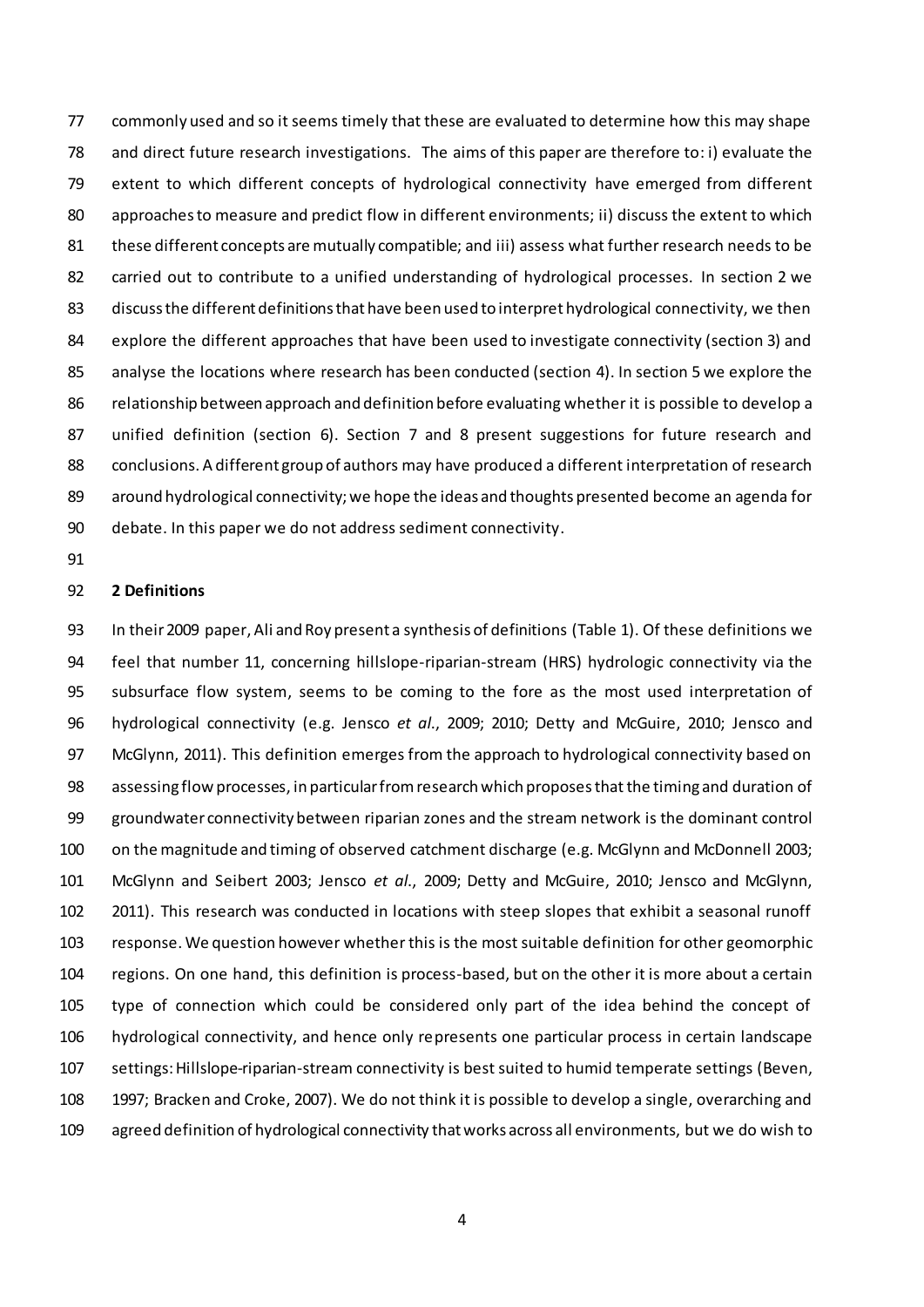commonly used and so it seems timely that these are evaluated to determine how this may shape and direct future research investigations. The aims of this paper are therefore to: i) evaluate the extent to which different concepts of hydrological connectivity have emerged from different approaches to measure and predict flow in different environments; ii) discuss the extent to which these different concepts are mutually compatible; and iii) assess what further research needs to be carried out to contribute to a unified understanding of hydrological processes. In section 2 we discuss the different definitions that have been used to interpret hydrological connectivity, we then explore the different approaches that have been used to investigate connectivity (section 3) and analyse the locations where research has been conducted (section 4). In section 5 we explore the relationship between approach and definition before evaluating whether it is possible to develop a unified definition (section 6). Section 7 and 8 present suggestions for future research and conclusions. A different group of authors may have produced a different interpretation of research around hydrological connectivity; we hope the ideas and thoughts presented become an agenda for debate. In this paper we do not address sediment connectivity.

## 2 Definitions

In their 2009 paper, Ali and Roy present a synthesis of definitions (Table 1). Of these definitions we feel that number 11, concerning hillslope-riparian-stream (HRS) hydrologic connectivity via the subsurface flow system, seems to be coming to the fore as the most used interpretation of hydrological connectivity (e.g. Jensco *et al.*, 2009; 2010; Detty and McGuire, 2010; Jensco and McGlynn, 2011). This definition emerges from the approach to hydrological connectivity based on assessing flow processes, in particular from research which proposes that the timing and duration of groundwater connectivity between riparian zones and the stream network is the dominant control on the magnitude and timing of observed catchment discharge (e.g. McGlynn and McDonnell 2003; McGlynn and Seibert 2003; Jensco *et al.*, 2009; Detty and McGuire, 2010; Jensco and McGlynn, 2011). This research was conducted in locations with steep slopes that exhibit a seasonal runoff response. We question however whether this is the most suitable definition for other geomorphic regions. On one hand, this definition is process-based, but on the other it is more about a certain type of connection which could be considered only part of the idea behind the concept of hydrological connectivity, and hence only represents one particular process in certain landscape settings: Hillslope-riparian-stream connectivity is best suited to humid temperate settings (Beven, 1997; Bracken and Croke, 2007). We do not think it is possible to develop a single, overarching and agreed definition of hydrological connectivity that works across all environments, but we do wish to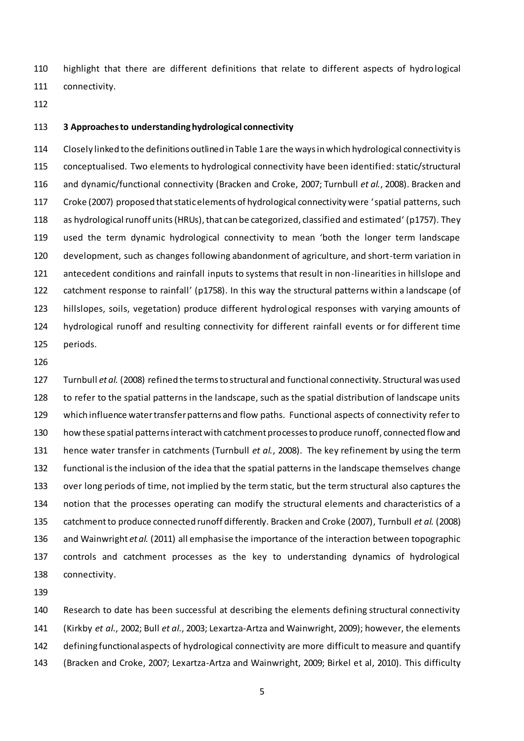highlight that there are different definitions that relate to different aspects of hydrological connectivity.

## 3 Approaches to understanding hydrological connectivity

Closely linked to the definitions outlined in Table 1 are the ways in which hydrological connectivity is conceptualised. Two elements to hydrological connectivity have been identified: static/structural and dynamic/functional connectivity (Bracken and Croke, 2007; Turnbull *et al.*, 2008). Bracken and Croke (2007) proposed that static elements of hydrological connectivity were 'spatial patterns, such as hydrological runoff units (HRUs), that can be categorized, classified and estimated' (p1757). They used the term dynamic hydrological connectivity to mean 'both the longer term landscape development, such as changes following abandonment of agriculture, and short-term variation in antecedent conditions and rainfall inputs to systems that result in non-linearities in hillslope and catchment response to rainfall' (p1758). In this way the structural patterns within a landscape (of hillslopes, soils, vegetation) produce different hydrological responses with varying amounts of hydrological runoff and resulting connectivity for different rainfall events or for different time periods.

Turnbull *et al.* (2008) refined the terms to structural and functional connectivity. Structural was used to refer to the spatial patterns in the landscape, such as the spatial distribution of landscape units which influence water transfer patterns and flow paths. Functional aspects of connectivity refer to how these spatial patterns interact with catchment processes to produce runoff, connected flow and hence water transfer in catchments (Turnbull *et al.*, 2008). The key refinement by using the term functional is the inclusion of the idea that the spatial patterns in the landscape themselves change over long periods of time, not implied by the term static, but the term structural also captures the notion that the processes operating can modify the structural elements and characteristics of a catchment to produce connected runoff differently. Bracken and Croke (2007), Turnbull *et al.* (2008) and Wainwright *et al.* (2011) all emphasise the importance of the interaction between topographic controls and catchment processes as the key to understanding dynamics of hydrological connectivity.

Research to date has been successful at describing the elements defining structural connectivity (Kirkby *et al.*, 2002; Bull *et al.*, 2003; Lexartza-Artza and Wainwright, 2009); however, the elements defining functional aspects of hydrological connectivity are more difficult to measure and quantify (Bracken and Croke, 2007; Lexartza-Artza and Wainwright, 2009; Birkel et al, 2010). This difficulty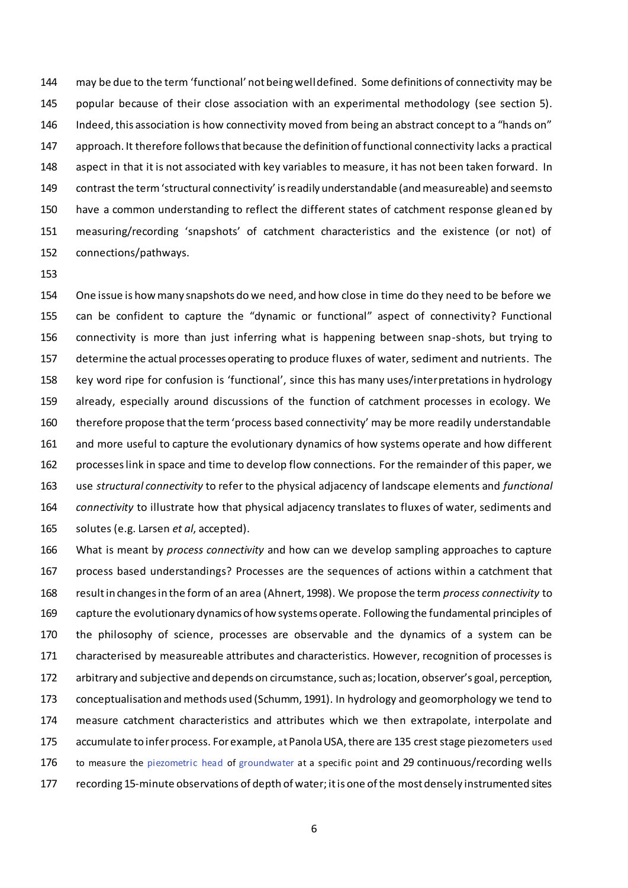may be due to the term 'functional' not being well defined. Some definitions of connectivity may be popular because of their close association with an experimental methodology (see section 5). Indeed, this association is how connectivity moved from being an abstract concept to a "hands on" approach. It therefore follows that because the definition of functional connectivity lacks a practical aspect in that it is not associated with key variables to measure, it has not been taken forward. In contrast the term 'structural connectivity' is readily understandable (and measureable) and seems to have a common understanding to reflect the different states of catchment response gleaned by measuring/recording 'snapshots' of catchment characteristics and the existence (or not) of connections/pathways.

One issue is how many snapshots do we need, and how close in time do they need to be before we can be confident to capture the "dynamic or functional" aspect of connectivity? Functional connectivity is more than just inferring what is happening between snap-shots, but trying to determine the actual processes operating to produce fluxes of water, sediment and nutrients. The key word ripe for confusion is 'functional', since this has many uses/interpretations in hydrology already, especially around discussions of the function of catchment processes in ecology. We therefore propose that the term 'process based connectivity' may be more readily understandable and more useful to capture the evolutionary dynamics of how systems operate and how different processes link in space and time to develop flow connections. For the remainder of this paper, we use *structural connectivity* to refer to the physical adjacency of landscape elements and *functional connectivity* to illustrate how that physical adjacency translates to fluxes of water, sediments and solutes (e.g. Larsen *et al*, accepted).

What is meant by *process connectivity* and how can we develop sampling approaches to capture process based understandings? Processes are the sequences of actions within a catchment that result in changes in the form of an area (Ahnert, 1998). We propose the term *process connectivity* to capture the evolutionary dynamics of how systems operate. Following the fundamental principles of the philosophy of science, processes are observable and the dynamics of a system can be characterised by measureable attributes and characteristics. However, recognition of processes is arbitrary and subjective and depends on circumstance, such as; location, observer's goal, perception, conceptualisation and methods used (Schumm, 1991). In hydrology and geomorphology we tend to measure catchment characteristics and attributes which we then extrapolate, interpolate and accumulate to infer process. For example, at Panola USA, there are 135 crest stage piezometers used to measure the piezometric head of groundwater at a specific point and 29 continuous/recording wells recording 15-minute observations of depth of water; it is one of the most densely instrumented sites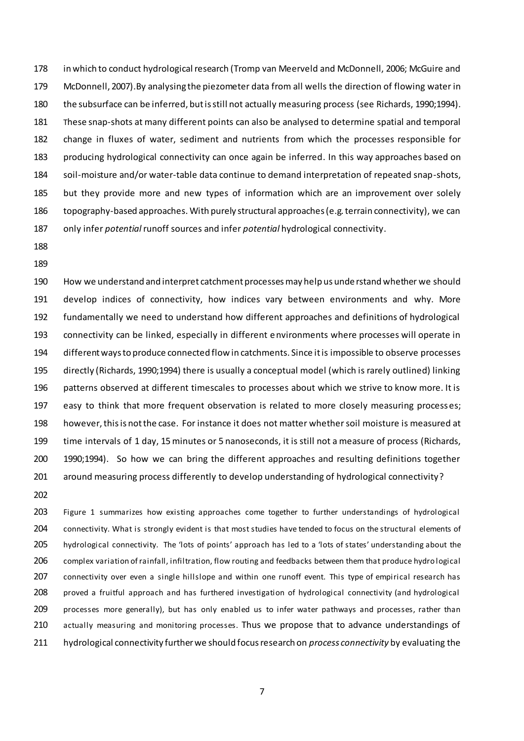in which to conduct hydrological research (Tromp van Meerveld and McDonnell, 2006; McGuire and McDonnell, 2007).By analysing the piezometer data from all wells the direction of flowing water in the subsurface can be inferred, but is still not actually measuring process (see Richards, 1990;1994). These snap-shots at many different points can also be analysed to determine spatial and temporal change in fluxes of water, sediment and nutrients from which the processes responsible for producing hydrological connectivity can once again be inferred. In this way approaches based on soil-moisture and/or water-table data continue to demand interpretation of repeated snap-shots, but they provide more and new types of information which are an improvement over solely topography-based approaches. With purely structural approaches (e.g. terrain connectivity), we can only infer *potential* runoff sources and infer *potential* hydrological connectivity.

How we understand and interpret catchment processes may help us understand whether we should develop indices of connectivity, how indices vary between environments and why. More fundamentally we need to understand how different approaches and definitions of hydrological connectivity can be linked, especially in different environments where processes will operate in different ways to produce connected flow in catchments. Since it is impossible to observe processes directly (Richards, 1990;1994) there is usually a conceptual model (which is rarely outlined) linking patterns observed at different timescales to processes about which we strive to know more. It is easy to think that more frequent observation is related to more closely measuring processes; however, this is not the case. For instance it does not matter whether soil moisture is measured at time intervals of 1 day, 15 minutes or 5 nanoseconds, it is still not a measure of process (Richards, 1990;1994). So how we can bring the different approaches and resulting definitions together around measuring process differently to develop understanding of hydrological connectivity?

Figure 1 summarizes how existing approaches come together to further understandings of hydrological connectivity. What is strongly evident is that most studies have tended to focus on the structural elements of hydrological connectivity. The 'lots of points' approach has led to a 'lots of states' understanding about the complex variation of rainfall, infiltration, flow routing and feedbacks between them that produce hydrological connectivity over even a single hillslope and within one runoff event. This type of empirical research has proved a fruitful approach and has furthered investigation of hydrological connectivity (and hydrological processes more generally), but has only enabled us to infer water pathways and processes, rather than actually measuring and monitoring processes. Thus we propose that to advance understandings of hydrological connectivity further we should focus research on *process connectivity* by evaluating the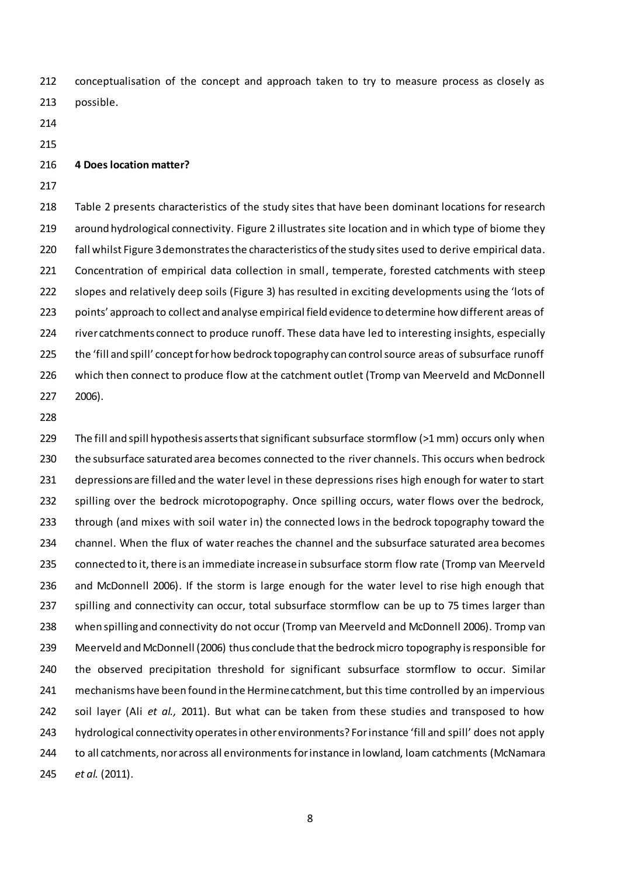conceptualisation of the concept and approach taken to try to measure process as closely as possible.

## 4 Does location matter?

Table 2 presents characteristics of the study sites that have been dominant locations for research around hydrological connectivity. Figure 2 illustrates site location and in which type of biome they fall whilst Figure 3 demonstrates the characteristics of the study sites used to derive empirical data. Concentration of empirical data collection in small, temperate, forested catchments with steep slopes and relatively deep soils (Figure 3) has resulted in exciting developments using the 'lots of points' approach to collect and analyse empirical field evidence to determine how different areas of river catchments connect to produce runoff. These data have led to interesting insights, especially the 'fill and spill' concept for how bedrock topography can control source areas of subsurface runoff which then connect to produce flow at the catchment outlet (Tromp van Meerveld and McDonnell 2006).

The fill and spill hypothesis asserts that significant subsurface stormflow (>1 mm) occurs only when the subsurface saturated area becomes connected to the river channels. This occurs when bedrock depressions are filled and the water level in these depressions rises high enough for water to start spilling over the bedrock microtopography. Once spilling occurs, water flows over the bedrock, through (and mixes with soil water in) the connected lows in the bedrock topography toward the channel. When the flux of water reaches the channel and the subsurface saturated area becomes connected to it, there is an immediate increase in subsurface storm flow rate (Tromp van Meerveld and McDonnell 2006). If the storm is large enough for the water level to rise high enough that spilling and connectivity can occur, total subsurface stormflow can be up to 75 times larger than when spilling and connectivity do not occur (Tromp van Meerveld and McDonnell 2006). Tromp van Meerveld and McDonnell (2006) thus conclude that the bedrock micro topography is responsible for the observed precipitation threshold for significant subsurface stormflow to occur. Similar mechanisms have been found in the Hermine catchment, but this time controlled by an impervious soil layer (Ali *et al.,* 2011). But what can be taken from these studies and transposed to how hydrological connectivity operates in other environments? For instance 'fill and spill' does not apply to all catchments, nor across all environments for instance in lowland, loam catchments (McNamara *et al.* (2011).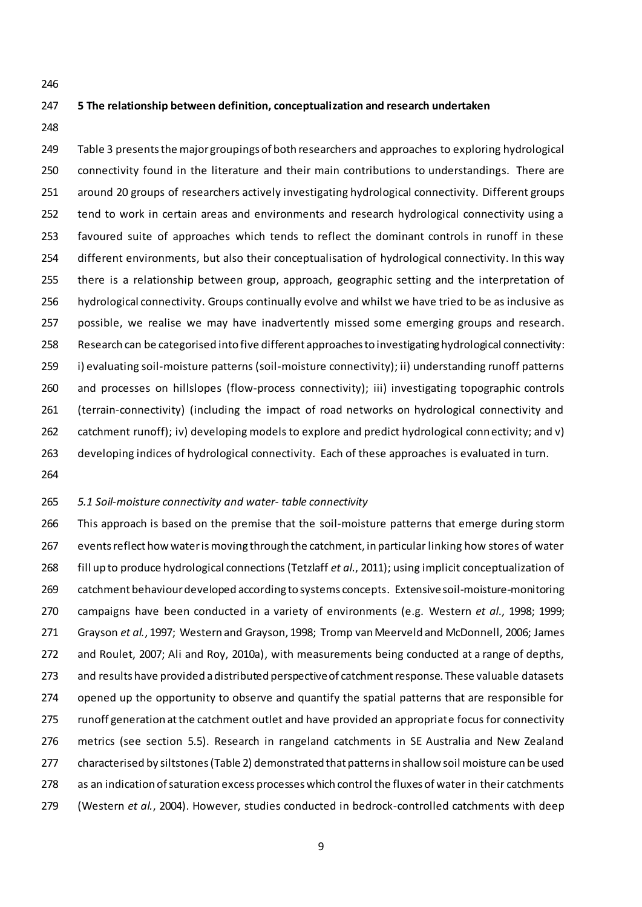## 5 The relationship between definition, conceptualization and research undertaken

Table 3 presents the major groupings of both researchers and approaches to exploring hydrological connectivity found in the literature and their main contributions to understandings. There are around 20 groups of researchers actively investigating hydrological connectivity. Different groups tend to work in certain areas and environments and research hydrological connectivity using a favoured suite of approaches which tends to reflect the dominant controls in runoff in these different environments, but also their conceptualisation of hydrological connectivity. In this way there is a relationship between group, approach, geographic setting and the interpretation of hydrological connectivity. Groups continually evolve and whilst we have tried to be as inclusive as possible, we realise we may have inadvertently missed some emerging groups and research. Research can be categorised into five different approaches to investigating hydrological connectivity: i) evaluating soil-moisture patterns (soil-moisture connectivity); ii) understanding runoff patterns and processes on hillslopes (flow-process connectivity); iii) investigating topographic controls (terrain-connectivity) (including the impact of road networks on hydrological connectivity and catchment runoff); iv) developing models to explore and predict hydrological connectivity; and v) developing indices of hydrological connectivity. Each of these approaches is evaluated in turn.

### *5.1 Soil-moisture connectivity and water- table connectivity*

This approach is based on the premise that the soil-moisture patterns that emerge during storm events reflect how water is moving through the catchment, in particular linking how stores of water fill up to produce hydrological connections (Tetzlaff *et al.*, 2011); using implicit conceptualization of catchment behaviour developed according to systems concepts. Extensive soil-moisture-monitoring campaigns have been conducted in a variety of environments (e.g. Western *et al.*, 1998; 1999; Grayson *et al.*, 1997; Western and Grayson, 1998; Tromp van Meerveld and McDonnell, 2006; James and Roulet, 2007; Ali and Roy, 2010a), with measurements being conducted at a range of depths, and results have provided a distributed perspective of catchment response. These valuable datasets opened up the opportunity to observe and quantify the spatial patterns that are responsible for runoff generation at the catchment outlet and have provided an appropriate focus for connectivity metrics (see section 5.5). Research in rangeland catchments in SE Australia and New Zealand characterised by siltstones (Table 2) demonstrated that patterns in shallow soil moisture can be used as an indication of saturation excess processes which control the fluxes of water in their catchments (Western *et al.*, 2004). However, studies conducted in bedrock-controlled catchments with deep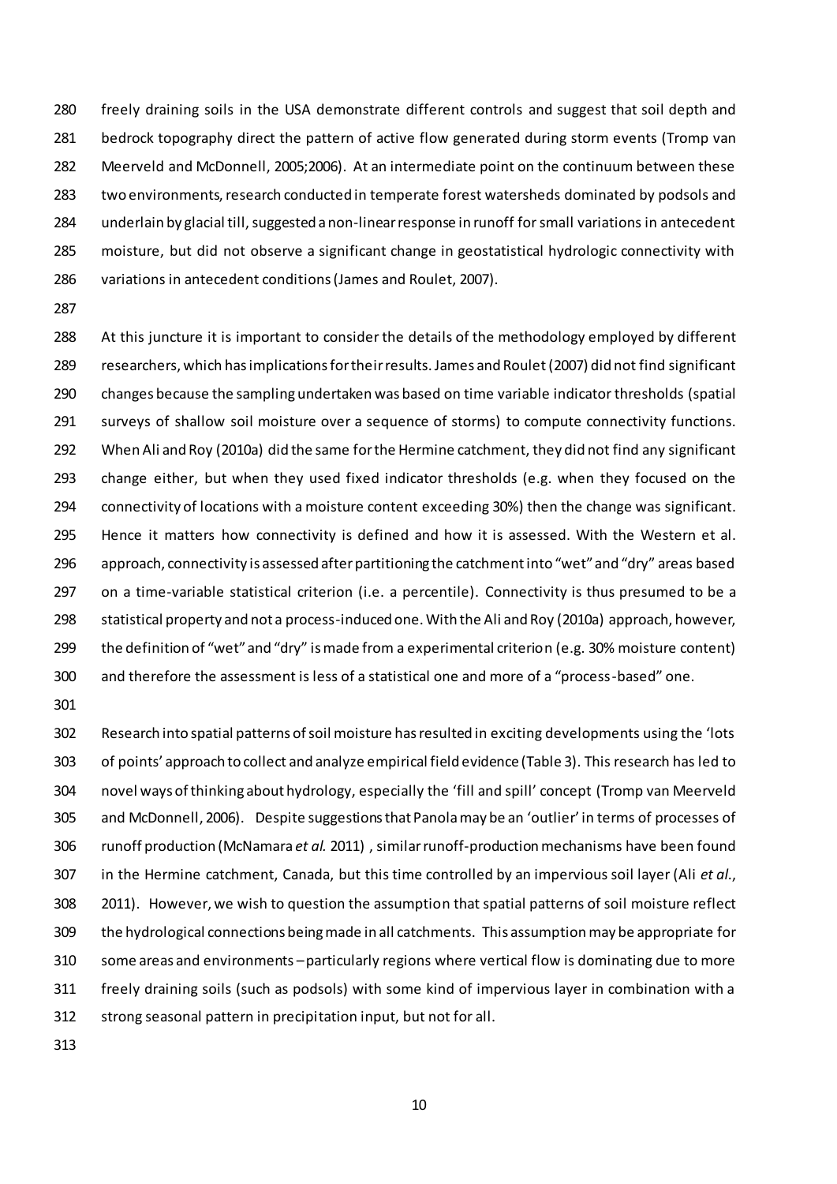freely draining soils in the USA demonstrate different controls and suggest that soil depth and bedrock topography direct the pattern of active flow generated during storm events (Tromp van Meerveld and McDonnell, 2005;2006). At an intermediate point on the continuum between these two environments, research conducted in temperate forest watersheds dominated by podsols and underlain by glacial till, suggested a non-linear response in runoff for small variations in antecedent moisture, but did not observe a significant change in geostatistical hydrologic connectivity with variations in antecedent conditions (James and Roulet, 2007).

At this juncture it is important to consider the details of the methodology employed by different researchers, which has implications for their results. James and Roulet (2007) did not find significant changes because the sampling undertaken was based on time variable indicator thresholds (spatial surveys of shallow soil moisture over a sequence of storms) to compute connectivity functions. When Ali and Roy (2010a) did the same for the Hermine catchment, they did not find any significant change either, but when they used fixed indicator thresholds (e.g. when they focused on the connectivity of locations with a moisture content exceeding 30%) then the change was significant. Hence it matters how connectivity is defined and how it is assessed. With the Western et al. approach, connectivity is assessed after partitioning the catchment into "wet" and "dry" areas based on a time-variable statistical criterion (i.e. a percentile). Connectivity is thus presumed to be a statistical property and not a process-induced one. With the Ali and Roy (2010a) approach, however, the definition of "wet" and "dry" is made from a experimental criterion (e.g. 30% moisture content) and therefore the assessment is less of a statistical one and more of a "process-based" one.

Research into spatial patterns of soil moisture has resulted in exciting developments using the 'lots of points' approach to collect and analyze empirical field evidence (Table 3). This research has led to novel ways of thinking about hydrology, especially the 'fill and spill' concept (Tromp van Meerveld and McDonnell, 2006). Despite suggestions that Panola may be an 'outlier' in terms of processes of runoff production (McNamara *et al.* 2011) , similar runoff-production mechanisms have been found in the Hermine catchment, Canada, but this time controlled by an impervious soil layer (Ali *et al.*, 2011). However, we wish to question the assumption that spatial patterns of soil moisture reflect the hydrological connections being made in all catchments. This assumption may be appropriate for some areas and environments – particularly regions where vertical flow is dominating due to more freely draining soils (such as podsols) with some kind of impervious layer in combination with a strong seasonal pattern in precipitation input, but not for all.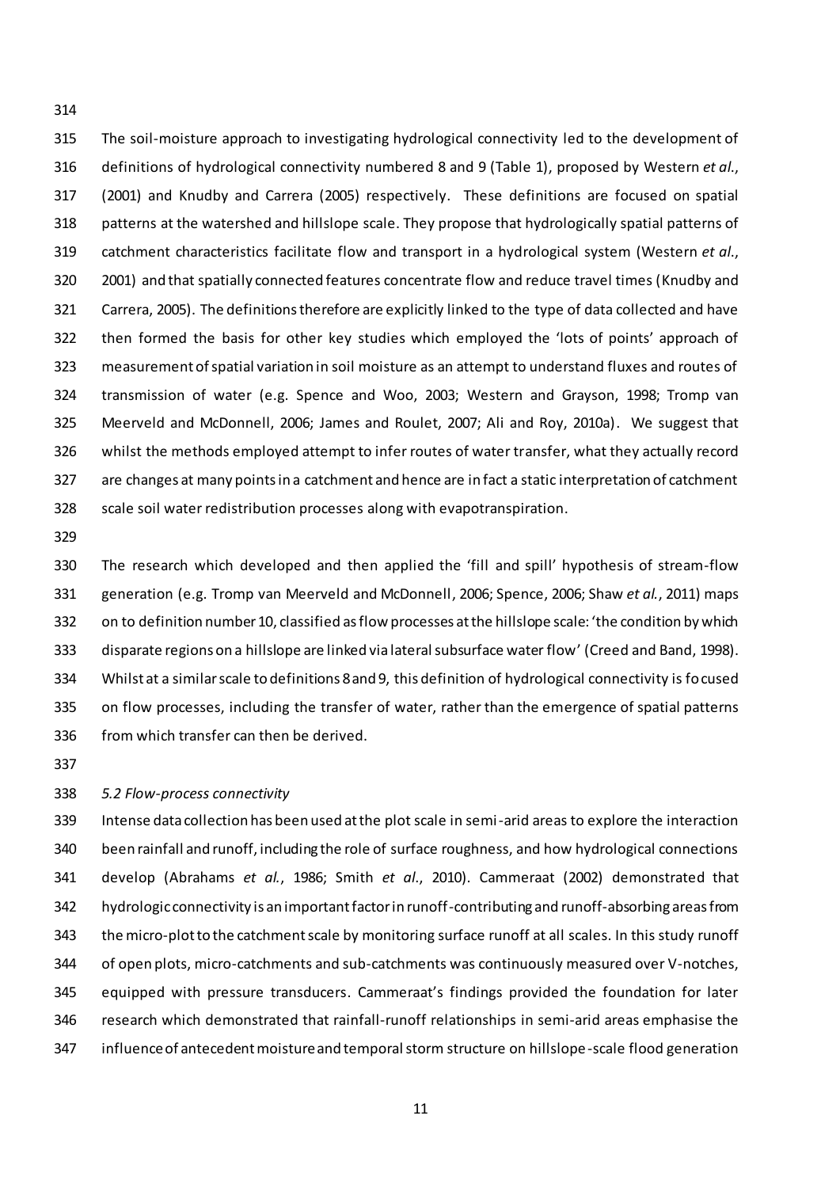The soil-moisture approach to investigating hydrological connectivity led to the development of definitions of hydrological connectivity numbered 8 and 9 (Table 1), proposed by Western *et al.*, (2001) and Knudby and Carrera (2005) respectively. These definitions are focused on spatial patterns at the watershed and hillslope scale. They propose that hydrologically spatial patterns of catchment characteristics facilitate flow and transport in a hydrological system (Western *et al.*, 2001) and that spatially connected features concentrate flow and reduce travel times (Knudby and Carrera, 2005). The definitions therefore are explicitly linked to the type of data collected and have then formed the basis for other key studies which employed the 'lots of points' approach of measurement of spatial variation in soil moisture as an attempt to understand fluxes and routes of transmission of water (e.g. Spence and Woo, 2003; Western and Grayson, 1998; Tromp van Meerveld and McDonnell, 2006; James and Roulet, 2007; Ali and Roy, 2010a). We suggest that whilst the methods employed attempt to infer routes of water transfer, what they actually record are changes at many points in a catchment and hence are in fact a static interpretation of catchment scale soil water redistribution processes along with evapotranspiration.

The research which developed and then applied the 'fill and spill' hypothesis of stream-flow generation (e.g. Tromp van Meerveld and McDonnell, 2006; Spence, 2006; Shaw *et al.*, 2011) maps on to definition number 10, classified as flow processes at the hillslope scale: 'the condition by which disparate regions on a hillslope are linked via lateral subsurface water flow' (Creed and Band, 1998). Whilst at a similar scale to definitions 8 and 9, this definition of hydrological connectivity is focused on flow processes, including the transfer of water, rather than the emergence of spatial patterns from which transfer can then be derived.

### *5.2 Flow-process connectivity*

Intense data collection has been used at the plot scale in semi-arid areas to explore the interaction been rainfall and runoff, including the role of surface roughness, and how hydrological connections develop (Abrahams *et al.*, 1986; Smith *et al.*, 2010). Cammeraat (2002) demonstrated that hydrologic connectivity is an important factor in runoff-contributing and runoff-absorbing areas from the micro-plot to the catchment scale by monitoring surface runoff at all scales. In this study runoff of open plots, micro-catchments and sub-catchments was continuously measured over V-notches, equipped with pressure transducers. Cammeraat's findings provided the foundation for later research which demonstrated that rainfall-runoff relationships in semi-arid areas emphasise the influence of antecedent moisture and temporal storm structure on hillslope-scale flood generation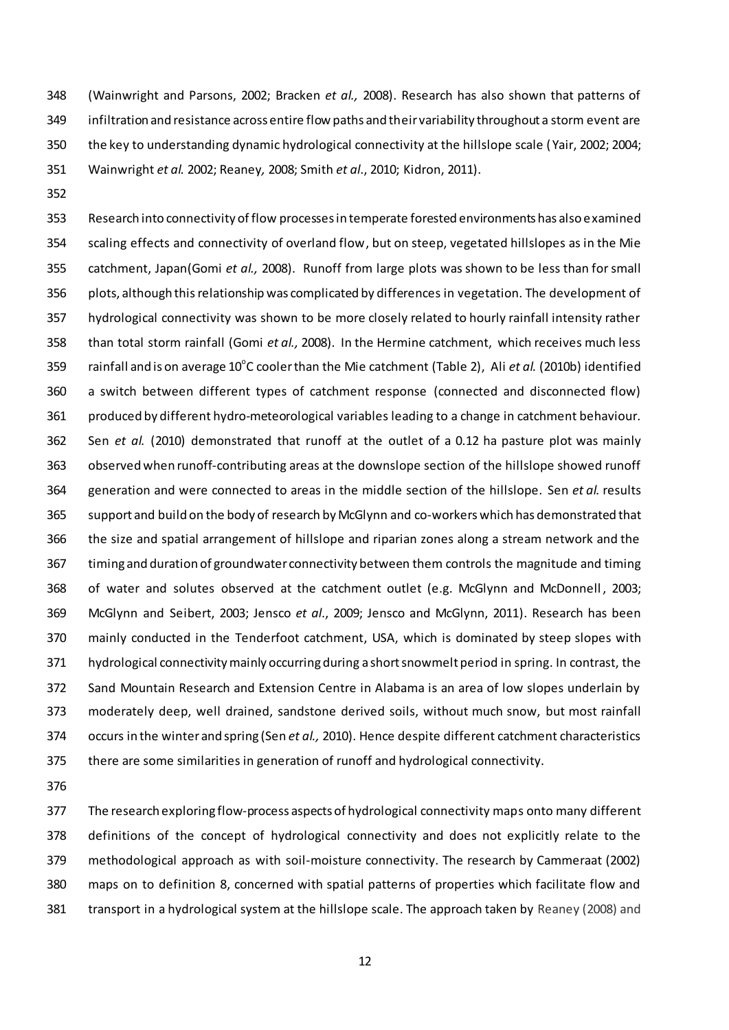(Wainwright and Parsons, 2002; Bracken *et al.,* 2008). Research has also shown that patterns of infiltration and resistance across entire flow paths and their variability throughout a storm event are the key to understanding dynamic hydrological connectivity at the hillslope scale (Yair, 2002; 2004; Wainwright *et al.* 2002; Reaney*,* 2008; Smith *et al*., 2010; Kidron, 2011).

Research into connectivity of flow processes in temperate forested environments has also examined scaling effects and connectivity of overland flow, but on steep, vegetated hillslopes as in the Mie catchment, Japan(Gomi *et al.,* 2008). Runoff from large plots was shown to be less than for small plots, although this relationship was complicated by differences in vegetation. The development of hydrological connectivity was shown to be more closely related to hourly rainfall intensity rather than total storm rainfall (Gomi *et al.,* 2008). In the Hermine catchment, which receives much less rainfall and is on average 10$^{o}$C cooler than the Mie catchment (Table 2), Ali *et al.* (2010b) identified a switch between different types of catchment response (connected and disconnected flow) produced by different hydro-meteorological variables leading to a change in catchment behaviour. Sen *et al.* (2010) demonstrated that runoff at the outlet of a 0.12 ha pasture plot was mainly observed when runoff-contributing areas at the downslope section of the hillslope showed runoff generation and were connected to areas in the middle section of the hillslope. Sen *et al.* results support and build on the body of research by McGlynn and co-workers which has demonstrated that the size and spatial arrangement of hillslope and riparian zones along a stream network and the timing and duration of groundwater connectivity between them controls the magnitude and timing of water and solutes observed at the catchment outlet (e.g. McGlynn and McDonnell, 2003; McGlynn and Seibert, 2003; Jensco *et al*., 2009; Jensco and McGlynn, 2011). Research has been mainly conducted in the Tenderfoot catchment, USA, which is dominated by steep slopes with hydrological connectivity mainly occurring during a short snowmelt period in spring. In contrast, the Sand Mountain Research and Extension Centre in Alabama is an area of low slopes underlain by moderately deep, well drained, sandstone derived soils, without much snow, but most rainfall occurs in the winter and spring (Sen *et al.,* 2010). Hence despite different catchment characteristics there are some similarities in generation of runoff and hydrological connectivity.

The research exploring flow-process aspects of hydrological connectivity maps onto many different definitions of the concept of hydrological connectivity and does not explicitly relate to the methodological approach as with soil-moisture connectivity. The research by Cammeraat (2002) maps on to definition 8, concerned with spatial patterns of properties which facilitate flow and transport in a hydrological system at the hillslope scale. The approach taken by Reaney (2008) and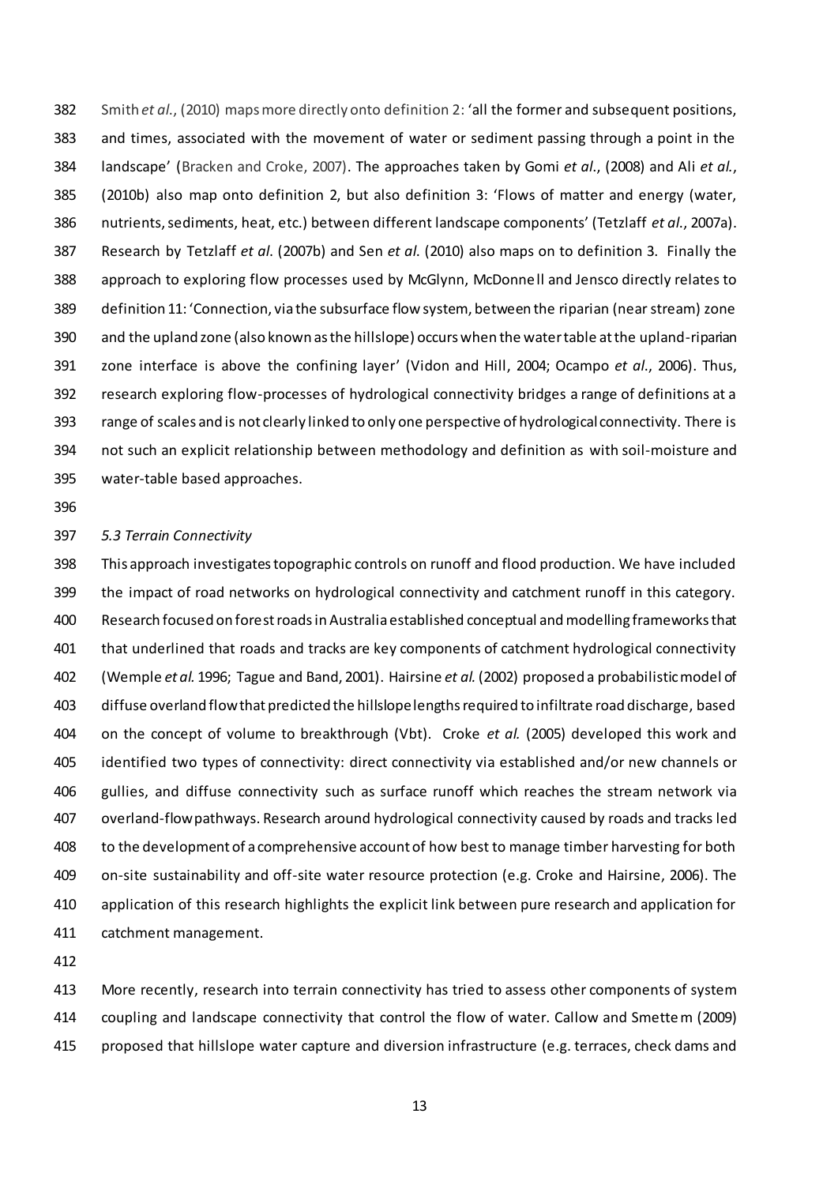Smith *et al.*, (2010) maps more directly onto definition 2: 'all the former and subsequent positions, and times, associated with the movement of water or sediment passing through a point in the landscape' (Bracken and Croke, 2007). The approaches taken by Gomi *et al.*, (2008) and Ali *et al.*, (2010b) also map onto definition 2, but also definition 3: 'Flows of matter and energy (water, nutrients, sediments, heat, etc.) between different landscape components' (Tetzlaff *et al.*, 2007a). Research by Tetzlaff *et al.* (2007b) and Sen *et al.* (2010) also maps on to definition 3. Finally the approach to exploring flow processes used by McGlynn, McDonnell and Jensco directly relates to definition 11: 'Connection, via the subsurface flow system, between the riparian (near stream) zone and the upland zone (also known as the hillslope) occurs when the water table at the upland-riparian zone interface is above the confining layer' (Vidon and Hill, 2004; Ocampo *et al.*, 2006). Thus, research exploring flow-processes of hydrological connectivity bridges a range of definitions at a range of scales and is not clearly linked to only one perspective of hydrological connectivity. There is not such an explicit relationship between methodology and definition as with soil-moisture and water-table based approaches.

*5.3 Terrain Connectivity*

This approach investigates topographic controls on runoff and flood production. We have included the impact of road networks on hydrological connectivity and catchment runoff in this category. Research focused on forest roads in Australia established conceptual and modelling frameworks that that underlined that roads and tracks are key components of catchment hydrological connectivity (Wemple *et al.* 1996; Tague and Band, 2001). Hairsine *et al.* (2002) proposed a probabilistic model of diffuse overland flow that predicted the hillslope lengths required to infiltrate road discharge, based on the concept of volume to breakthrough (Vbt). Croke *et al.* (2005) developed this work and identified two types of connectivity: direct connectivity via established and/or new channels or gullies, and diffuse connectivity such as surface runoff which reaches the stream network via overland-flow pathways. Research around hydrological connectivity caused by roads and tracks led to the development of a comprehensive account of how best to manage timber harvesting for both on-site sustainability and off-site water resource protection (e.g. Croke and Hairsine, 2006). The application of this research highlights the explicit link between pure research and application for catchment management.

More recently, research into terrain connectivity has tried to assess other components of system coupling and landscape connectivity that control the flow of water. Callow and Smettem (2009) proposed that hillslope water capture and diversion infrastructure (e.g. terraces, check dams and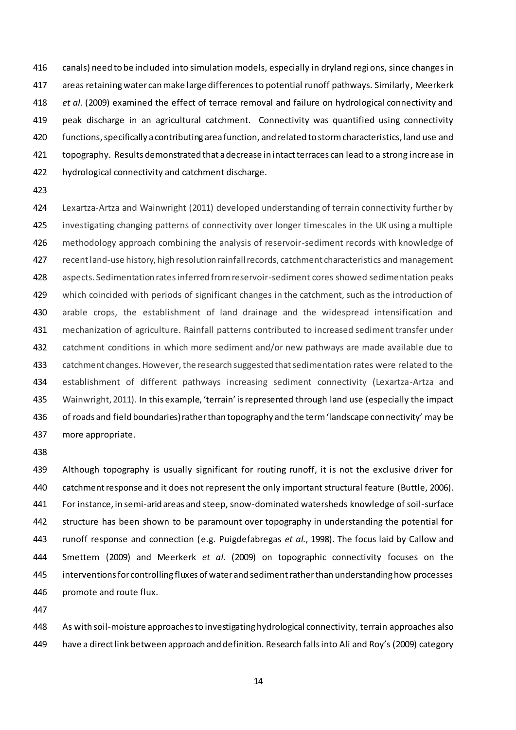canals) need to be included into simulation models, especially in dryland regions, since changes in areas retaining water can make large differences to potential runoff pathways. Similarly, Meerkerk *et al*. (2009) examined the effect of terrace removal and failure on hydrological connectivity and peak discharge in an agricultural catchment. Connectivity was quantified using connectivity functions, specifically a contributing area function, and related to storm characteristics, land use and topography. Results demonstrated that a decrease in intact terraces can lead to a strong increase in hydrological connectivity and catchment discharge.

Lexartza-Artza and Wainwright (2011) developed understanding of terrain connectivity further by investigating changing patterns of connectivity over longer timescales in the UK using a multiple methodology approach combining the analysis of reservoir-sediment records with knowledge of recent land-use history, high resolution rainfall records, catchment characteristics and management aspects. Sedimentation rates inferred from reservoir-sediment cores showed sedimentation peaks which coincided with periods of significant changes in the catchment, such as the introduction of arable crops, the establishment of land drainage and the widespread intensification and mechanization of agriculture. Rainfall patterns contributed to increased sediment transfer under catchment conditions in which more sediment and/or new pathways are made available due to catchment changes. However, the research suggested that sedimentation rates were related to the establishment of different pathways increasing sediment connectivity (Lexartza-Artza and Wainwright, 2011). In this example, 'terrain' is represented through land use (especially the impact of roads and field boundaries) rather than topography and the term 'landscape connectivity' may be more appropriate.

Although topography is usually significant for routing runoff, it is not the exclusive driver for catchment response and it does not represent the only important structural feature (Buttle, 2006). For instance, in semi-arid areas and steep, snow-dominated watersheds knowledge of soil-surface structure has been shown to be paramount over topography in understanding the potential for runoff response and connection (e.g. Puigdefabregas *et al.*, 1998). The focus laid by Callow and Smettem (2009) and Meerkerk *et al*. (2009) on topographic connectivity focuses on the interventions for controlling fluxes of water and sediment rather than understanding how processes promote and route flux.

As with soil-moisture approaches to investigating hydrological connectivity, terrain approaches also have a direct link between approach and definition. Research falls into Ali and Roy's (2009) category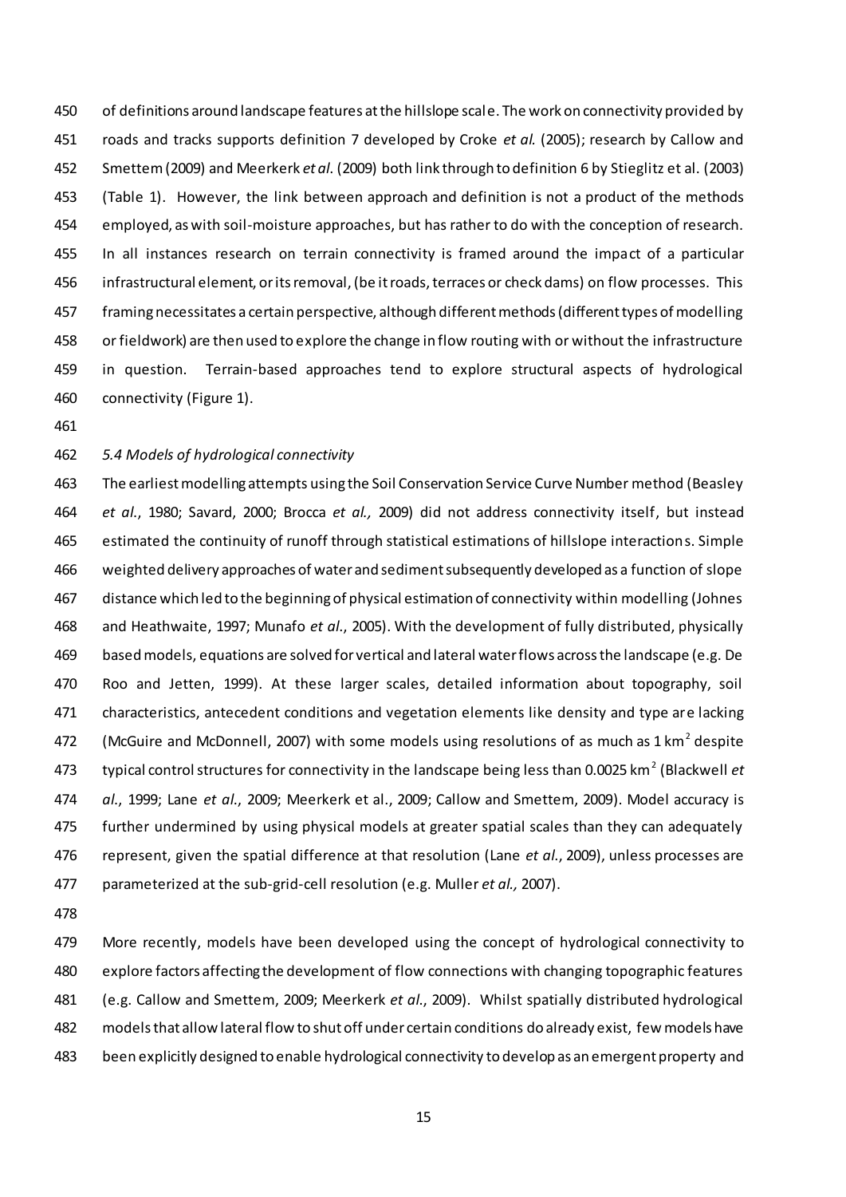of definitions around landscape features at the hillslope scale. The work on connectivity provided by roads and tracks supports definition 7 developed by Croke *et al.* (2005); research by Callow and Smettem (2009) and Meerkerk *et al.* (2009) both link through to definition 6 by Stieglitz et al. (2003) (Table 1). However, the link between approach and definition is not a product of the methods employed, as with soil-moisture approaches, but has rather to do with the conception of research. In all instances research on terrain connectivity is framed around the impact of a particular infrastructural element, or its removal, (be it roads, terraces or check dams) on flow processes. This framing necessitates a certain perspective, although different methods (different types of modelling or fieldwork) are then used to explore the change in flow routing with or without the infrastructure in question. Terrain-based approaches tend to explore structural aspects of hydrological connectivity (Figure 1).

*5.4 Models of hydrological connectivity*

The earliest modelling attempts using the Soil Conservation Service Curve Number method (Beasley *et al.*, 1980; Savard, 2000; Brocca *et al.,* 2009) did not address connectivity itself, but instead estimated the continuity of runoff through statistical estimations of hillslope interactions. Simple weighted delivery approaches of water and sediment subsequently developed as a function of slope distance which led to the beginning of physical estimation of connectivity within modelling (Johnes and Heathwaite, 1997; Munafo *et al.*, 2005). With the development of fully distributed, physically based models, equations are solved for vertical and lateral water flows across the landscape (e.g. De Roo and Jetten, 1999). At these larger scales, detailed information about topography, soil characteristics, antecedent conditions and vegetation elements like density and type are lacking (McGuire and McDonnell, 2007) with some models using resolutions of as much as 1 km$^2$ despite typical control structures for connectivity in the landscape being less than 0.0025 km$^2$ (Blackwell *et al.*, 1999; Lane *et al.*, 2009; Meerkerk et al., 2009; Callow and Smettem, 2009). Model accuracy is further undermined by using physical models at greater spatial scales than they can adequately represent, given the spatial difference at that resolution (Lane *et al.*, 2009), unless processes are parameterized at the sub-grid-cell resolution (e.g. Muller *et al.,* 2007).

More recently, models have been developed using the concept of hydrological connectivity to explore factors affecting the development of flow connections with changing topographic features (e.g. Callow and Smettem, 2009; Meerkerk *et al.*, 2009). Whilst spatially distributed hydrological models that allow lateral flow to shut off under certain conditions do already exist, few models have been explicitly designed to enable hydrological connectivity to develop as an emergent property and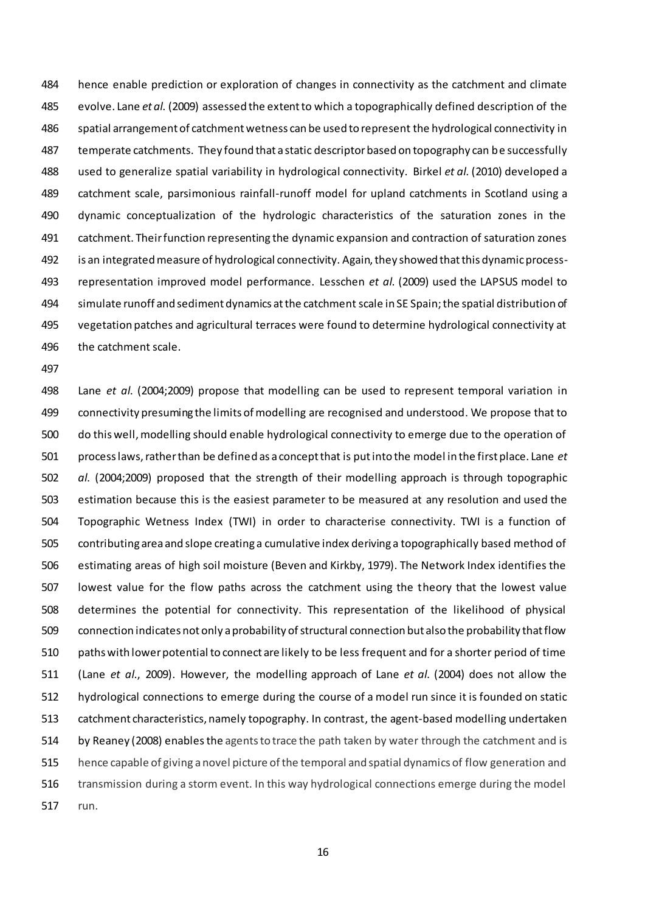hence enable prediction or exploration of changes in connectivity as the catchment and climate evolve. Lane *et al*. (2009) assessed the extent to which a topographically defined description of the spatial arrangement of catchment wetness can be used to represent the hydrological connectivity in temperate catchments. They found that a static descriptor based on topography can be successfully used to generalize spatial variability in hydrological connectivity. Birkel *et al*. (2010) developed a catchment scale, parsimonious rainfall-runoff model for upland catchments in Scotland using a dynamic conceptualization of the hydrologic characteristics of the saturation zones in the catchment. Their function representing the dynamic expansion and contraction of saturation zones is an integrated measure of hydrological connectivity. Again, they showed that this dynamic process-representation improved model performance. Lesschen *et al*. (2009) used the LAPSUS model to simulate runoff and sediment dynamics at the catchment scale in SE Spain; the spatial distribution of vegetation patches and agricultural terraces were found to determine hydrological connectivity at the catchment scale.

Lane *et al*. (2004;2009) propose that modelling can be used to represent temporal variation in connectivity presuming the limits of modelling are recognised and understood. We propose that to do this well, modelling should enable hydrological connectivity to emerge due to the operation of process laws, rather than be defined as a concept that is put into the model in the first place. Lane *et al*. (2004;2009) proposed that the strength of their modelling approach is through topographic estimation because this is the easiest parameter to be measured at any resolution and used the Topographic Wetness Index (TWI) in order to characterise connectivity. TWI is a function of contributing area and slope creating a cumulative index deriving a topographically based method of estimating areas of high soil moisture (Beven and Kirkby, 1979). The Network Index identifies the lowest value for the flow paths across the catchment using the theory that the lowest value determines the potential for connectivity. This representation of the likelihood of physical connection indicates not only a probability of structural connection but also the probability that flow paths with lower potential to connect are likely to be less frequent and for a shorter period of time (Lane *et al*., 2009). However, the modelling approach of Lane *et al*. (2004) does not allow the hydrological connections to emerge during the course of a model run since it is founded on static catchment characteristics, namely topography. In contrast, the agent-based modelling undertaken by Reaney (2008) enables the agents to trace the path taken by water through the catchment and is hence capable of giving a novel picture of the temporal and spatial dynamics of flow generation and transmission during a storm event. In this way hydrological connections emerge during the model run.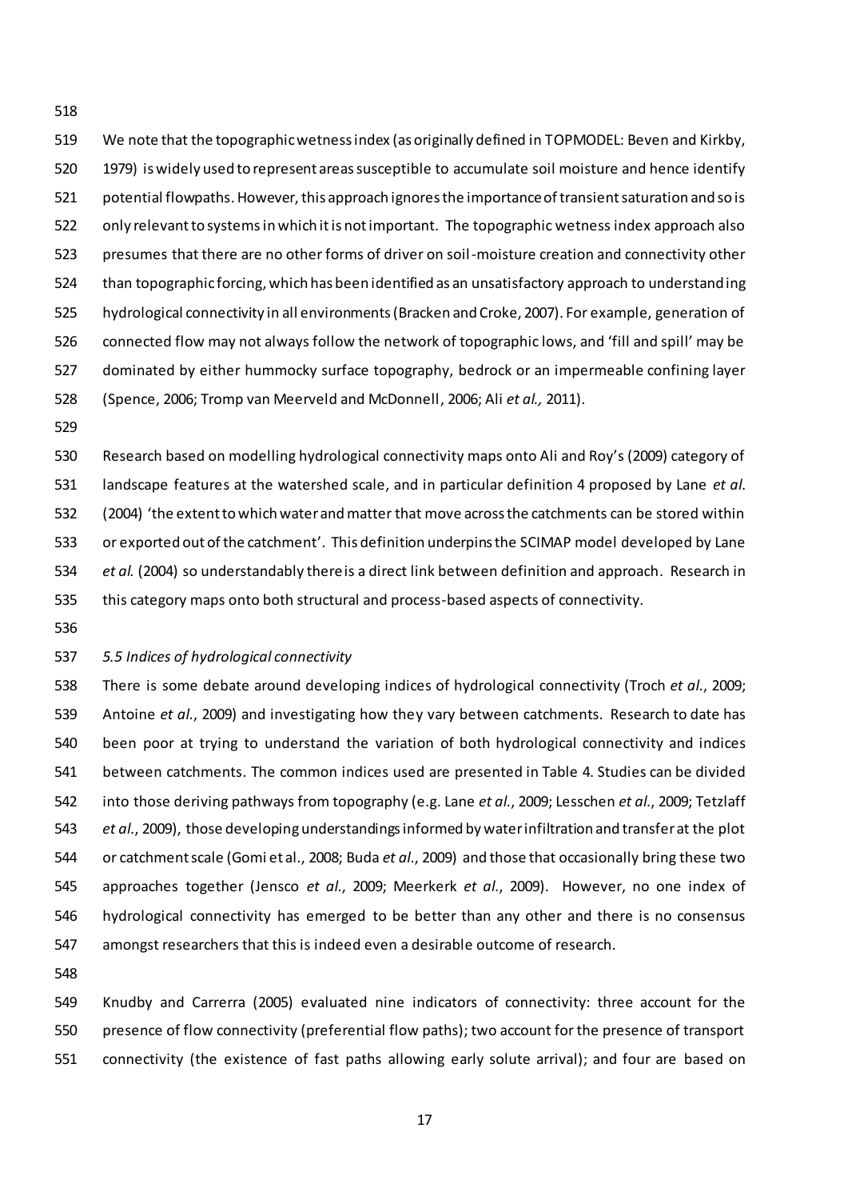We note that the topographic wetness index (as originally defined in TOPMODEL: Beven and Kirkby, 1979) is widely used to represent areas susceptible to accumulate soil moisture and hence identify potential flowpaths. However, this approach ignores the importance of transient saturation and so is only relevant to systems in which it is not important. The topographic wetness index approach also presumes that there are no other forms of driver on soil-moisture creation and connectivity other than topographic forcing, which has been identified as an unsatisfactory approach to understanding hydrological connectivity in all environments (Bracken and Croke, 2007). For example, generation of connected flow may not always follow the network of topographic lows, and 'fill and spill' may be dominated by either hummocky surface topography, bedrock or an impermeable confining layer (Spence, 2006; Tromp van Meerveld and McDonnell, 2006; Ali *et al.,* 2011).

Research based on modelling hydrological connectivity maps onto Ali and Roy's (2009) category of landscape features at the watershed scale, and in particular definition 4 proposed by Lane *et al.* (2004) 'the extent to which water and matter that move across the catchments can be stored within or exported out of the catchment'. This definition underpins the SCIMAP model developed by Lane *et al.* (2004) so understandably there is a direct link between definition and approach. Research in this category maps onto both structural and process-based aspects of connectivity.

### *5.5 Indices of hydrological connectivity*

There is some debate around developing indices of hydrological connectivity (Troch *et al.*, 2009; Antoine *et al.*, 2009) and investigating how they vary between catchments. Research to date has been poor at trying to understand the variation of both hydrological connectivity and indices between catchments. The common indices used are presented in Table 4. Studies can be divided into those deriving pathways from topography (e.g. Lane *et al.*, 2009; Lesschen *et al.*, 2009; Tetzlaff *et al.*, 2009), those developing understandings informed by water infiltration and transfer at the plot or catchment scale (Gomi et al., 2008; Buda *et al.*, 2009) and those that occasionally bring these two approaches together (Jensco *et al.*, 2009; Meerkerk *et al.*, 2009). However, no one index of hydrological connectivity has emerged to be better than any other and there is no consensus amongst researchers that this is indeed even a desirable outcome of research.

Knudby and Carrerra (2005) evaluated nine indicators of connectivity: three account for the presence of flow connectivity (preferential flow paths); two account for the presence of transport connectivity (the existence of fast paths allowing early solute arrival); and four are based on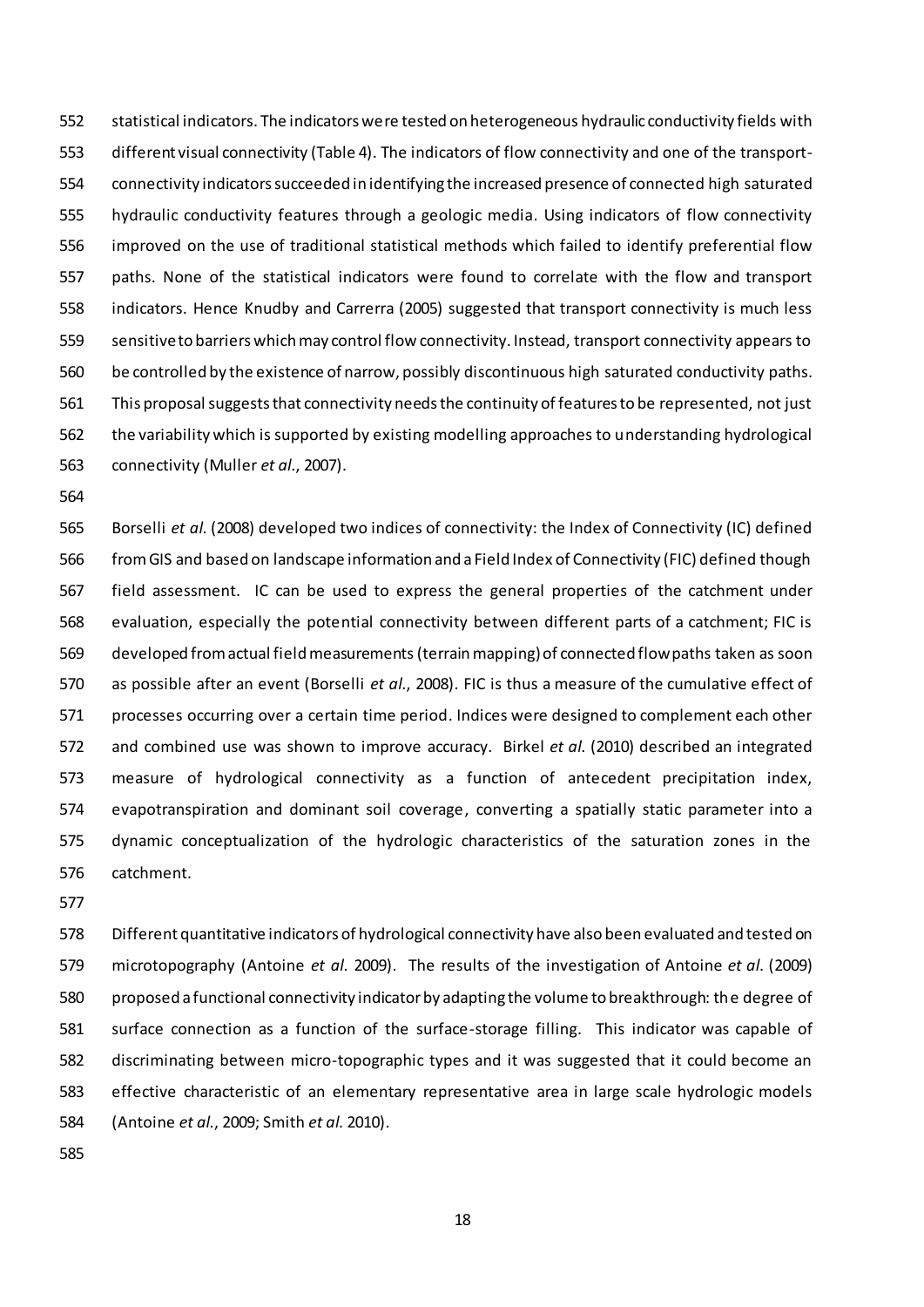statistical indicators. The indicators were tested on heterogeneous hydraulic conductivity fields with different visual connectivity (Table 4). The indicators of flow connectivity and one of the transport-connectivity indicators succeeded in identifying the increased presence of connected high saturated hydraulic conductivity features through a geologic media. Using indicators of flow connectivity improved on the use of traditional statistical methods which failed to identify preferential flow paths. None of the statistical indicators were found to correlate with the flow and transport indicators. Hence Knudby and Carrerra (2005) suggested that transport connectivity is much less sensitive to barriers which may control flow connectivity. Instead, transport connectivity appears to be controlled by the existence of narrow, possibly discontinuous high saturated conductivity paths. This proposal suggests that connectivity needs the continuity of features to be represented, not just the variability which is supported by existing modelling approaches to understanding hydrological connectivity (Muller *et al.*, 2007).

Borselli *et al.* (2008) developed two indices of connectivity: the Index of Connectivity (IC) defined from GIS and based on landscape information and a Field Index of Connectivity (FIC) defined though field assessment. IC can be used to express the general properties of the catchment under evaluation, especially the potential connectivity between different parts of a catchment; FIC is developed from actual field measurements (terrain mapping) of connected flowpaths taken as soon as possible after an event (Borselli *et al.*, 2008). FIC is thus a measure of the cumulative effect of processes occurring over a certain time period. Indices were designed to complement each other and combined use was shown to improve accuracy. Birkel *et al.* (2010) described an integrated measure of hydrological connectivity as a function of antecedent precipitation index, evapotranspiration and dominant soil coverage, converting a spatially static parameter into a dynamic conceptualization of the hydrologic characteristics of the saturation zones in the catchment.

Different quantitative indicators of hydrological connectivity have also been evaluated and tested on microtopography (Antoine *et al.* 2009). The results of the investigation of Antoine *et al.* (2009) proposed a functional connectivity indicator by adapting the volume to breakthrough: the degree of surface connection as a function of the surface-storage filling. This indicator was capable of discriminating between micro-topographic types and it was suggested that it could become an effective characteristic of an elementary representative area in large scale hydrologic models (Antoine *et al.*, 2009; Smith *et al.* 2010).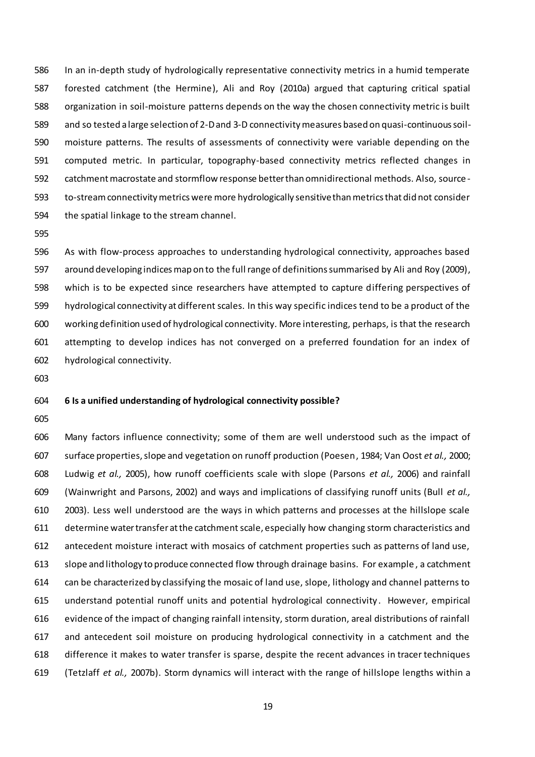In an in-depth study of hydrologically representative connectivity metrics in a humid temperate forested catchment (the Hermine), Ali and Roy (2010a) argued that capturing critical spatial organization in soil-moisture patterns depends on the way the chosen connectivity metric is built and so tested a large selection of 2-D and 3-D connectivity measures based on quasi-continuous soil-moisture patterns. The results of assessments of connectivity were variable depending on the computed metric. In particular, topography-based connectivity metrics reflected changes in catchment macrostate and stormflow response better than omnidirectional methods. Also, source-to-stream connectivity metrics were more hydrologically sensitive than metrics that did not consider the spatial linkage to the stream channel.

As with flow-process approaches to understanding hydrological connectivity, approaches based around developing indices map on to the full range of definitions summarised by Ali and Roy (2009), which is to be expected since researchers have attempted to capture differing perspectives of hydrological connectivity at different scales. In this way specific indices tend to be a product of the working definition used of hydrological connectivity. More interesting, perhaps, is that the research attempting to develop indices has not converged on a preferred foundation for an index of hydrological connectivity.

## 6 Is a unified understanding of hydrological connectivity possible?

Many factors influence connectivity; some of them are well understood such as the impact of surface properties, slope and vegetation on runoff production (Poesen, 1984; Van Oost *et al.,* 2000; Ludwig *et al.,* 2005), how runoff coefficients scale with slope (Parsons *et al.,* 2006) and rainfall (Wainwright and Parsons, 2002) and ways and implications of classifying runoff units (Bull *et al.,* 2003). Less well understood are the ways in which patterns and processes at the hillslope scale determine water transfer at the catchment scale, especially how changing storm characteristics and antecedent moisture interact with mosaics of catchment properties such as patterns of land use, slope and lithology to produce connected flow through drainage basins. For example, a catchment can be characterized by classifying the mosaic of land use, slope, lithology and channel patterns to understand potential runoff units and potential hydrological connectivity. However, empirical evidence of the impact of changing rainfall intensity, storm duration, areal distributions of rainfall and antecedent soil moisture on producing hydrological connectivity in a catchment and the difference it makes to water transfer is sparse, despite the recent advances in tracer techniques (Tetzlaff *et al.,* 2007b). Storm dynamics will interact with the range of hillslope lengths within a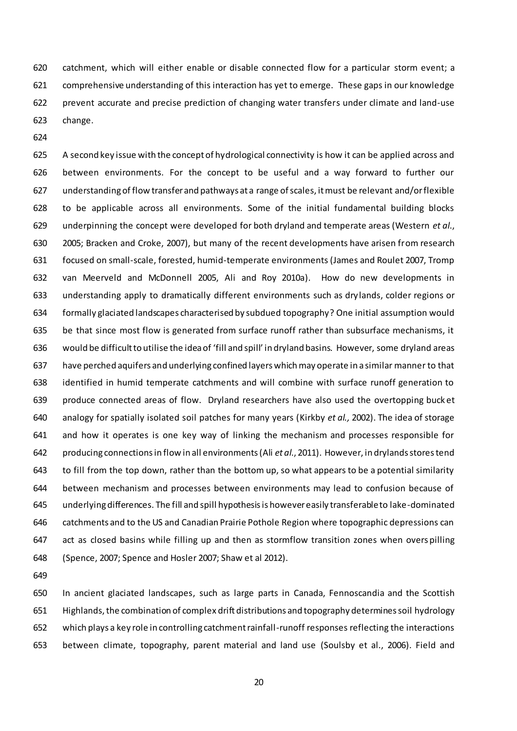catchment, which will either enable or disable connected flow for a particular storm event; a comprehensive understanding of this interaction has yet to emerge. These gaps in our knowledge prevent accurate and precise prediction of changing water transfers under climate and land-use change.

A second key issue with the concept of hydrological connectivity is how it can be applied across and between environments. For the concept to be useful and a way forward to further our understanding of flow transfer and pathways at a range of scales, it must be relevant and/or flexible to be applicable across all environments. Some of the initial fundamental building blocks underpinning the concept were developed for both dryland and temperate areas (Western *et al.*, 2005; Bracken and Croke, 2007), but many of the recent developments have arisen from research focused on small-scale, forested, humid-temperate environments (James and Roulet 2007, Tromp van Meerveld and McDonnell 2005, Ali and Roy 2010a). How do new developments in understanding apply to dramatically different environments such as drylands, colder regions or formally glaciated landscapes characterised by subdued topography? One initial assumption would be that since most flow is generated from surface runoff rather than subsurface mechanisms, it would be difficult to utilise the idea of 'fill and spill' in dryland basins. However, some dryland areas have perched aquifers and underlying confined layers which may operate in a similar manner to that identified in humid temperate catchments and will combine with surface runoff generation to produce connected areas of flow. Dryland researchers have also used the overtopping bucket analogy for spatially isolated soil patches for many years (Kirkby *et al.,* 2002). The idea of storage and how it operates is one key way of linking the mechanism and processes responsible for producing connections in flow in all environments (Ali *et al.*, 2011). However, in drylands stores tend to fill from the top down, rather than the bottom up, so what appears to be a potential similarity between mechanism and processes between environments may lead to confusion because of underlying differences. The fill and spill hypothesis is however easily transferable to lake-dominated catchments and to the US and Canadian Prairie Pothole Region where topographic depressions can act as closed basins while filling up and then as stormflow transition zones when overspilling (Spence, 2007; Spence and Hosler 2007; Shaw et al 2012).

In ancient glaciated landscapes, such as large parts in Canada, Fennoscandia and the Scottish Highlands, the combination of complex drift distributions and topography determines soil hydrology which plays a key role in controlling catchment rainfall-runoff responses reflecting the interactions between climate, topography, parent material and land use (Soulsby et al., 2006). Field and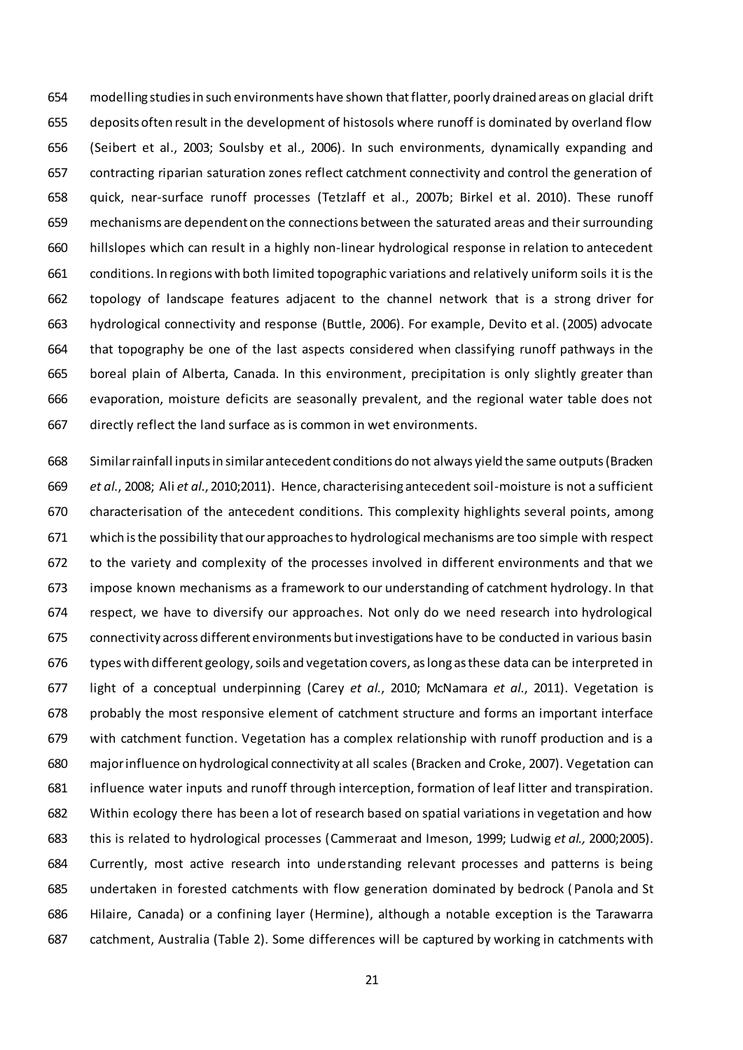modelling studies in such environments have shown that flatter, poorly drained areas on glacial drift deposits often result in the development of histosols where runoff is dominated by overland flow (Seibert et al., 2003; Soulsby et al., 2006). In such environments, dynamically expanding and contracting riparian saturation zones reflect catchment connectivity and control the generation of quick, near-surface runoff processes (Tetzlaff et al., 2007b; Birkel et al. 2010). These runoff mechanisms are dependent on the connections between the saturated areas and their surrounding hillslopes which can result in a highly non-linear hydrological response in relation to antecedent conditions. In regions with both limited topographic variations and relatively uniform soils it is the topology of landscape features adjacent to the channel network that is a strong driver for hydrological connectivity and response (Buttle, 2006). For example, Devito et al. (2005) advocate that topography be one of the last aspects considered when classifying runoff pathways in the boreal plain of Alberta, Canada. In this environment, precipitation is only slightly greater than evaporation, moisture deficits are seasonally prevalent, and the regional water table does not directly reflect the land surface as is common in wet environments.

Similar rainfall inputs in similar antecedent conditions do not always yield the same outputs (Bracken *et al.*, 2008; Ali *et al.*, 2010;2011). Hence, characterising antecedent soil-moisture is not a sufficient characterisation of the antecedent conditions. This complexity highlights several points, among which is the possibility that our approaches to hydrological mechanisms are too simple with respect to the variety and complexity of the processes involved in different environments and that we impose known mechanisms as a framework to our understanding of catchment hydrology. In that respect, we have to diversify our approaches. Not only do we need research into hydrological connectivity across different environments but investigations have to be conducted in various basin types with different geology, soils and vegetation covers, as long as these data can be interpreted in light of a conceptual underpinning (Carey *et al.*, 2010; McNamara *et al.*, 2011). Vegetation is probably the most responsive element of catchment structure and forms an important interface with catchment function. Vegetation has a complex relationship with runoff production and is a major influence on hydrological connectivity at all scales (Bracken and Croke, 2007). Vegetation can influence water inputs and runoff through interception, formation of leaf litter and transpiration. Within ecology there has been a lot of research based on spatial variations in vegetation and how this is related to hydrological processes (Cammeraat and Imeson, 1999; Ludwig *et al.,* 2000;2005). Currently, most active research into understanding relevant processes and patterns is being undertaken in forested catchments with flow generation dominated by bedrock (Panola and St Hilaire, Canada) or a confining layer (Hermine), although a notable exception is the Tarawarra catchment, Australia (Table 2). Some differences will be captured by working in catchments with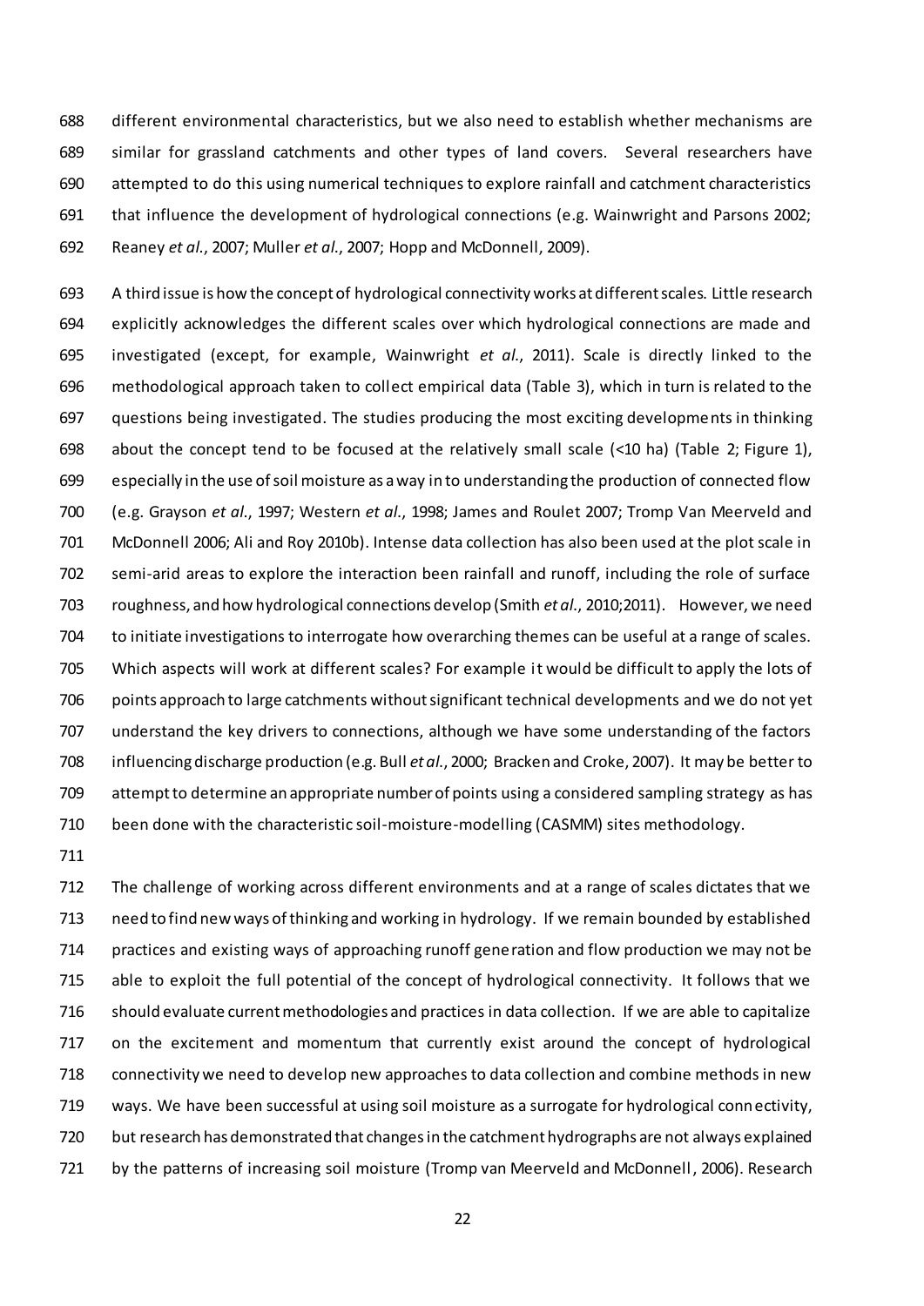different environmental characteristics, but we also need to establish whether mechanisms are similar for grassland catchments and other types of land covers. Several researchers have attempted to do this using numerical techniques to explore rainfall and catchment characteristics that influence the development of hydrological connections (e.g. Wainwright and Parsons 2002; Reaney *et al*., 2007; Muller *et al*., 2007; Hopp and McDonnell, 2009).

A third issue is how the concept of hydrological connectivity works at different scales. Little research explicitly acknowledges the different scales over which hydrological connections are made and investigated (except, for example, Wainwright *et al*., 2011). Scale is directly linked to the methodological approach taken to collect empirical data (Table 3), which in turn is related to the questions being investigated. The studies producing the most exciting developments in thinking about the concept tend to be focused at the relatively small scale (<10 ha) (Table 2; Figure 1), especially in the use of soil moisture as a way in to understanding the production of connected flow (e.g. Grayson *et al*., 1997; Western *et al*., 1998; James and Roulet 2007; Tromp Van Meerveld and McDonnell 2006; Ali and Roy 2010b). Intense data collection has also been used at the plot scale in semi-arid areas to explore the interaction been rainfall and runoff, including the role of surface roughness, and how hydrological connections develop (Smith *et al*., 2010;2011). However, we need to initiate investigations to interrogate how overarching themes can be useful at a range of scales. Which aspects will work at different scales? For example it would be difficult to apply the lots of points approach to large catchments without significant technical developments and we do not yet understand the key drivers to connections, although we have some understanding of the factors influencing discharge production (e.g. Bull *et al*., 2000; Bracken and Croke, 2007). It may be better to attempt to determine an appropriate number of points using a considered sampling strategy as has been done with the characteristic soil-moisture-modelling (CASMM) sites methodology.

The challenge of working across different environments and at a range of scales dictates that we need to find new ways of thinking and working in hydrology. If we remain bounded by established practices and existing ways of approaching runoff generation and flow production we may not be able to exploit the full potential of the concept of hydrological connectivity. It follows that we should evaluate current methodologies and practices in data collection. If we are able to capitalize on the excitement and momentum that currently exist around the concept of hydrological connectivity we need to develop new approaches to data collection and combine methods in new ways. We have been successful at using soil moisture as a surrogate for hydrological connectivity, but research has demonstrated that changes in the catchment hydrographs are not always explained by the patterns of increasing soil moisture (Tromp van Meerveld and McDonnell, 2006). Research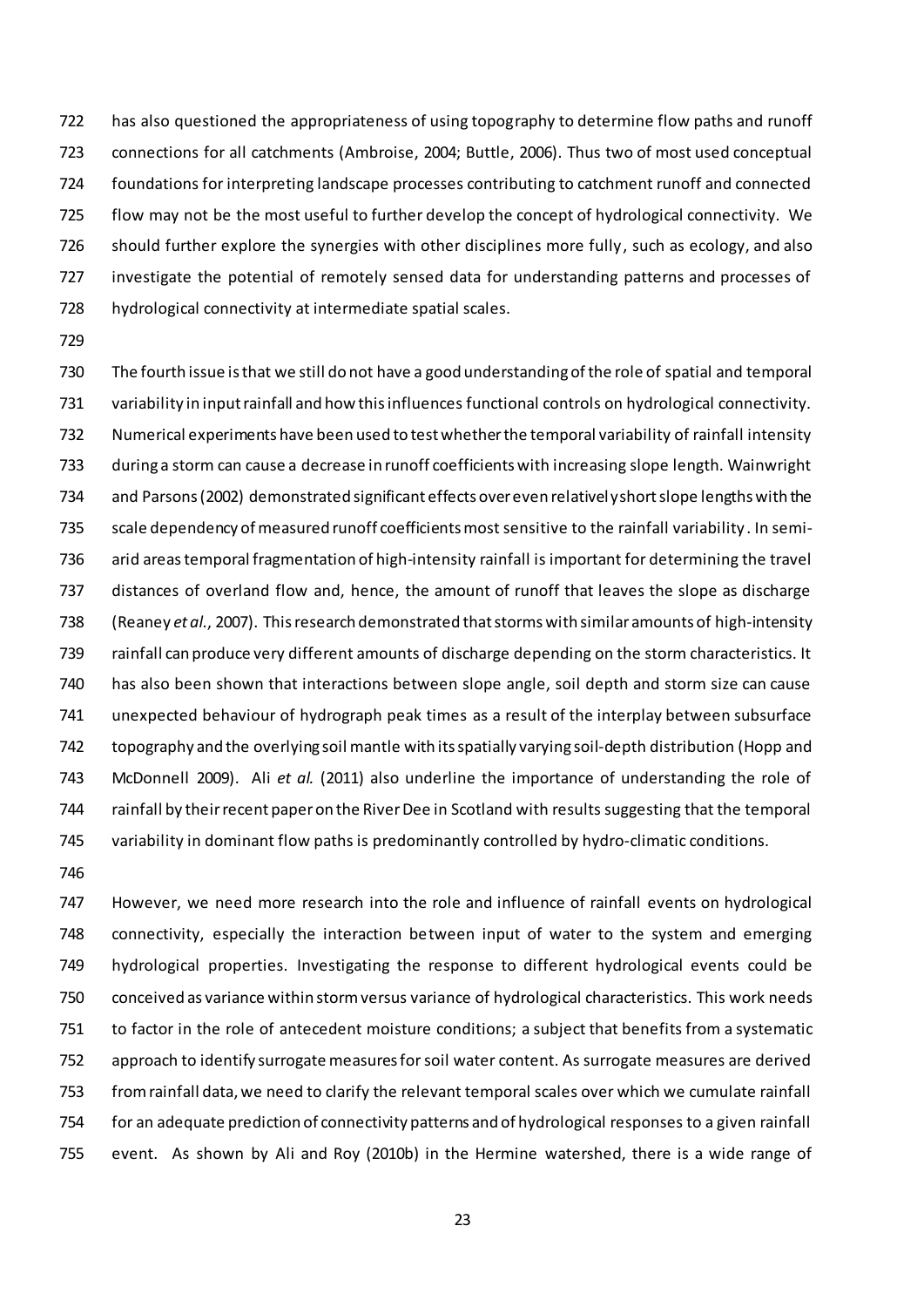has also questioned the appropriateness of using topography to determine flow paths and runoff connections for all catchments (Ambroise, 2004; Buttle, 2006). Thus two of most used conceptual foundations for interpreting landscape processes contributing to catchment runoff and connected flow may not be the most useful to further develop the concept of hydrological connectivity. We should further explore the synergies with other disciplines more fully, such as ecology, and also investigate the potential of remotely sensed data for understanding patterns and processes of hydrological connectivity at intermediate spatial scales.

The fourth issue is that we still do not have a good understanding of the role of spatial and temporal variability in input rainfall and how this influences functional controls on hydrological connectivity. Numerical experiments have been used to test whether the temporal variability of rainfall intensity during a storm can cause a decrease in runoff coefficients with increasing slope length. Wainwright and Parsons (2002) demonstrated significant effects over even relatively short slope lengths with the scale dependency of measured runoff coefficients most sensitive to the rainfall variability. In semi-arid areas temporal fragmentation of high-intensity rainfall is important for determining the travel distances of overland flow and, hence, the amount of runoff that leaves the slope as discharge (Reaney *et al.*, 2007). This research demonstrated that storms with similar amounts of high-intensity rainfall can produce very different amounts of discharge depending on the storm characteristics. It has also been shown that interactions between slope angle, soil depth and storm size can cause unexpected behaviour of hydrograph peak times as a result of the interplay between subsurface topography and the overlying soil mantle with its spatially varying soil-depth distribution (Hopp and McDonnell 2009). Ali *et al.* (2011) also underline the importance of understanding the role of rainfall by their recent paper on the River Dee in Scotland with results suggesting that the temporal variability in dominant flow paths is predominantly controlled by hydro-climatic conditions.

However, we need more research into the role and influence of rainfall events on hydrological connectivity, especially the interaction between input of water to the system and emerging hydrological properties. Investigating the response to different hydrological events could be conceived as variance within storm versus variance of hydrological characteristics. This work needs to factor in the role of antecedent moisture conditions; a subject that benefits from a systematic approach to identify surrogate measures for soil water content. As surrogate measures are derived from rainfall data, we need to clarify the relevant temporal scales over which we cumulate rainfall for an adequate prediction of connectivity patterns and of hydrological responses to a given rainfall event. As shown by Ali and Roy (2010b) in the Hermine watershed, there is a wide range of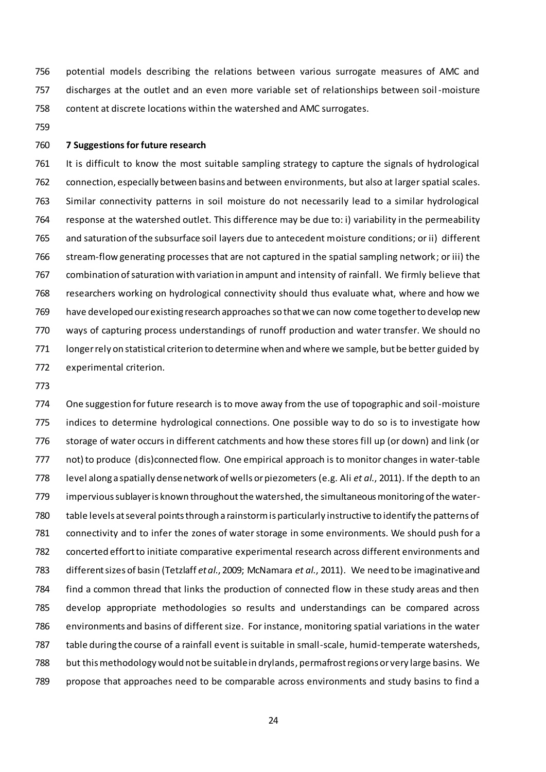potential models describing the relations between various surrogate measures of AMC and discharges at the outlet and an even more variable set of relationships between soil-moisture content at discrete locations within the watershed and AMC surrogates.

## 7 Suggestions for future research

It is difficult to know the most suitable sampling strategy to capture the signals of hydrological connection, especially between basins and between environments, but also at larger spatial scales. Similar connectivity patterns in soil moisture do not necessarily lead to a similar hydrological response at the watershed outlet. This difference may be due to: i) variability in the permeability and saturation of the subsurface soil layers due to antecedent moisture conditions; or ii) different stream-flow generating processes that are not captured in the spatial sampling network; or iii) the combination of saturation with variation in ampunt and intensity of rainfall. We firmly believe that researchers working on hydrological connectivity should thus evaluate what, where and how we have developed our existing research approaches so that we can now come together to develop new ways of capturing process understandings of runoff production and water transfer. We should no longer rely on statistical criterion to determine when and where we sample, but be better guided by experimental criterion.

One suggestion for future research is to move away from the use of topographic and soil-moisture indices to determine hydrological connections. One possible way to do so is to investigate how storage of water occurs in different catchments and how these stores fill up (or down) and link (or not) to produce (dis)connected flow. One empirical approach is to monitor changes in water-table level along a spatially dense network of wells or piezometers (e.g. Ali *et al.*, 2011). If the depth to an impervious sublayer is known throughout the watershed, the simultaneous monitoring of the water-table levels at several points through a rainstorm is particularly instructive to identify the patterns of connectivity and to infer the zones of water storage in some environments. We should push for a concerted effort to initiate comparative experimental research across different environments and different sizes of basin (Tetzlaff *et al.*, 2009; McNamara *et al.*, 2011). We need to be imaginative and find a common thread that links the production of connected flow in these study areas and then develop appropriate methodologies so results and understandings can be compared across environments and basins of different size. For instance, monitoring spatial variations in the water table during the course of a rainfall event is suitable in small-scale, humid-temperate watersheds, but this methodology would not be suitable in drylands, permafrost regions or very large basins. We propose that approaches need to be comparable across environments and study basins to find a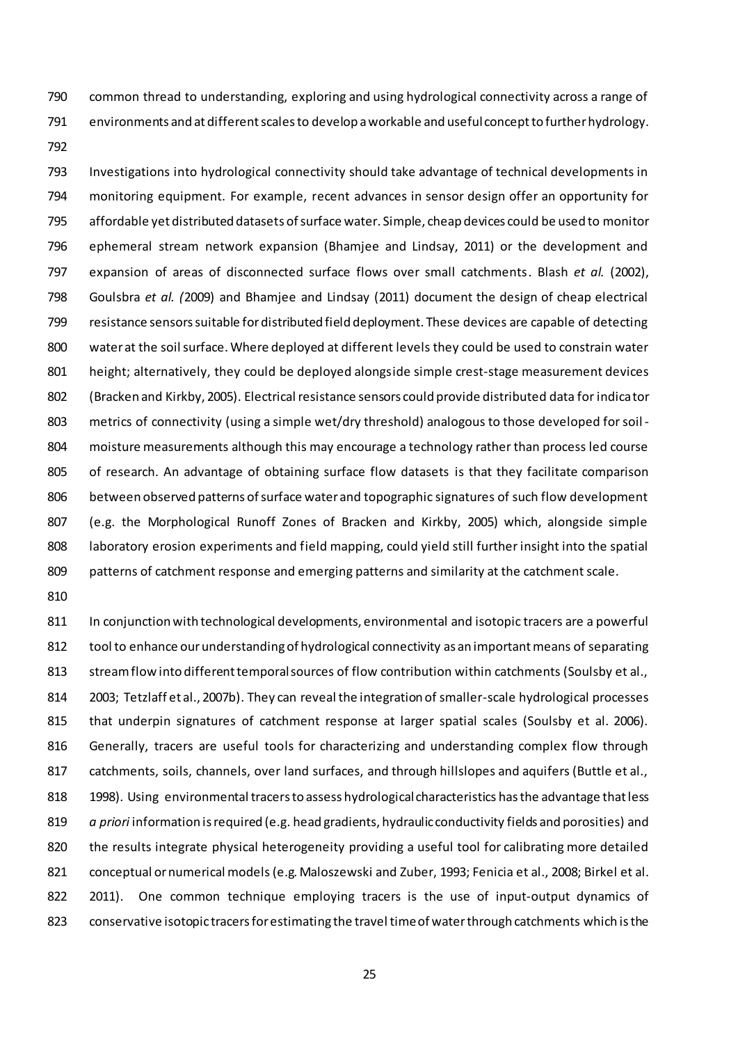common thread to understanding, exploring and using hydrological connectivity across a range of environments and at different scales to develop a workable and useful concept to further hydrology.

Investigations into hydrological connectivity should take advantage of technical developments in monitoring equipment. For example, recent advances in sensor design offer an opportunity for affordable yet distributed datasets of surface water. Simple, cheap devices could be used to monitor ephemeral stream network expansion (Bhamjee and Lindsay, 2011) or the development and expansion of areas of disconnected surface flows over small catchments. Blash *et al.* (2002), Goulsbra *et al. (*2009) and Bhamjee and Lindsay (2011) document the design of cheap electrical resistance sensors suitable for distributed field deployment. These devices are capable of detecting water at the soil surface. Where deployed at different levels they could be used to constrain water height; alternatively, they could be deployed alongside simple crest-stage measurement devices (Bracken and Kirkby, 2005). Electrical resistance sensors could provide distributed data for indicator metrics of connectivity (using a simple wet/dry threshold) analogous to those developed for soil-moisture measurements although this may encourage a technology rather than process led course of research. An advantage of obtaining surface flow datasets is that they facilitate comparison between observed patterns of surface water and topographic signatures of such flow development (e.g. the Morphological Runoff Zones of Bracken and Kirkby, 2005) which, alongside simple laboratory erosion experiments and field mapping, could yield still further insight into the spatial patterns of catchment response and emerging patterns and similarity at the catchment scale.

In conjunction with technological developments, environmental and isotopic tracers are a powerful tool to enhance our understanding of hydrological connectivity as an important means of separating streamflow into different temporal sources of flow contribution within catchments (Soulsby et al., 2003; Tetzlaff et al., 2007b). They can reveal the integration of smaller-scale hydrological processes that underpin signatures of catchment response at larger spatial scales (Soulsby et al. 2006). Generally, tracers are useful tools for characterizing and understanding complex flow through catchments, soils, channels, over land surfaces, and through hillslopes and aquifers (Buttle et al., 1998). Using environmental tracers to assess hydrological characteristics has the advantage that less *a priori* information is required (e.g. head gradients, hydraulic conductivity fields and porosities) and the results integrate physical heterogeneity providing a useful tool for calibrating more detailed conceptual or numerical models (e.g. Maloszewski and Zuber, 1993; Fenicia et al., 2008; Birkel et al. 2011). One common technique employing tracers is the use of input-output dynamics of conservative isotopic tracers for estimating the travel time of water through catchments which is the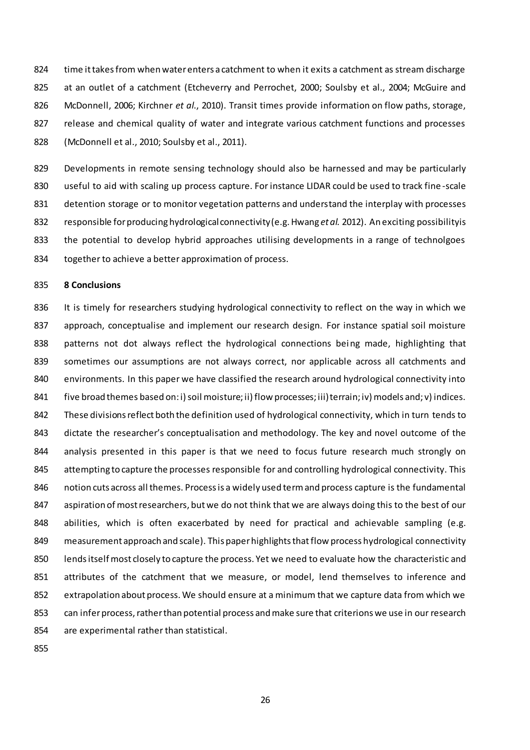time it takes from when water enters a catchment to when it exits a catchment as stream discharge at an outlet of a catchment (Etcheverry and Perrochet, 2000; Soulsby et al., 2004; McGuire and McDonnell, 2006; Kirchner *et al.*, 2010). Transit times provide information on flow paths, storage, release and chemical quality of water and integrate various catchment functions and processes (McDonnell et al., 2010; Soulsby et al., 2011).

Developments in remote sensing technology should also be harnessed and may be particularly useful to aid with scaling up process capture. For instance LIDAR could be used to track fine-scale detention storage or to monitor vegetation patterns and understand the interplay with processes responsible for producing hydrological connectivity (e.g. Hwang *et al.* 2012). An exciting possibilityis the potential to develop hybrid approaches utilising developments in a range of technolgoes together to achieve a better approximation of process.

## 8 Conclusions

It is timely for researchers studying hydrological connectivity to reflect on the way in which we approach, conceptualise and implement our research design. For instance spatial soil moisture patterns not dot always reflect the hydrological connections being made, highlighting that sometimes our assumptions are not always correct, nor applicable across all catchments and environments. In this paper we have classified the research around hydrological connectivity into five broad themes based on: i) soil moisture; ii) flow processes; iii) terrain; iv) models and; v) indices. These divisions reflect both the definition used of hydrological connectivity, which in turn tends to dictate the researcher's conceptualisation and methodology. The key and novel outcome of the analysis presented in this paper is that we need to focus future research much strongly on attempting to capture the processes responsible for and controlling hydrological connectivity. This notion cuts across all themes. Process is a widely used term and process capture is the fundamental aspiration of most researchers, but we do not think that we are always doing this to the best of our abilities, which is often exacerbated by need for practical and achievable sampling (e.g. measurement approach and scale). This paper highlights that flow process hydrological connectivity lends itself most closely to capture the process. Yet we need to evaluate how the characteristic and attributes of the catchment that we measure, or model, lend themselves to inference and extrapolation about process. We should ensure at a minimum that we capture data from which we can infer process, rather than potential process and make sure that criterions we use in our research are experimental rather than statistical.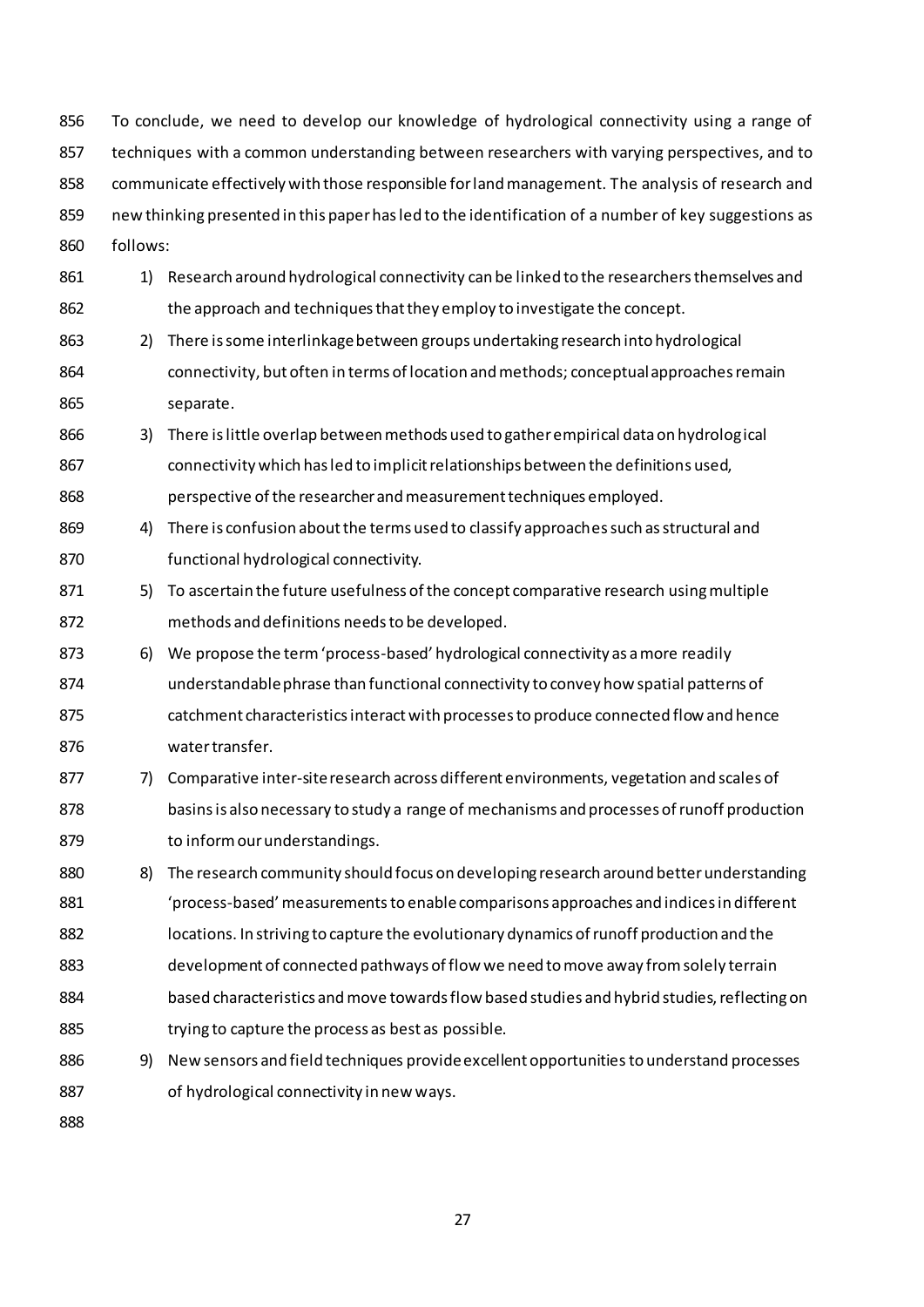To conclude, we need to develop our knowledge of hydrological connectivity using a range of techniques with a common understanding between researchers with varying perspectives, and to communicate effectively with those responsible for land management. The analysis of research and new thinking presented in this paper has led to the identification of a number of key suggestions as follows:

1) Research around hydrological connectivity can be linked to the researchers themselves and the approach and techniques that they employ to investigate the concept.
2) There is some interlinkage between groups undertaking research into hydrological connectivity, but often in terms of location and methods; conceptual approaches remain separate.
3) There is little overlap between methods used to gather empirical data on hydrological connectivity which has led to implicit relationships between the definitions used, perspective of the researcher and measurement techniques employed.
4) There is confusion about the terms used to classify approaches such as structural and functional hydrological connectivity.
5) To ascertain the future usefulness of the concept comparative research using multiple methods and definitions needs to be developed.
6) We propose the term 'process-based' hydrological connectivity as a more readily understandable phrase than functional connectivity to convey how spatial patterns of catchment characteristics interact with processes to produce connected flow and hence water transfer.
7) Comparative inter-site research across different environments, vegetation and scales of basins is also necessary to study a range of mechanisms and processes of runoff production to inform our understandings.
8) The research community should focus on developing research around better understanding 'process-based' measurements to enable comparisons approaches and indices in different locations. In striving to capture the evolutionary dynamics of runoff production and the development of connected pathways of flow we need to move away from solely terrain based characteristics and move towards flow based studies and hybrid studies, reflecting on trying to capture the process as best as possible.
9) New sensors and field techniques provide excellent opportunities to understand processes of hydrological connectivity in new ways.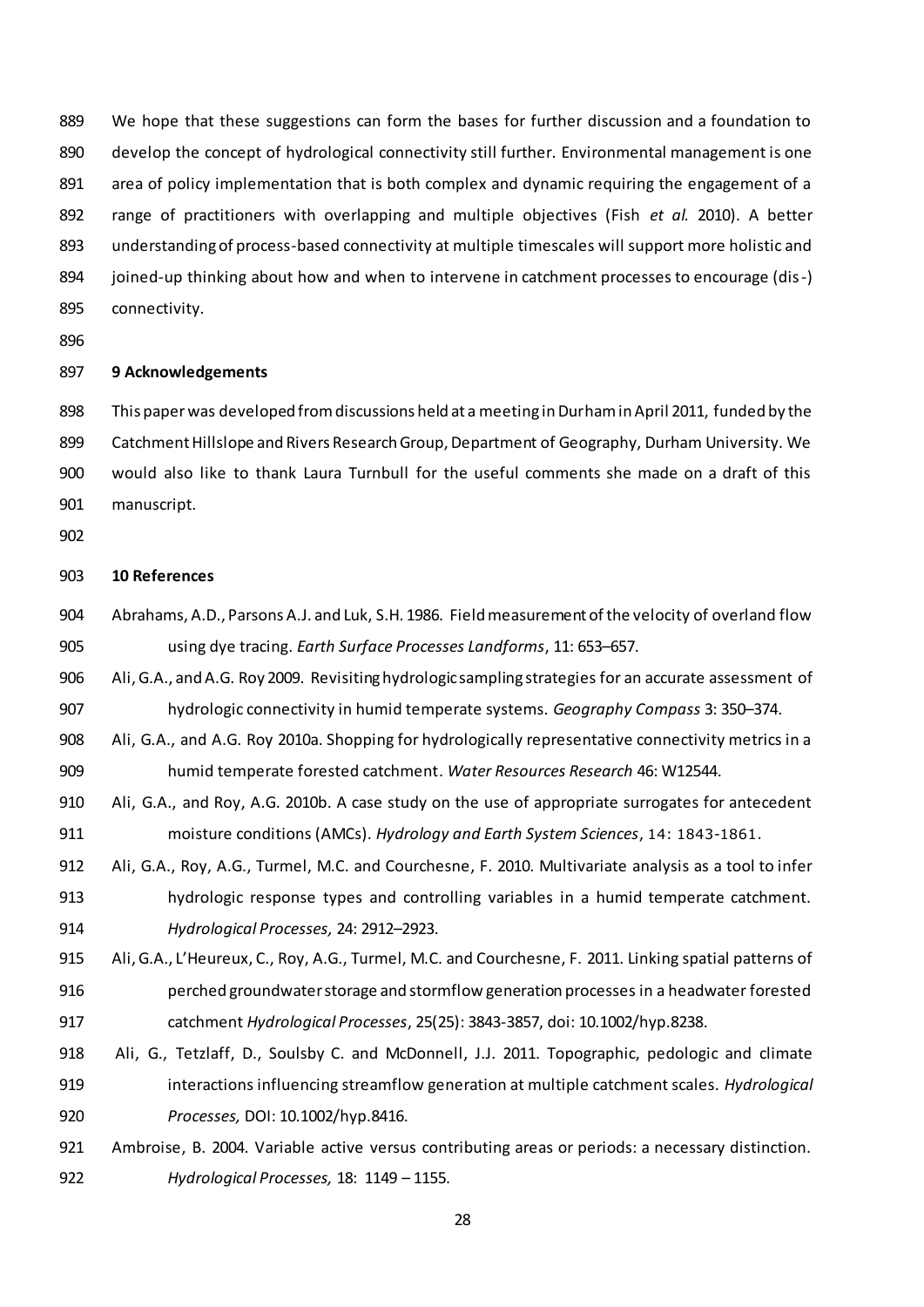We hope that these suggestions can form the bases for further discussion and a foundation to develop the concept of hydrological connectivity still further. Environmental management is one area of policy implementation that is both complex and dynamic requiring the engagement of a range of practitioners with overlapping and multiple objectives (Fish *et al.* 2010). A better understanding of process-based connectivity at multiple timescales will support more holistic and joined-up thinking about how and when to intervene in catchment processes to encourage (dis-) connectivity.

## 9 Acknowledgements

This paper was developed from discussions held at a meeting in Durham in April 2011, funded by the Catchment Hillslope and Rivers Research Group, Department of Geography, Durham University. We would also like to thank Laura Turnbull for the useful comments she made on a draft of this manuscript.

## 10 References

Abrahams, A.D., Parsons A.J. and Luk, S.H. 1986. Field measurement of the velocity of overland flow using dye tracing. *Earth Surface Processes Landforms*, 11: 653–657.

Ali, G.A., and A.G. Roy 2009. Revisiting hydrologic sampling strategies for an accurate assessment of hydrologic connectivity in humid temperate systems. *Geography Compass* 3: 350–374.

Ali, G.A., and A.G. Roy 2010a. Shopping for hydrologically representative connectivity metrics in a humid temperate forested catchment. *Water Resources Research* 46: W12544.

Ali, G.A., and Roy, A.G. 2010b. A case study on the use of appropriate surrogates for antecedent moisture conditions (AMCs). *Hydrology and Earth System Sciences*, 14: 1843-1861.

Ali, G.A., Roy, A.G., Turmel, M.C. and Courchesne, F. 2010. Multivariate analysis as a tool to infer hydrologic response types and controlling variables in a humid temperate catchment. *Hydrological Processes,* 24: 2912–2923.

Ali, G.A., L'Heureux, C., Roy, A.G., Turmel, M.C. and Courchesne, F. 2011. Linking spatial patterns of perched groundwater storage and stormflow generation processes in a headwater forested catchment *Hydrological Processes*, 25(25): 3843-3857, doi: 10.1002/hyp.8238.

Ali, G., Tetzlaff, D., Soulsby C. and McDonnell, J.J. 2011. Topographic, pedologic and climate interactions influencing streamflow generation at multiple catchment scales. *Hydrological Processes,* DOI: 10.1002/hyp.8416.

Ambroise, B. 2004. Variable active versus contributing areas or periods: a necessary distinction. *Hydrological Processes,* 18: 1149 – 1155.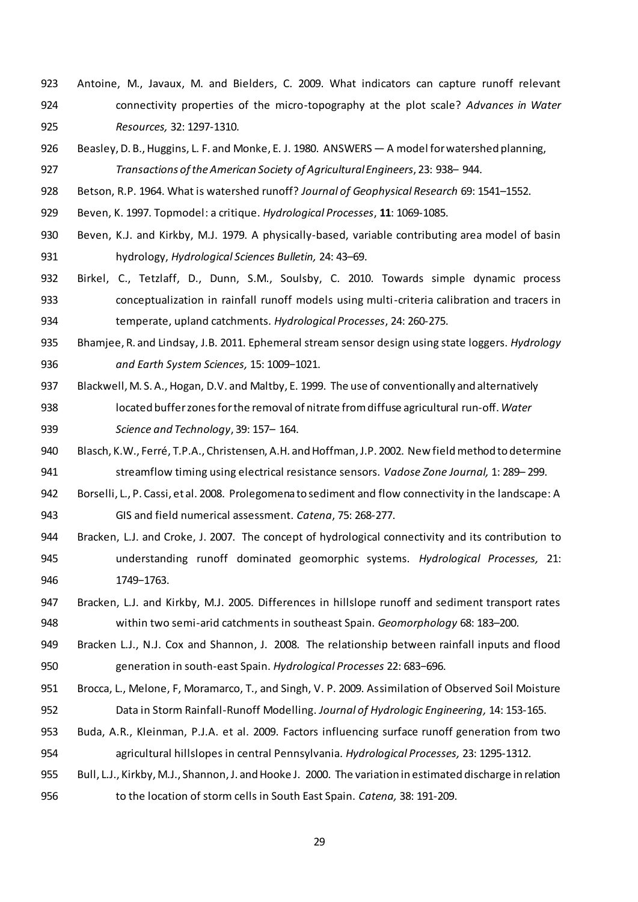Antoine, M., Javaux, M. and Bielders, C. 2009. What indicators can capture runoff relevant connectivity properties of the micro-topography at the plot scale? *Advances in Water Resources,* 32: 1297-1310.

Beasley, D. B., Huggins, L. F. and Monke, E. J. 1980. ANSWERS — A model for watershed planning, *Transactions of the American Society of Agricultural Engineers*, 23: 938– 944.

Betson, R.P. 1964. What is watershed runoff? *Journal of Geophysical Research* 69: 1541–1552.

Beven, K. 1997. Topmodel: a critique. *Hydrological Processes*, **11**: 1069-1085.

Beven, K.J. and Kirkby, M.J. 1979. A physically-based, variable contributing area model of basin hydrology, *Hydrological Sciences Bulletin,* 24: 43–69.

Birkel, C., Tetzlaff, D., Dunn, S.M., Soulsby, C. 2010. Towards simple dynamic process conceptualization in rainfall runoff models using multi-criteria calibration and tracers in temperate, upland catchments. *Hydrological Processes*, 24: 260-275.

Bhamjee, R. and Lindsay, J.B. 2011. Ephemeral stream sensor design using state loggers. *Hydrology and Earth System Sciences,* 15: 1009–1021.

Blackwell, M. S. A., Hogan, D.V. and Maltby, E. 1999. The use of conventionally and alternatively located buffer zones for the removal of nitrate from diffuse agricultural run-off. *Water Science and Technology*, 39: 157– 164.

Blasch, K.W., Ferré, T.P.A., Christensen, A.H. and Hoffman, J.P. 2002. New field method to determine streamflow timing using electrical resistance sensors. *Vadose Zone Journal,* 1: 289– 299.

Borselli, L., P. Cassi, et al. 2008. Prolegomena to sediment and flow connectivity in the landscape: A GIS and field numerical assessment. *Catena*, 75: 268-277.

Bracken, L.J. and Croke, J. 2007. The concept of hydrological connectivity and its contribution to understanding runoff dominated geomorphic systems. *Hydrological Processes,* 21: 1749–1763.

Bracken, L.J. and Kirkby, M.J. 2005. Differences in hillslope runoff and sediment transport rates within two semi-arid catchments in southeast Spain. *Geomorphology* 68: 183–200.

Bracken L.J., N.J. Cox and Shannon, J. 2008. The relationship between rainfall inputs and flood generation in south-east Spain. *Hydrological Processes* 22: 683–696.

Brocca, L., Melone, F, Moramarco, T., and Singh, V. P. 2009. Assimilation of Observed Soil Moisture Data in Storm Rainfall-Runoff Modelling. *Journal of Hydrologic Engineering,* 14: 153-165.

Buda, A.R., Kleinman, P.J.A. et al. 2009. Factors influencing surface runoff generation from two agricultural hillslopes in central Pennsylvania. *Hydrological Processes,* 23: 1295-1312.

Bull, L.J., Kirkby, M.J., Shannon, J. and Hooke J. 2000. The variation in estimated discharge in relation to the location of storm cells in South East Spain. *Catena,* 38: 191-209.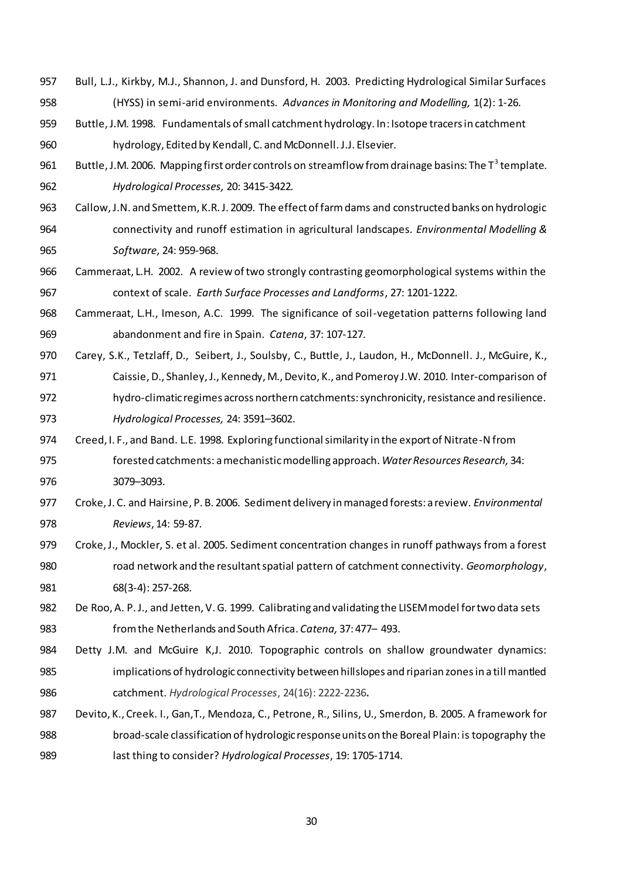Bull, L.J., Kirkby, M.J., Shannon, J. and Dunsford, H. 2003. Predicting Hydrological Similar Surfaces (HYSS) in semi-arid environments. *Advances in Monitoring and Modelling,* 1(2): 1-26.

Buttle, J.M. 1998. Fundamentals of small catchment hydrology. In: Isotope tracers in catchment hydrology, Edited by Kendall, C. and McDonnell. J.J. Elsevier.

Buttle, J.M. 2006. Mapping first order controls on streamflow from drainage basins: The $T^3$ template. *Hydrological Processes,* 20: 3415-3422.

Callow, J.N. and Smettem, K.R. J. 2009. The effect of farm dams and constructed banks on hydrologic connectivity and runoff estimation in agricultural landscapes. *Environmental Modelling & Software*, 24: 959-968.

Cammeraat, L.H. 2002. A review of two strongly contrasting geomorphological systems within the context of scale. *Earth Surface Processes and Landforms*, 27: 1201-1222.

Cammeraat, L.H., Imeson, A.C. 1999. The significance of soil-vegetation patterns following land abandonment and fire in Spain. *Catena*, 37: 107-127.

Carey, S.K., Tetzlaff, D., Seibert, J., Soulsby, C., Buttle, J., Laudon, H., McDonnell. J., McGuire, K., Caissie, D., Shanley, J., Kennedy, M., Devito, K., and Pomeroy J.W. 2010. Inter-comparison of hydro-climatic regimes across northern catchments: synchronicity, resistance and resilience. *Hydrological Processes,* 24: 3591–3602.

Creed, I. F., and Band. L.E. 1998. Exploring functional similarity in the export of Nitrate-N from forested catchments: a mechanistic modelling approach. *Water Resources Research,* 34: 3079–3093.

Croke, J. C. and Hairsine, P. B. 2006. Sediment delivery in managed forests: a review. *Environmental Reviews*, 14: 59-87.

Croke, J., Mockler, S. et al. 2005. Sediment concentration changes in runoff pathways from a forest road network and the resultant spatial pattern of catchment connectivity. *Geomorphology*, 68(3-4): 257-268.

De Roo, A. P. J., and Jetten, V. G. 1999. Calibrating and validating the LISEM model for two data sets from the Netherlands and South Africa. *Catena,* 37: 477– 493.

Detty J.M. and McGuire K,J. 2010. Topographic controls on shallow groundwater dynamics: implications of hydrologic connectivity between hillslopes and riparian zones in a till mantled catchment. *Hydrological Processes*, 24(16): 2222-2236.

Devito, K., Creek. I., Gan,T., Mendoza, C., Petrone, R., Silins, U., Smerdon, B. 2005. A framework for broad-scale classification of hydrologic response units on the Boreal Plain: is topography the last thing to consider? *Hydrological Processes*, 19: 1705-1714.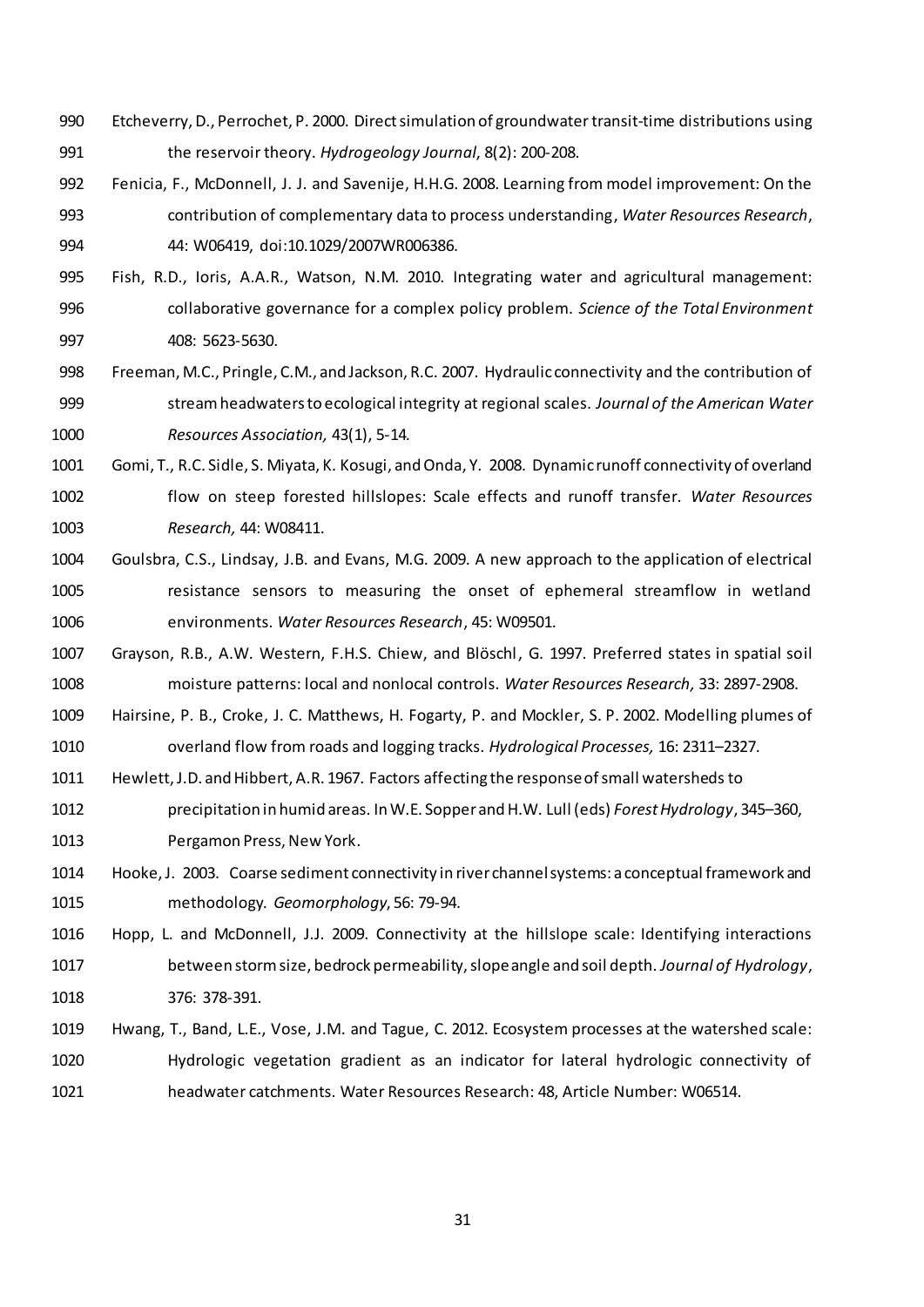Etcheverry, D., Perrochet, P. 2000. Direct simulation of groundwater transit-time distributions using the reservoir theory. *Hydrogeology Journal*, 8(2): 200-208.

Fenicia, F., McDonnell, J. J. and Savenije, H.H.G. 2008. Learning from model improvement: On the contribution of complementary data to process understanding, *Water Resources Research*, 44: W06419, doi:10.1029/2007WR006386.

Fish, R.D., Ioris, A.A.R., Watson, N.M. 2010. Integrating water and agricultural management: collaborative governance for a complex policy problem. *Science of the Total Environment* 408: 5623-5630.

Freeman, M.C., Pringle, C.M., and Jackson, R.C. 2007. Hydraulic connectivity and the contribution of stream headwaters to ecological integrity at regional scales. *Journal of the American Water Resources Association,* 43(1), 5-14.

Gomi, T., R.C. Sidle, S. Miyata, K. Kosugi, and Onda, Y. 2008. Dynamic runoff connectivity of overland flow on steep forested hillslopes: Scale effects and runoff transfer. *Water Resources Research,* 44: W08411.

Goulsbra, C.S., Lindsay, J.B. and Evans, M.G. 2009. A new approach to the application of electrical resistance sensors to measuring the onset of ephemeral streamflow in wetland environments. *Water Resources Research*, 45: W09501.

Grayson, R.B., A.W. Western, F.H.S. Chiew, and Blöschl, G. 1997. Preferred states in spatial soil moisture patterns: local and nonlocal controls. *Water Resources Research,* 33: 2897-2908.

Hairsine, P. B., Croke, J. C. Matthews, H. Fogarty, P. and Mockler, S. P. 2002. Modelling plumes of overland flow from roads and logging tracks. *Hydrological Processes,* 16: 2311–2327.

Hewlett, J.D. and Hibbert, A.R. 1967. Factors affecting the response of small watersheds to precipitation in humid areas. In W.E. Sopper and H.W. Lull (eds) *Forest Hydrology*, 345–360, Pergamon Press, New York.

Hooke, J. 2003. Coarse sediment connectivity in river channel systems: a conceptual framework and methodology. *Geomorphology*, 56: 79-94.

Hopp, L. and McDonnell, J.J. 2009. Connectivity at the hillslope scale: Identifying interactions between storm size, bedrock permeability, slope angle and soil depth. *Journal of Hydrology*, 376: 378-391.

Hwang, T., Band, L.E., Vose, J.M. and Tague, C. 2012. Ecosystem processes at the watershed scale: Hydrologic vegetation gradient as an indicator for lateral hydrologic connectivity of headwater catchments. Water Resources Research: 48, Article Number: W06514.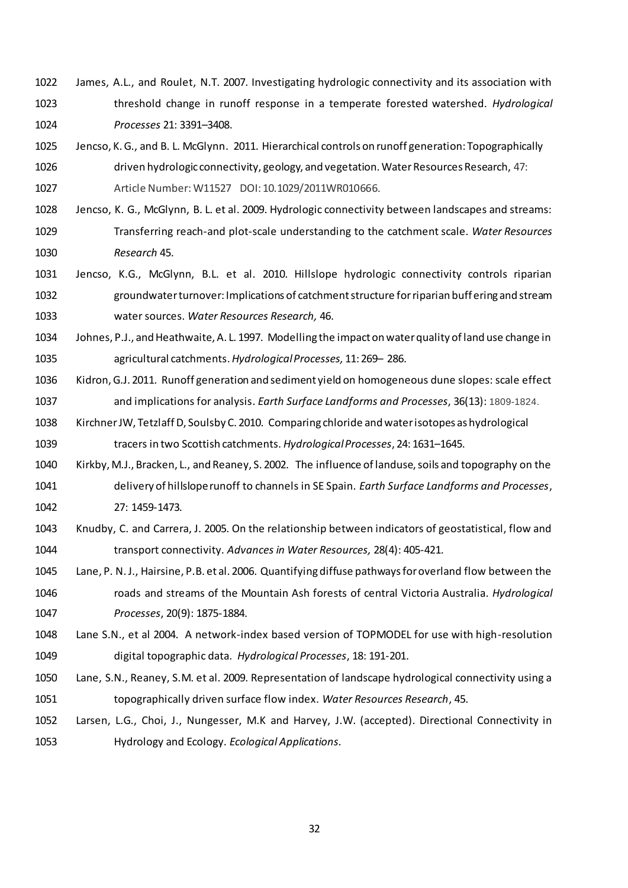James, A.L., and Roulet, N.T. 2007. Investigating hydrologic connectivity and its association with threshold change in runoff response in a temperate forested watershed. *Hydrological Processes* 21: 3391–3408.

Jencso, K. G., and B. L. McGlynn. 2011. Hierarchical controls on runoff generation: Topographically driven hydrologic connectivity, geology, and vegetation. Water Resources Research, 47: Article Number: W11527 DOI: 10.1029/2011WR010666.

Jencso, K. G., McGlynn, B. L. et al. 2009. Hydrologic connectivity between landscapes and streams: Transferring reach-and plot-scale understanding to the catchment scale. *Water Resources Research* 45.

Jencso, K.G., McGlynn, B.L. et al. 2010. Hillslope hydrologic connectivity controls riparian groundwater turnover: Implications of catchment structure for riparian buffering and stream water sources. *Water Resources Research,* 46.

Johnes, P.J., and Heathwaite, A. L. 1997. Modelling the impact on water quality of land use change in agricultural catchments. *Hydrological Processes,* 11: 269– 286.

Kidron, G.J. 2011. Runoff generation and sediment yield on homogeneous dune slopes: scale effect and implications for analysis. *Earth Surface Landforms and Processes*, 36(13): 1809-1824.

Kirchner JW, Tetzlaff D, Soulsby C. 2010. Comparing chloride and water isotopes as hydrological tracers in two Scottish catchments. *Hydrological Processes*, 24: 1631–1645.

Kirkby, M.J., Bracken, L., and Reaney, S. 2002. The influence of landuse, soils and topography on the delivery of hillslope runoff to channels in SE Spain. *Earth Surface Landforms and Processes*, 27: 1459-1473.

Knudby, C. and Carrera, J. 2005. On the relationship between indicators of geostatistical, flow and transport connectivity. *Advances in Water Resources,* 28(4): 405-421.

Lane, P. N. J., Hairsine, P.B. et al. 2006. Quantifying diffuse pathways for overland flow between the roads and streams of the Mountain Ash forests of central Victoria Australia. *Hydrological Processes*, 20(9): 1875-1884.

Lane S.N., et al 2004. A network-index based version of TOPMODEL for use with high-resolution digital topographic data. *Hydrological Processes*, 18: 191-201.

Lane, S.N., Reaney, S.M. et al. 2009. Representation of landscape hydrological connectivity using a topographically driven surface flow index. *Water Resources Research*, 45.

Larsen, L.G., Choi, J., Nungesser, M.K and Harvey, J.W. (accepted). Directional Connectivity in Hydrology and Ecology. *Ecological Applications*.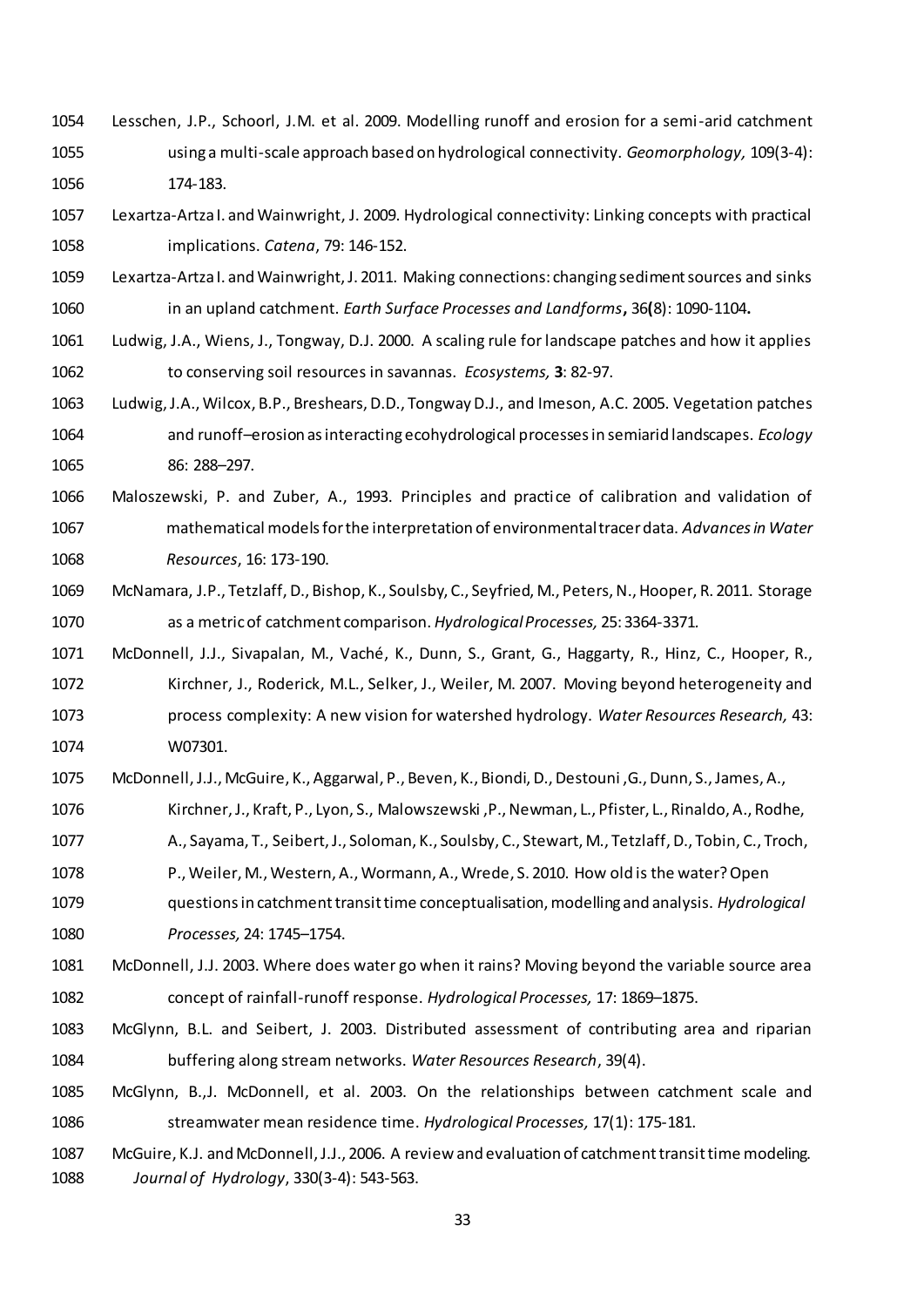Lesschen, J.P., Schoorl, J.M. et al. 2009. Modelling runoff and erosion for a semi-arid catchment using a multi-scale approach based on hydrological connectivity. *Geomorphology,* 109(3-4): 174-183.

Lexartza-Artza I. and Wainwright, J. 2009. Hydrological connectivity: Linking concepts with practical implications. *Catena*, 79: 146-152.

Lexartza-Artza I. and Wainwright, J. 2011. Making connections: changing sediment sources and sinks in an upland catchment. *Earth Surface Processes and Landforms***,** 36**(**8): 1090-1104**.**

Ludwig, J.A., Wiens, J., Tongway, D.J. 2000. A scaling rule for landscape patches and how it applies to conserving soil resources in savannas. *Ecosystems,* **3**: 82-97.

Ludwig, J.A., Wilcox, B.P., Breshears, D.D., Tongway D.J., and Imeson, A.C. 2005. Vegetation patches and runoff–erosion as interacting ecohydrological processes in semiarid landscapes. *Ecology* 86: 288–297.

Maloszewski, P. and Zuber, A., 1993. Principles and practice of calibration and validation of mathematical models for the interpretation of environmental tracer data. *Advances in Water Resources*, 16: 173-190.

McNamara, J.P., Tetzlaff, D., Bishop, K., Soulsby, C., Seyfried, M., Peters, N., Hooper, R. 2011. Storage as a metric of catchment comparison. *Hydrological Processes,* 25: 3364-3371.

McDonnell, J.J., Sivapalan, M., Vaché, K., Dunn, S., Grant, G., Haggarty, R., Hinz, C., Hooper, R., Kirchner, J., Roderick, M.L., Selker, J., Weiler, M. 2007. Moving beyond heterogeneity and process complexity: A new vision for watershed hydrology. *Water Resources Research,* 43: W07301.

McDonnell, J.J., McGuire, K., Aggarwal, P., Beven, K., Biondi, D., Destouni ,G., Dunn, S., James, A., Kirchner, J., Kraft, P., Lyon, S., Malowszewski ,P., Newman, L., Pfister, L., Rinaldo, A., Rodhe, A., Sayama, T., Seibert, J., Soloman, K., Soulsby, C., Stewart, M., Tetzlaff, D., Tobin, C., Troch, P., Weiler, M., Western, A., Wormann, A., Wrede, S. 2010. How old is the water? Open questions in catchment transit time conceptualisation, modelling and analysis. *Hydrological Processes,* 24: 1745–1754.

McDonnell, J.J. 2003. Where does water go when it rains? Moving beyond the variable source area concept of rainfall-runoff response. *Hydrological Processes,* 17: 1869–1875.

McGlynn, B.L. and Seibert, J. 2003. Distributed assessment of contributing area and riparian buffering along stream networks. *Water Resources Research*, 39(4).

McGlynn, B.,J. McDonnell, et al. 2003. On the relationships between catchment scale and streamwater mean residence time. *Hydrological Processes,* 17(1): 175-181.

McGuire, K.J. and McDonnell, J.J., 2006. A review and evaluation of catchment transit time modeling. *Journal of Hydrology*, 330(3-4): 543-563.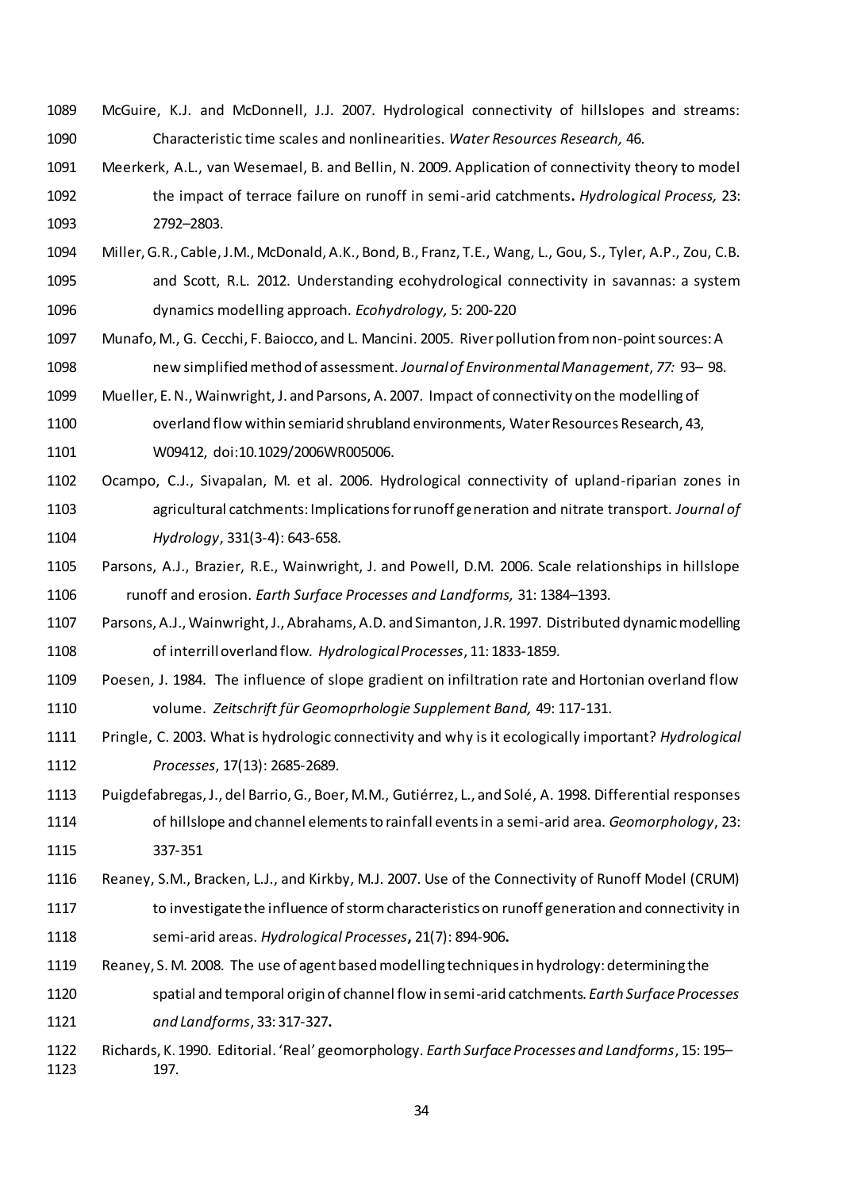McGuire, K.J. and McDonnell, J.J. 2007. Hydrological connectivity of hillslopes and streams: Characteristic time scales and nonlinearities. *Water Resources Research,* 46.

Meerkerk, A.L., van Wesemael, B. and Bellin, N. 2009. Application of connectivity theory to model the impact of terrace failure on runoff in semi-arid catchments**.** *Hydrological Process,* 23: 2792–2803.

Miller, G.R., Cable, J.M., McDonald, A.K., Bond, B., Franz, T.E., Wang, L., Gou, S., Tyler, A.P., Zou, C.B. and Scott, R.L. 2012. Understanding ecohydrological connectivity in savannas: a system dynamics modelling approach. *Ecohydrology,* 5: 200-220

Munafo, M., G. Cecchi, F. Baiocco, and L. Mancini. 2005. River pollution from non-point sources: A new simplified method of assessment. *Journal of Environmental Management*, *77:* 93– 98.

Mueller, E. N., Wainwright, J. and Parsons, A. 2007. Impact of connectivity on the modelling of overland flow within semiarid shrubland environments, Water Resources Research, 43, W09412, doi:10.1029/2006WR005006.

Ocampo, C.J., Sivapalan, M. et al. 2006. Hydrological connectivity of upland-riparian zones in agricultural catchments: Implications for runoff generation and nitrate transport. *Journal of Hydrology*, 331(3-4): 643-658.

Parsons, A.J., Brazier, R.E., Wainwright, J. and Powell, D.M. 2006. Scale relationships in hillslope runoff and erosion. *Earth Surface Processes and Landforms,* 31: 1384–1393.

Parsons, A.J., Wainwright, J., Abrahams, A.D. and Simanton, J.R. 1997. Distributed dynamic modelling of interrill overland flow. *Hydrological Processes*, 11: 1833-1859.

Poesen, J. 1984. The influence of slope gradient on infiltration rate and Hortonian overland flow volume. *Zeitschrift für Geomoprhologie Supplement Band,* 49: 117-131.

Pringle, C. 2003. What is hydrologic connectivity and why is it ecologically important? *Hydrological Processes*, 17(13): 2685-2689.

Puigdefabregas, J., del Barrio, G., Boer, M.M., Gutiérrez, L., and Solé, A. 1998. Differential responses of hillslope and channel elements to rainfall events in a semi-arid area. *Geomorphology*, 23: 337-351

Reaney, S.M., Bracken, L.J., and Kirkby, M.J. 2007. Use of the Connectivity of Runoff Model (CRUM) to investigate the influence of storm characteristics on runoff generation and connectivity in semi-arid areas. *Hydrological Processes***,** 21(7): 894-906**.**

Reaney, S. M. 2008. The use of agent based modelling techniques in hydrology: determining the spatial and temporal origin of channel flow in semi-arid catchments. *Earth Surface Processes and Landforms*, 33: 317-327**.**

Richards, K. 1990. Editorial. 'Real' geomorphology. *Earth Surface Processes and Landforms*, 15: 195–197.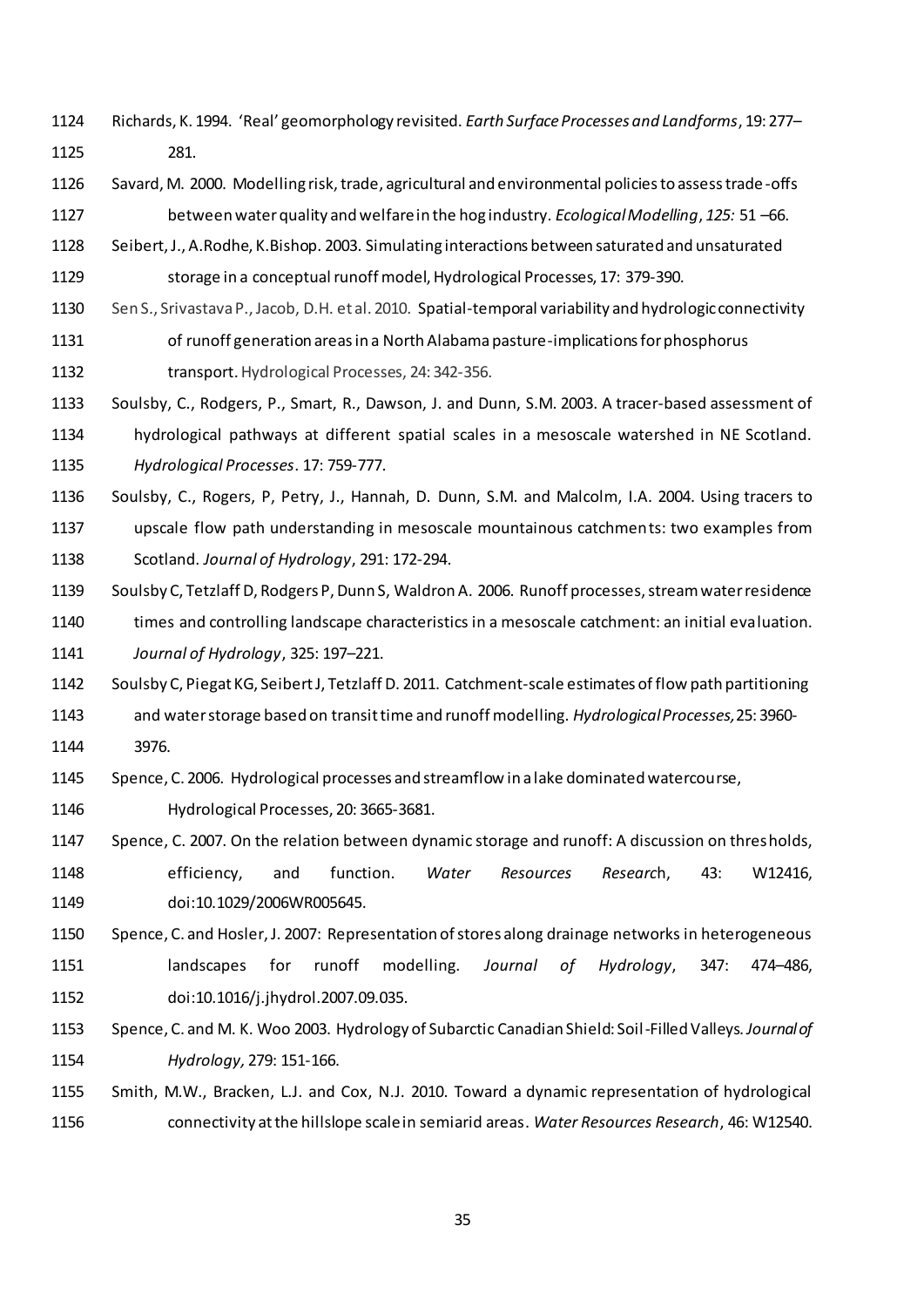Richards, K. 1994. 'Real' geomorphology revisited. *Earth Surface Processes and Landforms*, 19: 277–281.

Savard, M. 2000. Modelling risk, trade, agricultural and environmental policies to assess trade-offs between water quality and welfare in the hog industry. *Ecological Modelling*, *125:* 51 –66.

Seibert, J., A.Rodhe, K.Bishop. 2003. Simulating interactions between saturated and unsaturated storage in a conceptual runoff model, Hydrological Processes, 17: 379-390.

Sen S., Srivastava P., Jacob, D.H. et al. 2010. Spatial-temporal variability and hydrologic connectivity of runoff generation areas in a North Alabama pasture-implications for phosphorus transport. Hydrological Processes, 24: 342-356.

Soulsby, C., Rodgers, P., Smart, R., Dawson, J. and Dunn, S.M. 2003. A tracer-based assessment of hydrological pathways at different spatial scales in a mesoscale watershed in NE Scotland. *Hydrological Processes*. 17: 759-777.

Soulsby, C., Rogers, P, Petry, J., Hannah, D. Dunn, S.M. and Malcolm, I.A. 2004. Using tracers to upscale flow path understanding in mesoscale mountainous catchments: two examples from Scotland. *Journal of Hydrology*, 291: 172-294.

Soulsby C, Tetzlaff D, Rodgers P, Dunn S, Waldron A. 2006. Runoff processes, stream water residence times and controlling landscape characteristics in a mesoscale catchment: an initial evaluation. *Journal of Hydrology*, 325: 197–221.

Soulsby C, Piegat KG, Seibert J, Tetzlaff D. 2011. Catchment-scale estimates of flow path partitioning and water storage based on transit time and runoff modelling. *Hydrological Processes,* 25: 3960-3976.

Spence, C. 2006. Hydrological processes and streamflow in a lake dominated watercourse, Hydrological Processes, 20: 3665-3681.

Spence, C. 2007. On the relation between dynamic storage and runoff: A discussion on thresholds, efficiency, and function. *Water Resources Research*, 43: W12416, doi:10.1029/2006WR005645.

Spence, C. and Hosler, J. 2007: Representation of stores along drainage networks in heterogeneous landscapes for runoff modelling. *Journal of Hydrology*, 347: 474–486, doi:10.1016/j.jhydrol.2007.09.035.

Spence, C. and M. K. Woo 2003. Hydrology of Subarctic Canadian Shield: Soil-Filled Valleys. *Journal of Hydrology,* 279: 151-166.

Smith, M.W., Bracken, L.J. and Cox, N.J. 2010. Toward a dynamic representation of hydrological connectivity at the hillslope scale in semiarid areas. *Water Resources Research*, 46: W12540.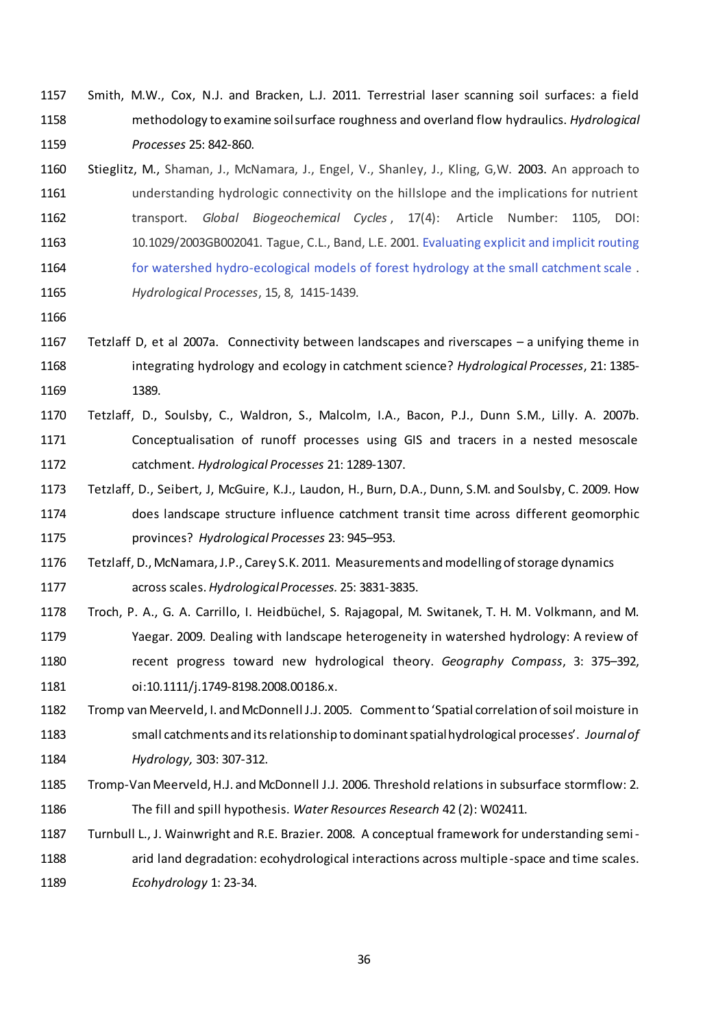Smith, M.W., Cox, N.J. and Bracken, L.J. 2011. Terrestrial laser scanning soil surfaces: a field methodology to examine soil surface roughness and overland flow hydraulics. *Hydrological Processes* 25: 842-860.

Stieglitz, M., Shaman, J., McNamara, J., Engel, V., Shanley, J., Kling, G,W. 2003. An approach to understanding hydrologic connectivity on the hillslope and the implications for nutrient transport. *Global Biogeochemical Cycles*, 17(4): Article Number: 1105, DOI: 10.1029/2003GB002041. Tague, C.L., Band, L.E. 2001. Evaluating explicit and implicit routing for watershed hydro-ecological models of forest hydrology at the small catchment scale . *Hydrological Processes*, 15, 8, 1415-1439.

Tetzlaff D, et al 2007a. Connectivity between landscapes and riverscapes – a unifying theme in integrating hydrology and ecology in catchment science? *Hydrological Processes*, 21: 1385-1389.

Tetzlaff, D., Soulsby, C., Waldron, S., Malcolm, I.A., Bacon, P.J., Dunn S.M., Lilly. A. 2007b. Conceptualisation of runoff processes using GIS and tracers in a nested mesoscale catchment. *Hydrological Processes* 21: 1289-1307.

Tetzlaff, D., Seibert, J, McGuire, K.J., Laudon, H., Burn, D.A., Dunn, S.M. and Soulsby, C. 2009. How does landscape structure influence catchment transit time across different geomorphic provinces? *Hydrological Processes* 23: 945–953.

Tetzlaff, D., McNamara, J.P., Carey S.K. 2011. Measurements and modelling of storage dynamics across scales. *Hydrological Processes.* 25: 3831-3835.

Troch, P. A., G. A. Carrillo, I. Heidbüchel, S. Rajagopal, M. Switanek, T. H. M. Volkmann, and M. Yaegar. 2009. Dealing with landscape heterogeneity in watershed hydrology: A review of recent progress toward new hydrological theory. *Geography Compass*, 3: 375–392, oi:10.1111/j.1749-8198.2008.00186.x.

Tromp van Meerveld, I. and McDonnell J.J. 2005. Comment to 'Spatial correlation of soil moisture in small catchments and its relationship to dominant spatial hydrological processes'. *Journal of Hydrology,* 303: 307-312.

Tromp-Van Meerveld, H.J. and McDonnell J.J. 2006. Threshold relations in subsurface stormflow: 2. The fill and spill hypothesis. *Water Resources Research* 42 (2): W02411.

Turnbull L., J. Wainwright and R.E. Brazier. 2008. A conceptual framework for understanding semi-arid land degradation: ecohydrological interactions across multiple-space and time scales. *Ecohydrology* 1: 23-34.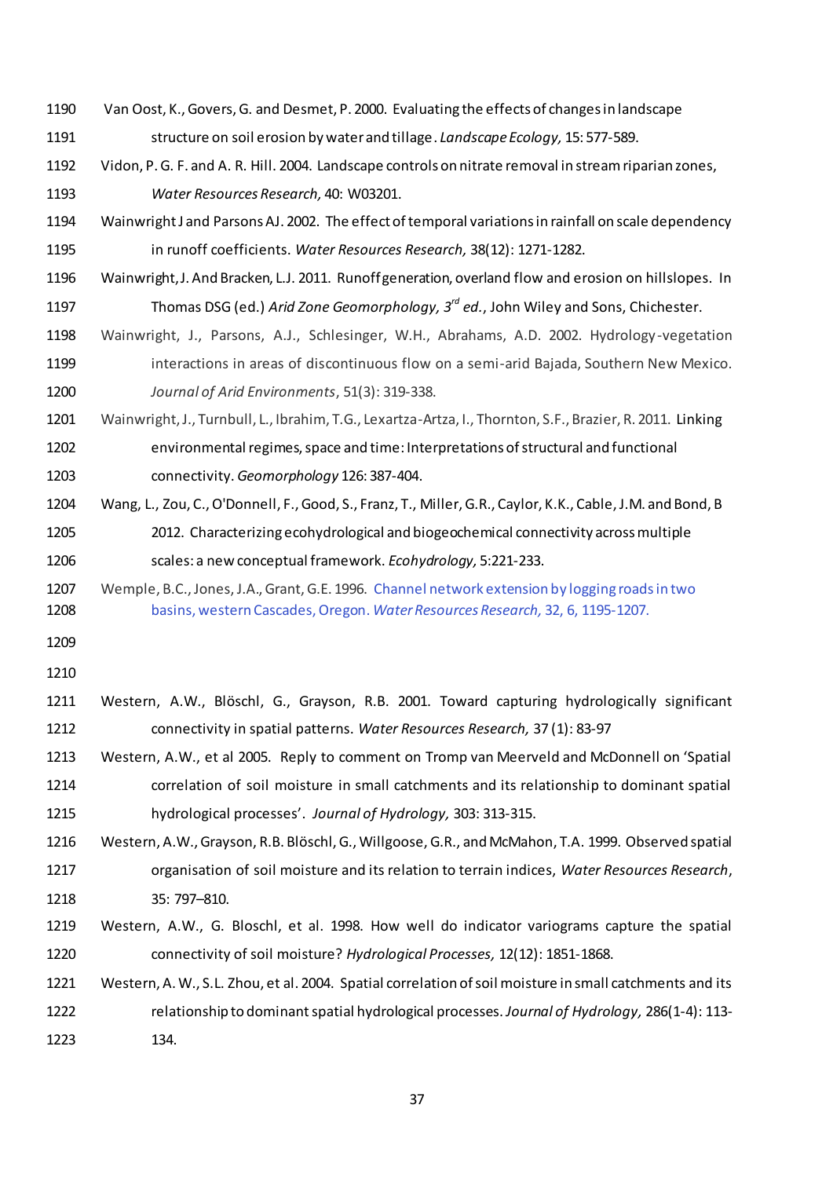Van Oost, K., Govers, G. and Desmet, P. 2000. Evaluating the effects of changes in landscape structure on soil erosion by water and tillage. *Landscape Ecology,* 15: 577-589.

Vidon, P. G. F. and A. R. Hill. 2004. Landscape controls on nitrate removal in stream riparian zones, *Water Resources Research,* 40: W03201.

Wainwright J and Parsons AJ. 2002. The effect of temporal variations in rainfall on scale dependency in runoff coefficients. *Water Resources Research,* 38(12): 1271-1282.

Wainwright, J. And Bracken, L.J. 2011. Runoff generation, overland flow and erosion on hillslopes. In Thomas DSG (ed.) *Arid Zone Geomorphology, 3rd ed.*, John Wiley and Sons, Chichester.

Wainwright, J., Parsons, A.J., Schlesinger, W.H., Abrahams, A.D. 2002. Hydrology-vegetation interactions in areas of discontinuous flow on a semi-arid Bajada, Southern New Mexico. *Journal of Arid Environments*, 51(3): 319-338.

Wainwright, J., Turnbull, L., Ibrahim, T.G., Lexartza-Artza, I., Thornton, S.F., Brazier, R. 2011. Linking environmental regimes, space and time: Interpretations of structural and functional connectivity. *Geomorphology* 126: 387-404.

Wang, L., Zou, C., O'Donnell, F., Good, S., Franz, T., Miller, G.R., Caylor, K.K., Cable, J.M. and Bond, B 2012. Characterizing ecohydrological and biogeochemical connectivity across multiple scales: a new conceptual framework. *Ecohydrology,* 5:221-233.

Wemple, B.C., Jones, J.A., Grant, G.E. 1996. Channel network extension by logging roads in two basins, western Cascades, Oregon. *Water Resources Research,* 32, 6, 1195-1207.

Western, A.W., Blöschl, G., Grayson, R.B. 2001. Toward capturing hydrologically significant connectivity in spatial patterns. *Water Resources Research,* 37 (1): 83-97

Western, A.W., et al 2005. Reply to comment on Tromp van Meerveld and McDonnell on 'Spatial correlation of soil moisture in small catchments and its relationship to dominant spatial hydrological processes'. *Journal of Hydrology,* 303: 313-315.

Western, A.W., Grayson, R.B. Blöschl, G., Willgoose, G.R., and McMahon, T.A. 1999. Observed spatial organisation of soil moisture and its relation to terrain indices, *Water Resources Research*, 35: 797–810.

Western, A.W., G. Bloschl, et al. 1998. How well do indicator variograms capture the spatial connectivity of soil moisture? *Hydrological Processes,* 12(12): 1851-1868.

Western, A. W., S.L. Zhou, et al. 2004. Spatial correlation of soil moisture in small catchments and its relationship to dominant spatial hydrological processes. *Journal of Hydrology,* 286(1-4): 113-134.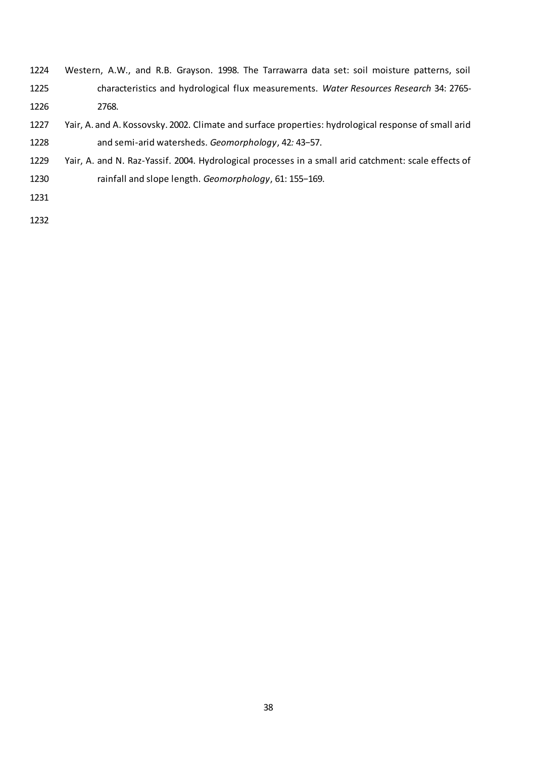Western, A.W., and R.B. Grayson. 1998. The Tarrawarra data set: soil moisture patterns, soil characteristics and hydrological flux measurements. *Water Resources Research* 34: 2765-2768.

Yair, A. and A. Kossovsky. 2002. Climate and surface properties: hydrological response of small arid and semi-arid watersheds. *Geomorphology*, 42*:* 43–57.

Yair, A. and N. Raz-Yassif. 2004. Hydrological processes in a small arid catchment: scale effects of rainfall and slope length. *Geomorphology*, 61: 155–169.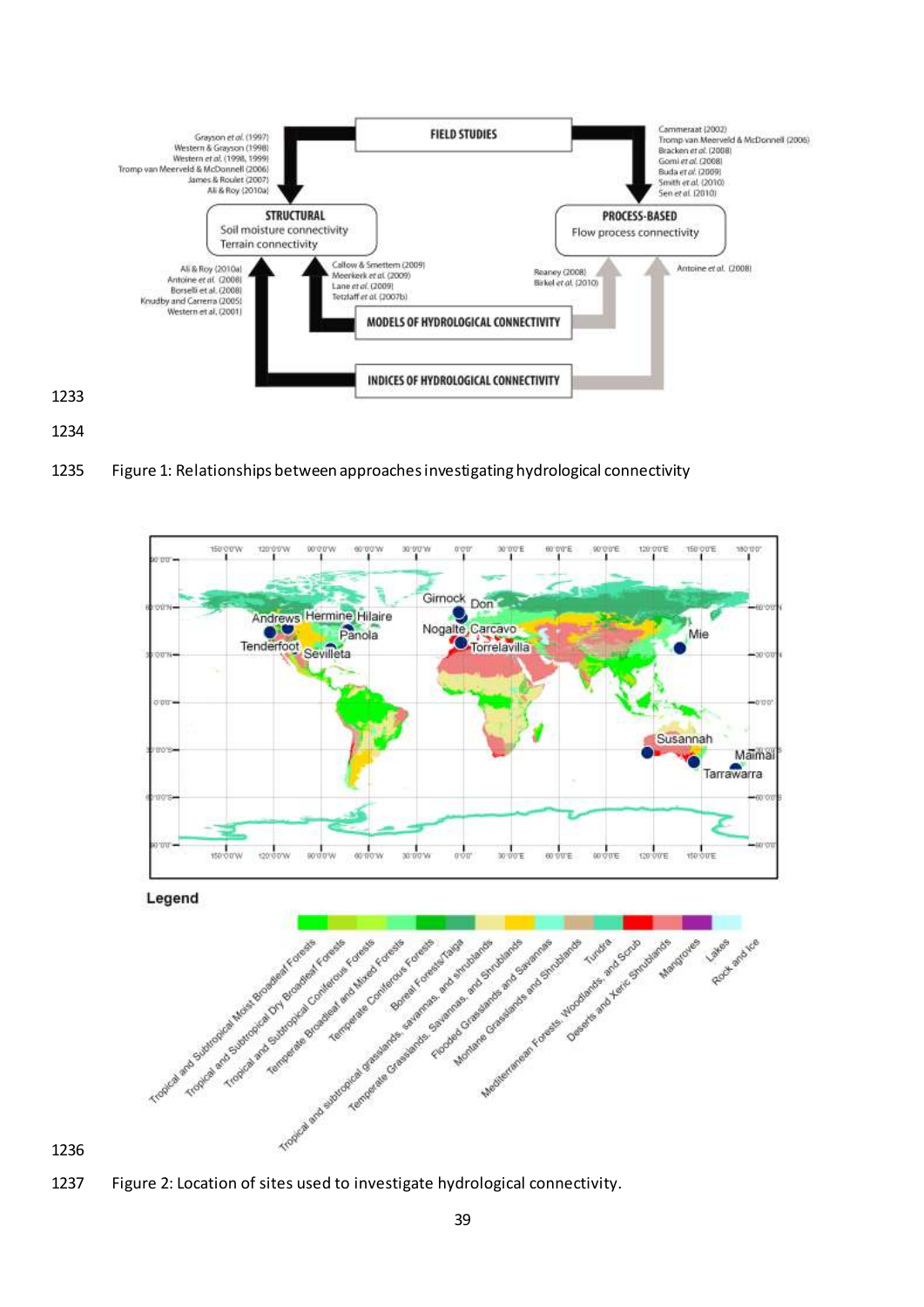Figure 1: Relationships between approaches investigating hydrological connectivity

Figure 2: Location of sites used to investigate hydrological connectivity.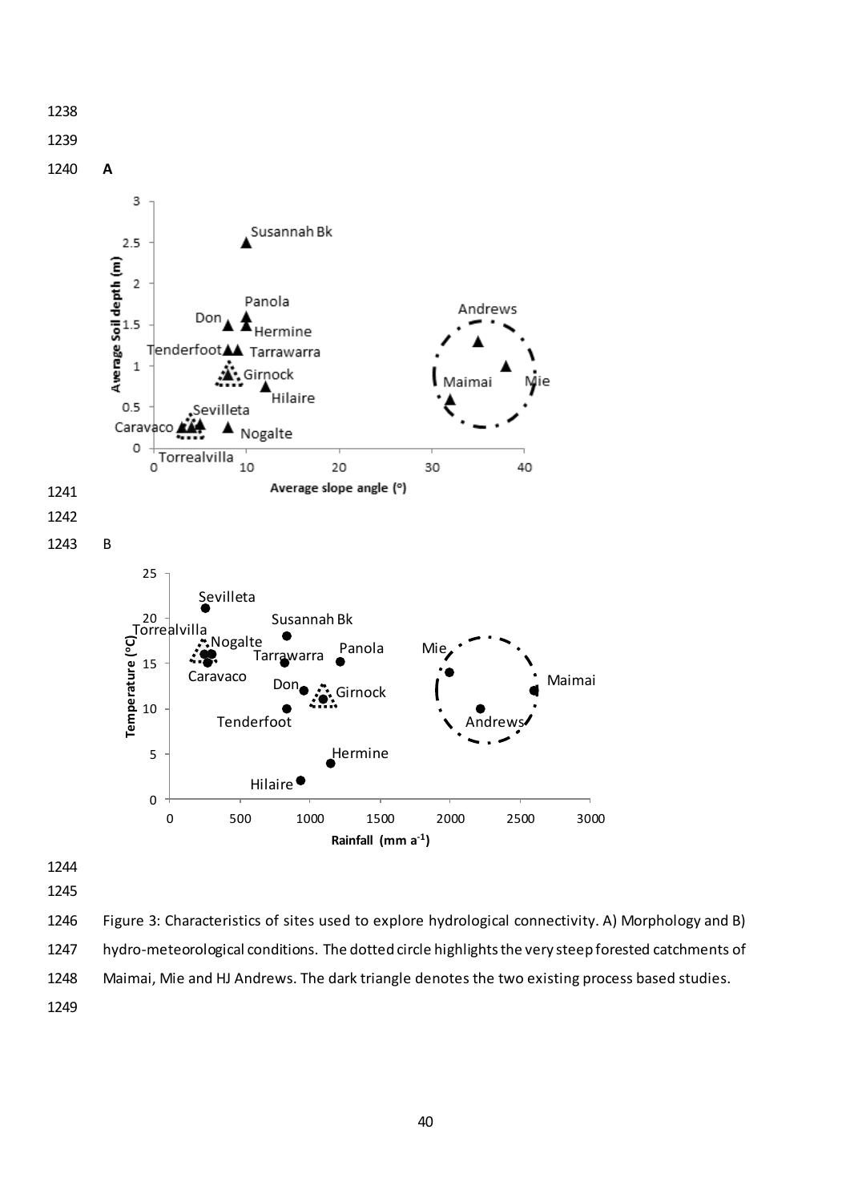**A**

**B**

Figure 3: Characteristics of sites used to explore hydrological connectivity. A) Morphology and B) hydro-meteorological conditions. The dotted circle highlights the very steep forested catchments of Maimai, Mie and HJ Andrews. The dark triangle denotes the two existing process based studies.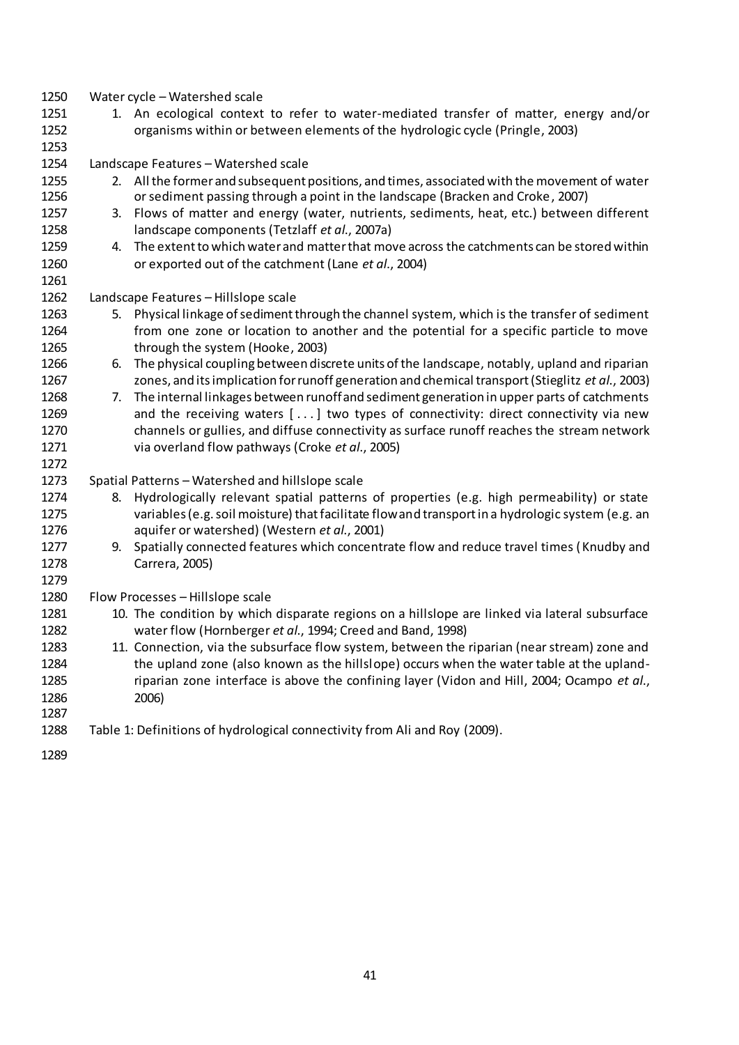Water cycle – Watershed scale

1. An ecological context to refer to water-mediated transfer of matter, energy and/or organisms within or between elements of the hydrologic cycle (Pringle, 2003)

Landscape Features – Watershed scale

2. All the former and subsequent positions, and times, associated with the movement of water or sediment passing through a point in the landscape (Bracken and Croke, 2007)
3. Flows of matter and energy (water, nutrients, sediments, heat, etc.) between different landscape components (Tetzlaff *et al.*, 2007a)
4. The extent to which water and matter that move across the catchments can be stored within or exported out of the catchment (Lane *et al.*, 2004)

Landscape Features – Hillslope scale

5. Physical linkage of sediment through the channel system, which is the transfer of sediment from one zone or location to another and the potential for a specific particle to move through the system (Hooke, 2003)
6. The physical coupling between discrete units of the landscape, notably, upland and riparian zones, and its implication for runoff generation and chemical transport (Stieglitz *et al.*, 2003)
7. The internal linkages between runoff and sediment generation in upper parts of catchments and the receiving waters [ . . . ] two types of connectivity: direct connectivity via new channels or gullies, and diffuse connectivity as surface runoff reaches the stream network via overland flow pathways (Croke *et al.*, 2005)

Spatial Patterns – Watershed and hillslope scale

8. Hydrologically relevant spatial patterns of properties (e.g. high permeability) or state variables (e.g. soil moisture) that facilitate flow and transport in a hydrologic system (e.g. an aquifer or watershed) (Western *et al.*, 2001)
9. Spatially connected features which concentrate flow and reduce travel times (Knudby and Carrera, 2005)

Flow Processes – Hillslope scale

10. The condition by which disparate regions on a hillslope are linked via lateral subsurface water flow (Hornberger *et al.*, 1994; Creed and Band, 1998)
11. Connection, via the subsurface flow system, between the riparian (near stream) zone and the upland zone (also known as the hillslope) occurs when the water table at the upland-riparian zone interface is above the confining layer (Vidon and Hill, 2004; Ocampo *et al.*, 2006)

Table 1: Definitions of hydrological connectivity from Ali and Roy (2009).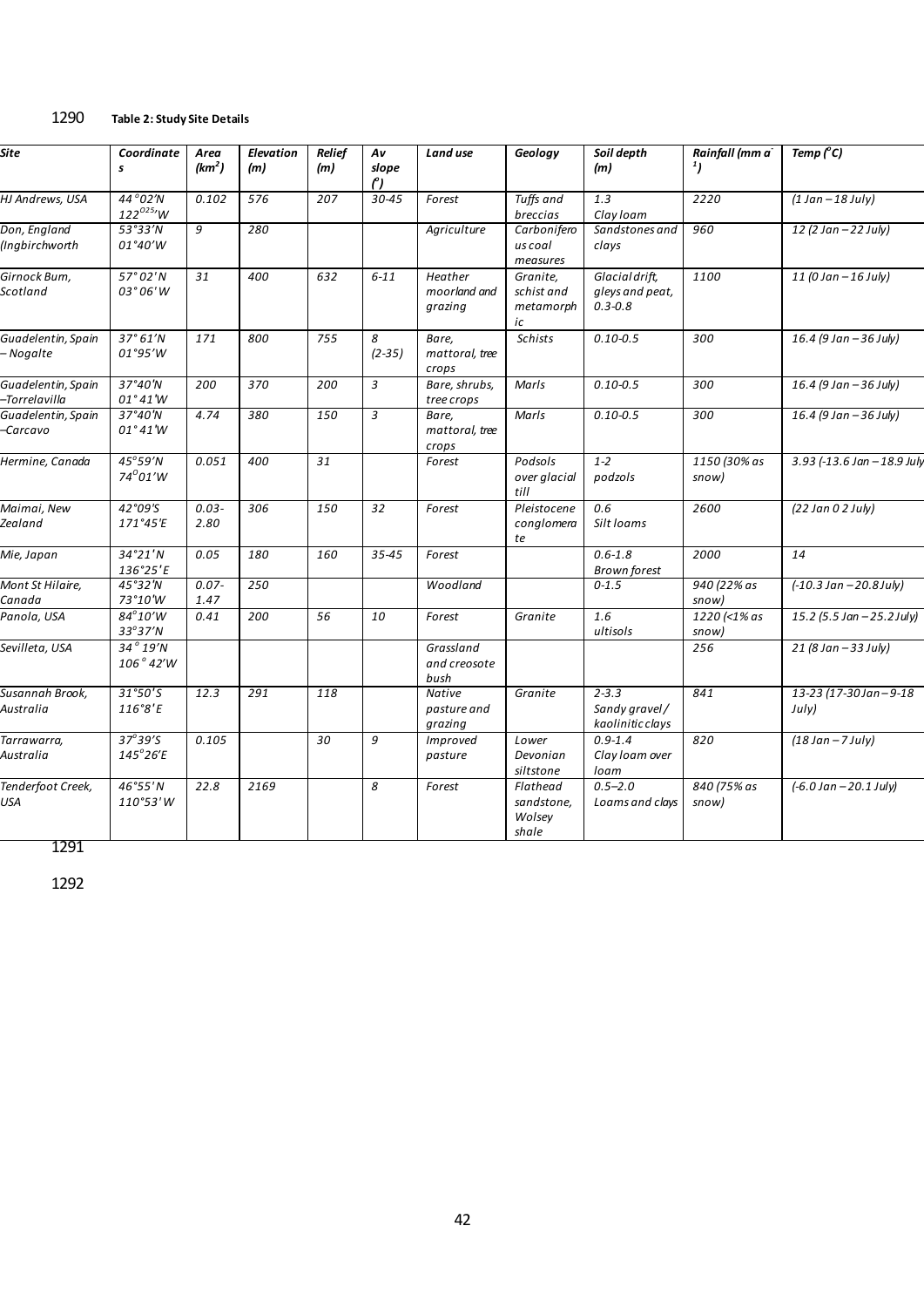**Table 2: Study Site Details**

| Site | Coordinates | Area (km$^2$) | Elevation (m) | Relief (m) | Av slope (°) | Land use | Geology | Soil depth (m) | Rainfall (mm a$^{-1}$) | Temp (°C) |
|---|---|---|---|---|---|---|---|---|---|---|
| HJ Andrews, USA | 44°02'N 122°25'W | 0.102 | 576 | 207 | 30-45 | Forest | Tuffs and breccias | 1.3 Clay loam | 2220 | (1 Jan – 18 July) |
| Don, England (Ingbirchworth | 53°33'N 01°40'W | 9 | 280 | | | Agriculture | Carboniferous coal measures | Sandstones and clays | 960 | 12 (2 Jan – 22 July) |
| Girnock Burn, Scotland | 57°02'N 03°06'W | 31 | 400 | 632 | 6-11 | Heather moorland and grazing | Granite, schist and metamorphic | Glacial drift, gleys and peat, 0.3-0.8 | 1100 | 11 (0 Jan – 16 July) |
| Guadelentin, Spain – Nogalte | 37°61'N 01°95'W | 171 | 800 | 755 | 8 (2-35) | Bare, mattoral, tree crops | Schists | 0.10-0.5 | 300 | 16.4 (9 Jan – 36 July) |
| Guadelentin, Spain –Torrelavilla | 37°40'N 01°41'W | 200 | 370 | 200 | 3 | Bare, shrubs, tree crops | Marls | 0.10-0.5 | 300 | 16.4 (9 Jan – 36 July) |
| Guadelentin, Spain –Carcavo | 37°40'N 01°41'W | 4.74 | 380 | 150 | 3 | Bare, mattoral, tree crops | Marls | 0.10-0.5 | 300 | 16.4 (9 Jan – 36 July) |
| Hermine, Canada | 45°59'N 74°01'W | 0.051 | 400 | 31 | | Forest | Podsols over glacial till | 1-2 podzols | 1150 (30% as snow) | 3.93 (-13.6 Jan – 18.9 July |
| Maimai, New Zealand | 42°09'S 171°45'E | 0.03-2.80 | 306 | 150 | 32 | Forest | Pleistocene conglomerate | 0.6 Silt loams | 2600 | (22 Jan 0 2 July) |
| Mie, Japan | 34°21'N 136°25'E | 0.05 | 180 | 160 | 35-45 | Forest | | 0.6-1.8 Brown forest | 2000 | 14 |
| Mont St Hilaire, Canada | 45°32'N 73°10'W | 0.07-1.47 | 250 | | | Woodland | | 0-1.5 | 940 (22% as snow) | (-10.3 Jan – 20.8 July) |
| Panola, USA | 84°10'W 33°37'N | 0.41 | 200 | 56 | 10 | Forest | Granite | 1.6 ultisols | 1220 (<1% as snow) | 15.2 (5.5 Jan – 25.2 July) |
| Sevilleta, USA | 34°19'N 106°42'W | | | | | Grassland and creosote bush | | | 256 | 21 (8 Jan – 33 July) |
| Susannah Brook, Australia | 31°50'S 116°8'E | 12.3 | 291 | 118 | | Native pasture and grazing | Granite | 2-3.3 Sandy gravel / kaolinitic clays | 841 | 13-23 (17-30 Jan – 9-18 July) |
| Tarrawarra, Australia | 37°39'S 145°26'E | 0.105 | | 30 | 9 | Improved pasture | Lower Devonian siltstone | 0.9-1.4 Clay loam over loam | 820 | (18 Jan – 7 July) |
| Tenderfoot Creek, USA | 46°55'N 110°53'W | 22.8 | 2169 | | 8 | Forest | Flathead sandstone, Wolsey shale | 0.5–2.0 Loams and clays | 840 (75% as snow) | (-6.0 Jan – 20.1 July) |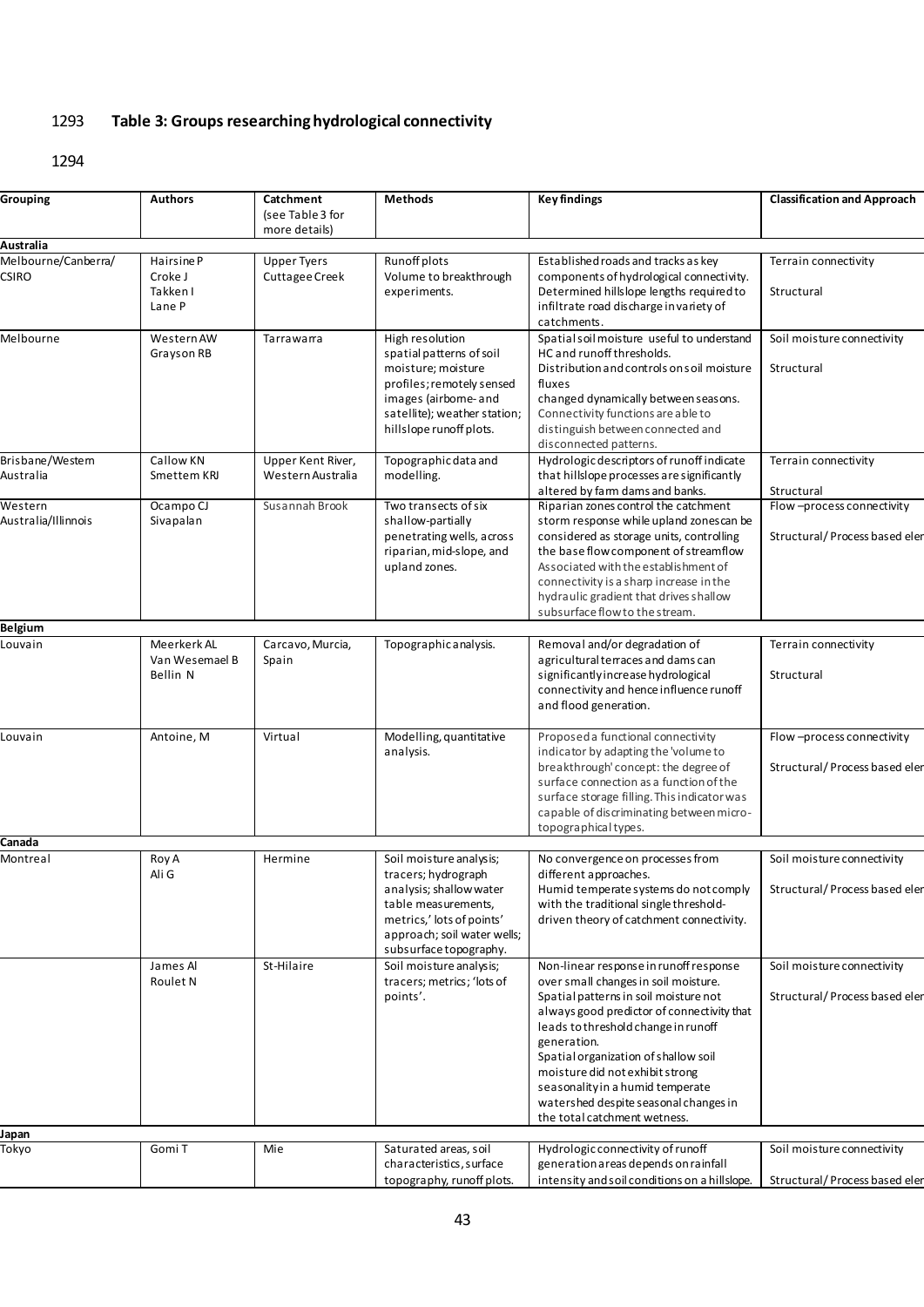1293 **Table 3: Groups researching hydrological connectivity**

1294

| Grouping | Authors | Catchment (see Table 3 for more details) | Methods | Key findings | Classification and Approach |
|---|---|---|---|---|---|
| **Australia** | | | | | |
| Melbourne/Canberra/ CSIRO | Hairsine P Croke J Takken I Lane P | Upper Tyers Cuttagee Creek | Runoff plots Volume to breakthrough experiments. | Established roads and tracks as key components of hydrological connectivity. Determined hillslope lengths required to infiltrate road discharge in variety of catchments. | Terrain connectivity Structural |
| Melbourne | Western AW Grayson RB | Tarrawarra | High resolution spatial patterns of soil moisture; moisture profiles; remotely sensed images (airborne- and satellite); weather station; hillslope runoff plots. | Spatial soil moisture useful to understand HC and runoff thresholds. Distribution and controls on soil moisture fluxes changed dynamically between seasons. Connectivity functions are able to distinguish between connected and disconnected patterns. | Soil moisture connectivity Structural |
| Brisbane/Western Australia | Callow KN Smettem KRJ | Upper Kent River, Western Australia | Topographic data and modelling. | Hydrologic descriptors of runoff indicate that hillslope processes are significantly altered by farm dams and banks. | Terrain connectivity Structural |
| Western Australia/Illinois | Ocampo CJ Sivapalan | Susannah Brook | Two transects of six shallow-partially penetrating wells, across riparian, mid-slope, and upland zones. | Riparian zones control the catchment storm response while upland zones can be considered as storage units, controlling the base flow component of streamflow Associated with the establishment of connectivity is a sharp increase in the hydraulic gradient that drives shallow subsurface flow to the stream. | Flow –process connectivity Structural/ Process based eler |
| **Belgium** | | | | | |
| Louvain | Meerkerk AL Van Wesemael B Bellin N | Carcavo, Murcia, Spain | Topographic analysis. | Removal and/or degradation of agricultural terraces and dams can significantly increase hydrological connectivity and hence influence runoff and flood generation. | Terrain connectivity Structural |
| Louvain | Antoine, M | Virtual | Modelling, quantitative analysis. | Proposed a functional connectivity indicator by adapting the 'volume to breakthrough' concept: the degree of surface connection as a function of the surface storage filling. This indicator was capable of discriminating between micro-topographical types. | Flow –process connectivity Structural/ Process based eler |
| **Canada** | | | | | |
| Montreal | Roy A Ali G | Hermine | Soil moisture analysis; tracers; hydrograph analysis; shallow water table measurements, metrics,' lots of points' approach; soil water wells; subsurface topography. | No convergence on processes from different approaches. Humid temperate systems do not comply with the traditional single threshold-driven theory of catchment connectivity. | Soil moisture connectivity Structural/ Process based eler |
| | James AI Roulet N | St-Hilaire | Soil moisture analysis; tracers; metrics; 'lots of points'. | Non-linear response in runoff response over small changes in soil moisture. Spatial patterns in soil moisture not always good predictor of connectivity that leads to threshold change in runoff generation. Spatial organization of shallow soil moisture did not exhibit strong seasonality in a humid temperate watershed despite seasonal changes in the total catchment wetness. | Soil moisture connectivity Structural/ Process based eler |
| **Japan** | | | | | |
| Tokyo | Gomi T | Mie | Saturated areas, soil characteristics, surface topography, runoff plots. | Hydrologic connectivity of runoff generation areas depends on rainfall intensity and soil conditions on a hillslope. | Soil moisture connectivity Structural/ Process based eler |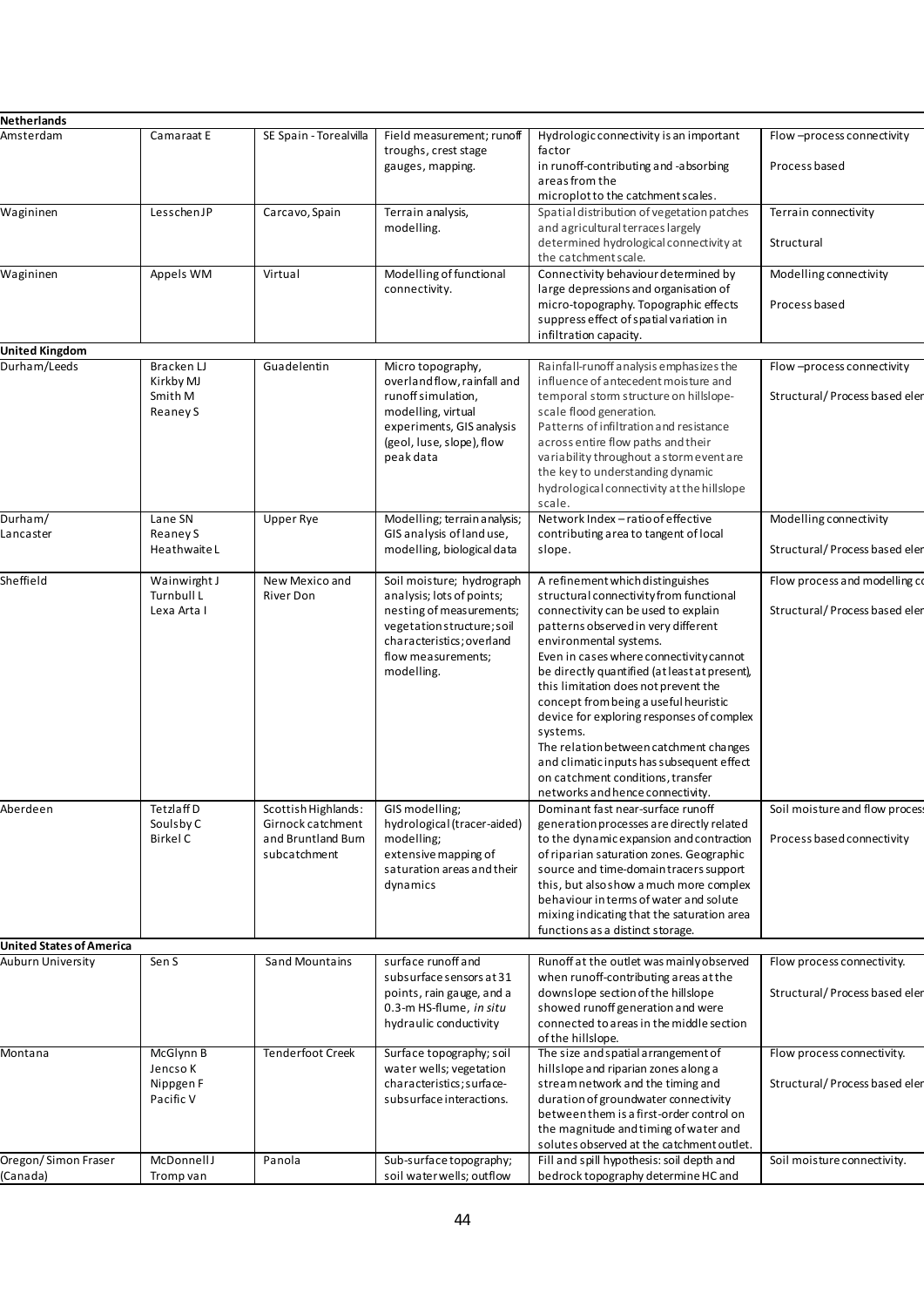| | | | | | |
|---|---|---|---|---|---|
| **Netherlands** | | | | | |
| Amsterdam | Camaraat E | SE Spain - Torealvilla | Field measurement; runoff troughs, crest stage gauges, mapping. | Hydrologic connectivity is an important factor in runoff-contributing and -absorbing areas from the microplot to the catchment scales. | Flow –process connectivity<br><br>Process based |
| Waginingen | Lesschen JP | Carcavo, Spain | Terrain analysis, modelling. | Spatial distribution of vegetation patches and agricultural terraces largely determined hydrological connectivity at the catchment scale. | Terrain connectivity<br><br>Structural |
| Waginingen | Appels WM | Virtual | Modelling of functional connectivity. | Connectivity behaviour determined by large depressions and organisation of micro-topography. Topographic effects suppress effect of spatial variation in infiltration capacity. | Modelling connectivity<br><br>Process based |
| **United Kingdom** | | | | | |
| Durham/Leeds | Bracken LJ<br>Kirkby MJ<br>Smith M<br>Reaney S | Guadelentin | Micro topography, overland flow, rainfall and runoff simulation, modelling, virtual experiments, GIS analysis (geol, luse, slope), flow peak data | Rainfall-runoff analysis emphasizes the influence of antecedent moisture and temporal storm structure on hillslope-scale flood generation.<br>Patterns of infiltration and resistance across entire flow paths and their variability throughout a storm event are the key to understanding dynamic hydrological connectivity at the hillslope scale. | Flow –process connectivity<br><br>Structural/ Process based eler |
| Durham/<br>Lancaster | Lane SN<br>Reaney S<br>Heathwaite L | Upper Rye | Modelling; terrain analysis; GIS analysis of land use, modelling, biological data | Network Index – ratio of effective contributing area to tangent of local slope. | Modelling connectivity<br><br>Structural/ Process based eler |
| Sheffield | Wainwirght J<br>Turnbull L<br>Lexa Arta I | New Mexico and River Don | Soil moisture; hydrograph analysis; lots of points; nesting of measurements; vegetation structure; soil characteristics; overland flow measurements; modelling. | A refinement which distinguishes structural connectivity from functional connectivity can be used to explain patterns observed in very different environmental systems.<br>Even in cases where connectivity cannot be directly quantified (at least at present), this limitation does not prevent the concept from being a useful heuristic device for exploring responses of complex systems.<br>The relation between catchment changes and climatic inputs has subsequent effect on catchment conditions, transfer networks and hence connectivity. | Flow process and modelling co<br><br>Structural/ Process based eler |
| Aberdeen | Tetzlaff D<br>Soulsby C<br>Birkel C | Scottish Highlands: Girnock catchment and Bruntland Burn subcatchment | GIS modelling; hydrological (tracer-aided) modelling;<br>extensive mapping of saturation areas and their dynamics | Dominant fast near-surface runoff generation processes are directly related to the dynamic expansion and contraction of riparian saturation zones. Geographic source and time-domain tracers support this, but also show a much more complex behaviour in terms of water and solute mixing indicating that the saturation area functions as a distinct storage. | Soil moisture and flow process<br><br>Process based connectivity |
| **United States of America** | | | | | |
| Auburn University | Sen S | Sand Mountains | surface runoff and subsurface sensors at 31 points, rain gauge, and a 0.3-m HS-flume, *in situ* hydraulic conductivity | Runoff at the outlet was mainly observed when runoff-contributing areas at the downslope section of the hillslope showed runoff generation and were connected to areas in the middle section of the hillslope. | Flow process connectivity.<br><br>Structural/ Process based eler |
| Montana | McGlynn B<br>Jencso K<br>Nippgen F<br>Pacific V | Tenderfoot Creek | Surface topography; soil water wells; vegetation characteristics; surface-subsurface interactions. | The size and spatial arrangement of hillslope and riparian zones along a stream network and the timing and duration of groundwater connectivity between them is a first-order control on the magnitude and timing of water and solutes observed at the catchment outlet. | Flow process connectivity.<br><br>Structural/ Process based eler |
| Oregon/ Simon Fraser (Canada) | McDonnell J<br>Tromp van | Panola | Sub-surface topography; soil water wells; outflow | Fill and spill hypothesis: soil depth and bedrock topography determine HC and | Soil moisture connectivity. |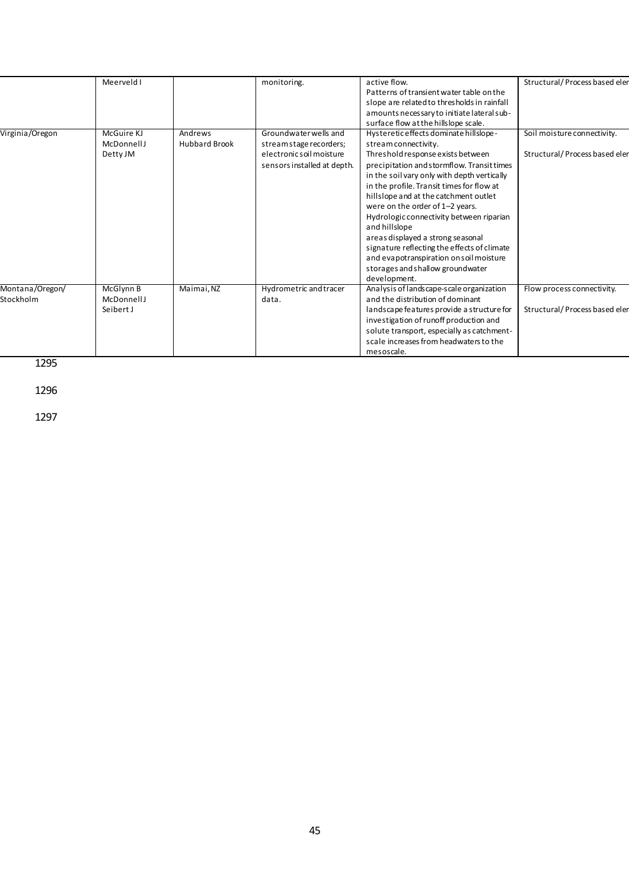| | | | | | |
|---|---|---|---|---|---|
| | Meerveld I | | monitoring. | active flow. Patterns of transient water table on the slope are related to thresholds in rainfall amounts necessary to initiate lateral sub-surface flow at the hillslope scale. | Structural/ Process based eler |
| Virginia/Oregon | McGuire KJ McDonnell J Detty JM | Andrews Hubbard Brook | Groundwater wells and stream stage recorders; electronic soil moisture sensors installed at depth. | Hysteretic effects dominate hillslope-stream connectivity. Threshold response exists between precipitation and stormflow. Transit times in the soil vary only with depth vertically in the profile. Transit times for flow at hillslope and at the catchment outlet were on the order of 1–2 years. Hydrologic connectivity between riparian and hillslope areas displayed a strong seasonal signature reflecting the effects of climate and evapotranspiration on soil moisture storages and shallow groundwater development. | Soil moisture connectivity. Structural/ Process based eler |
| Montana/Oregon/ Stockholm | McGlynn B McDonnell J Seibert J | Maimai, NZ | Hydrometric and tracer data. | Analysis of landscape-scale organization and the distribution of dominant landscape features provide a structure for investigation of runoff production and solute transport, especially as catchment-scale increases from headwaters to the mesoscale. | Flow process connectivity. Structural/ Process based eler |

1295

1296

1297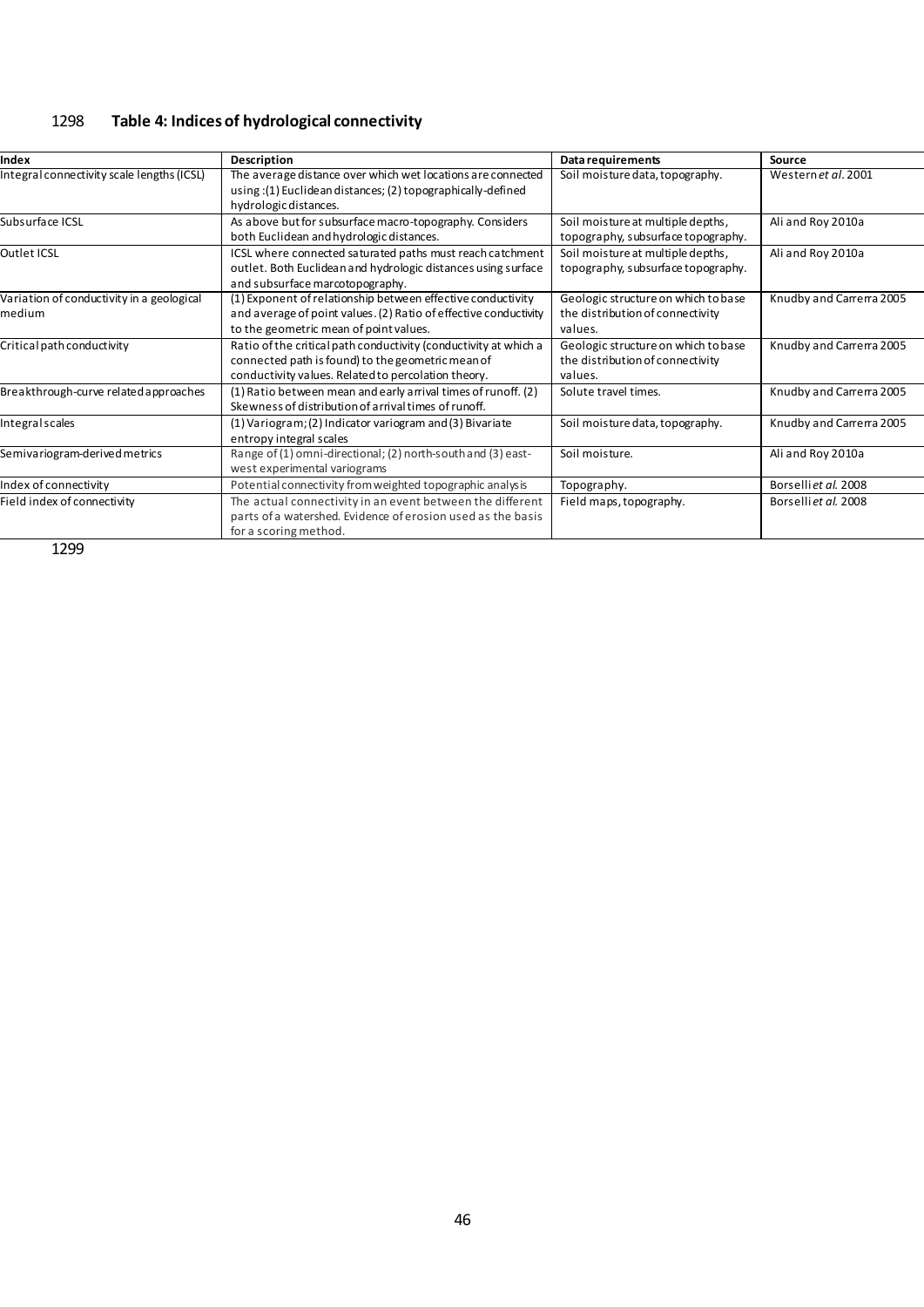**Table 4: Indices of hydrological connectivity**

| Index | Description | Data requirements | Source |
|---|---|---|---|
| Integral connectivity scale lengths (ICSL) | The average distance over which wet locations are connected using :(1) Euclidean distances; (2) topographically-defined hydrologic distances. | Soil moisture data, topography. | Western *et al*. 2001 |
| Subsurface ICSL | As above but for subsurface macro-topography. Considers both Euclidean and hydrologic distances. | Soil moisture at multiple depths, topography, subsurface topography. | Ali and Roy 2010a |
| Outlet ICSL | ICSL where connected saturated paths must reach catchment outlet. Both Euclidean and hydrologic distances using surface and subsurface marcotopography. | Soil moisture at multiple depths, topography, subsurface topography. | Ali and Roy 2010a |
| Variation of conductivity in a geological medium | (1) Exponent of relationship between effective conductivity and average of point values. (2) Ratio of effective conductivity to the geometric mean of point values. | Geologic structure on which to base the distribution of connectivity values. | Knudby and Carrerra 2005 |
| Critical path conductivity | Ratio of the critical path conductivity (conductivity at which a connected path is found) to the geometric mean of conductivity values. Related to percolation theory. | Geologic structure on which to base the distribution of connectivity values. | Knudby and Carrerra 2005 |
| Breakthrough-curve related approaches | (1) Ratio between mean and early arrival times of runoff. (2) Skewness of distribution of arrival times of runoff. | Solute travel times. | Knudby and Carrerra 2005 |
| Integral scales | (1) Variogram; (2) Indicator variogram and (3) Bivariate entropy integral scales | Soil moisture data, topography. | Knudby and Carrerra 2005 |
| Semivariogram-derived metrics | Range of (1) omni-directional; (2) north-south and (3) east-west experimental variograms | Soil moisture. | Ali and Roy 2010a |
| Index of connectivity | Potential connectivity from weighted topographic analysis | Topography. | Borselli *et al.* 2008 |
| Field index of connectivity | The actual connectivity in an event between the different parts of a watershed. Evidence of erosion used as the basis for a scoring method. | Field maps, topography. | Borselli *et al.* 2008 |